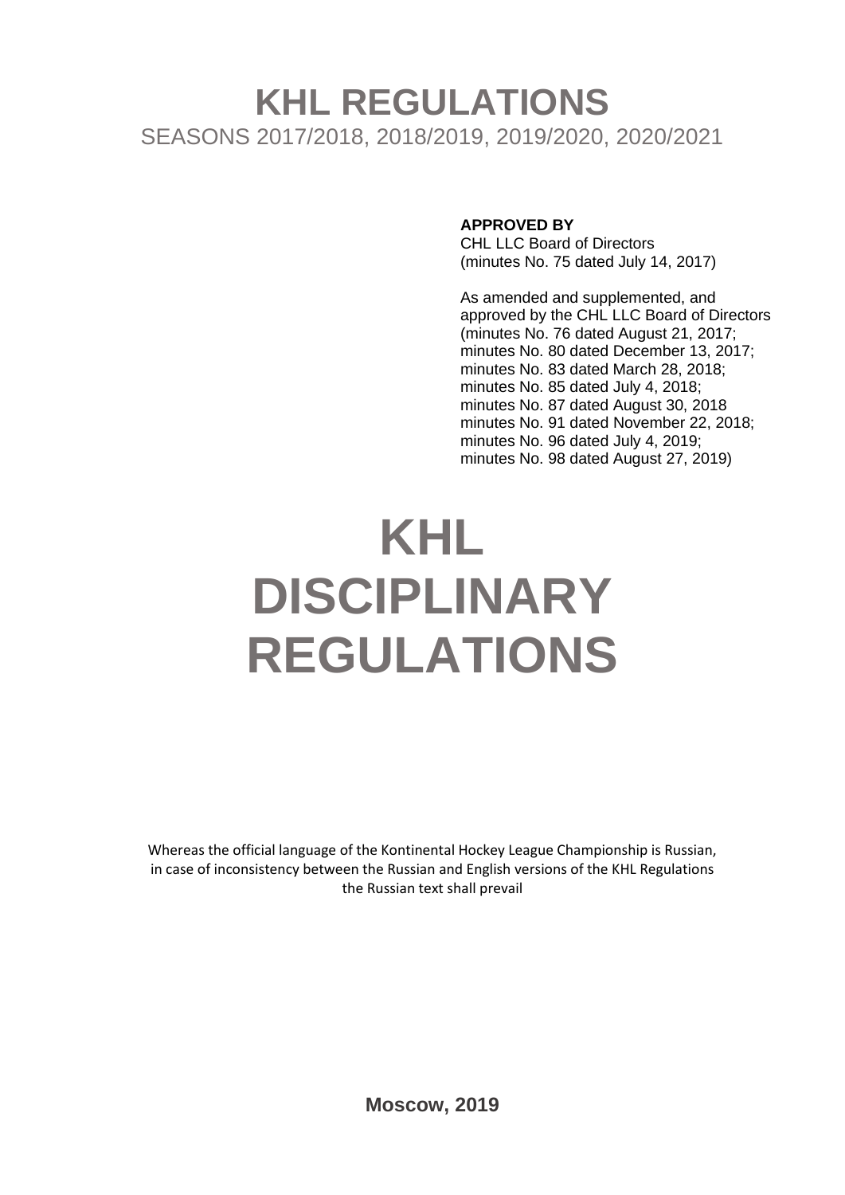# KHL REGULATIONS

SEASONS 2017/2018, 2018/2019, 2019/2020, 2020/2021

**APPROVED BY**
CHL LLC Board of Directors
(minutes No. 75 dated July 14, 2017)

As amended and supplemented, and approved by the CHL LLC Board of Directors
(minutes No. 76 dated August 21, 2017;
minutes No. 80 dated December 13, 2017;
minutes No. 83 dated March 28, 2018;
minutes No. 85 dated July 4, 2018;
minutes No. 87 dated August 30, 2018
minutes No. 91 dated November 22, 2018;
minutes No. 96 dated July 4, 2019;
minutes No. 98 dated August 27, 2019)

# KHL DISCIPLINARY REGULATIONS

Whereas the official language of the Kontinental Hockey League Championship is Russian, in case of inconsistency between the Russian and English versions of the KHL Regulations the Russian text shall prevail

**Moscow, 2019**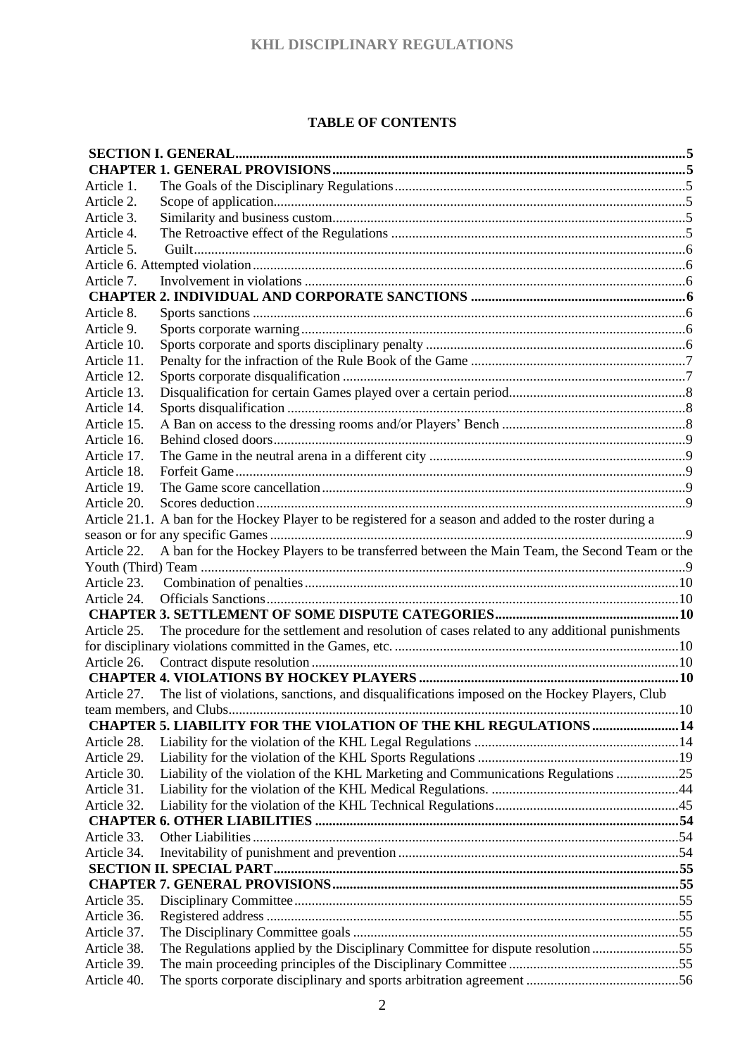# TABLE OF CONTENTS

**SECTION I. GENERAL** ..... 5

**CHAPTER 1. GENERAL PROVISIONS** ..... 5

Article 1. The Goals of the Disciplinary Regulations ..... 5
Article 2. Scope of application ..... 5
Article 3. Similarity and business custom ..... 5
Article 4. The Retroactive effect of the Regulations ..... 5
Article 5. Guilt ..... 6
Article 6. Attempted violation ..... 6
Article 7. Involvement in violations ..... 6

**CHAPTER 2. INDIVIDUAL AND CORPORATE SANCTIONS** ..... 6

Article 8. Sports sanctions ..... 6
Article 9. Sports corporate warning ..... 6
Article 10. Sports corporate and sports disciplinary penalty ..... 6
Article 11. Penalty for the infraction of the Rule Book of the Game ..... 7
Article 12. Sports corporate disqualification ..... 7
Article 13. Disqualification for certain Games played over a certain period ..... 8
Article 14. Sports disqualification ..... 8
Article 15. A Ban on access to the dressing rooms and/or Players' Bench ..... 8
Article 16. Behind closed doors ..... 9
Article 17. The Game in the neutral arena in a different city ..... 9
Article 18. Forfeit Game ..... 9
Article 19. The Game score cancellation ..... 9
Article 20. Scores deduction ..... 9
Article 21.1. A ban for the Hockey Player to be registered for a season and added to the roster during a season or for any specific Games ..... 9
Article 22. A ban for the Hockey Players to be transferred between the Main Team, the Second Team or the Youth (Third) Team ..... 9
Article 23. Combination of penalties ..... 10
Article 24. Officials Sanctions ..... 10

**CHAPTER 3. SETTLEMENT OF SOME DISPUTE CATEGORIES** ..... 10

Article 25. The procedure for the settlement and resolution of cases related to any additional punishments for disciplinary violations committed in the Games, etc. ..... 10
Article 26. Contract dispute resolution ..... 10

**CHAPTER 4. VIOLATIONS BY HOCKEY PLAYERS** ..... 10

Article 27. The list of violations, sanctions, and disqualifications imposed on the Hockey Players, Club team members, and Clubs ..... 10

**CHAPTER 5. LIABILITY FOR THE VIOLATION OF THE KHL REGULATIONS** ..... 14

Article 28. Liability for the violation of the KHL Legal Regulations ..... 14
Article 29. Liability for the violation of the KHL Sports Regulations ..... 19
Article 30. Liability of the violation of the KHL Marketing and Communications Regulations ..... 25
Article 31. Liability for the violation of the KHL Medical Regulations. ..... 44
Article 32. Liability for the violation of the KHL Technical Regulations ..... 45

**CHAPTER 6. OTHER LIABILITIES** ..... 54

Article 33. Other Liabilities ..... 54
Article 34. Inevitability of punishment and prevention ..... 54

**SECTION II. SPECIAL PART** ..... 55

**CHAPTER 7. GENERAL PROVISIONS** ..... 55

Article 35. Disciplinary Committee ..... 55
Article 36. Registered address ..... 55
Article 37. The Disciplinary Committee goals ..... 55
Article 38. The Regulations applied by the Disciplinary Committee for dispute resolution ..... 55
Article 39. The main proceeding principles of the Disciplinary Committee ..... 55
Article 40. The sports corporate disciplinary and sports arbitration agreement ..... 56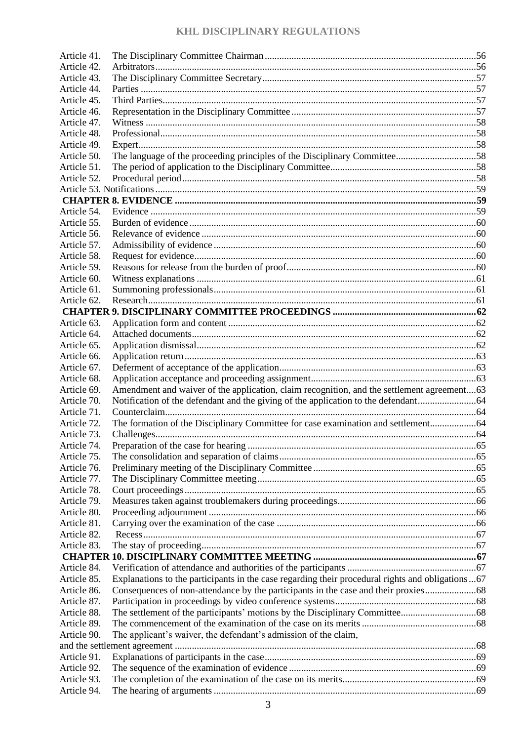Article 41. The Disciplinary Committee Chairman ..... 56
Article 42. Arbitrators ..... 56
Article 43. The Disciplinary Committee Secretary ..... 57
Article 44. Parties ..... 57
Article 45. Third Parties ..... 57
Article 46. Representation in the Disciplinary Committee ..... 57
Article 47. Witness ..... 58
Article 48. Professional ..... 58
Article 49. Expert ..... 58
Article 50. The language of the proceeding principles of the Disciplinary Committee ..... 58
Article 51. The period of application to the Disciplinary Committee ..... 58
Article 52. Procedural period ..... 58
Article 53. Notifications ..... 59

**CHAPTER 8. EVIDENCE ..... 59**

Article 54. Evidence ..... 59
Article 55. Burden of evidence ..... 60
Article 56. Relevance of evidence ..... 60
Article 57. Admissibility of evidence ..... 60
Article 58. Request for evidence ..... 60
Article 59. Reasons for release from the burden of proof ..... 60
Article 60. Witness explanations ..... 61
Article 61. Summoning professionals ..... 61
Article 62. Research ..... 61

**CHAPTER 9. DISCIPLINARY COMMITTEE PROCEEDINGS ..... 62**

Article 63. Application form and content ..... 62
Article 64. Attached documents ..... 62
Article 65. Application dismissal ..... 62
Article 66. Application return ..... 63
Article 67. Deferment of acceptance of the application ..... 63
Article 68. Application acceptance and proceeding assignment ..... 63
Article 69. Amendment and waiver of the application, claim recognition, and the settlement agreement ..... 63
Article 70. Notification of the defendant and the giving of the application to the defendant ..... 64
Article 71. Counterclaim ..... 64
Article 72. The formation of the Disciplinary Committee for case examination and settlement ..... 64
Article 73. Challenges ..... 64
Article 74. Preparation of the case for hearing ..... 65
Article 75. The consolidation and separation of claims ..... 65
Article 76. Preliminary meeting of the Disciplinary Committee ..... 65
Article 77. The Disciplinary Committee meeting ..... 65
Article 78. Court proceedings ..... 65
Article 79. Measures taken against troublemakers during proceedings ..... 66
Article 80. Proceeding adjournment ..... 66
Article 81. Carrying over the examination of the case ..... 66
Article 82. Recess ..... 67
Article 83. The stay of proceeding ..... 67

**CHAPTER 10. DISCIPLINARY COMMITTEE MEETING ..... 67**

Article 84. Verification of attendance and authorities of the participants ..... 67
Article 85. Explanations to the participants in the case regarding their procedural rights and obligations ..... 67
Article 86. Consequences of non-attendance by the participants in the case and their proxies ..... 68
Article 87. Participation in proceedings by video conference systems ..... 68
Article 88. The settlement of the participants' motions by the Disciplinary Committee ..... 68
Article 89. The commencement of the examination of the case on its merits ..... 68
Article 90. The applicant's waiver, the defendant's admission of the claim, and the settlement agreement ..... 68
Article 91. Explanations of participants in the case ..... 69
Article 92. The sequence of the examination of evidence ..... 69
Article 93. The completion of the examination of the case on its merits ..... 69
Article 94. The hearing of arguments ..... 69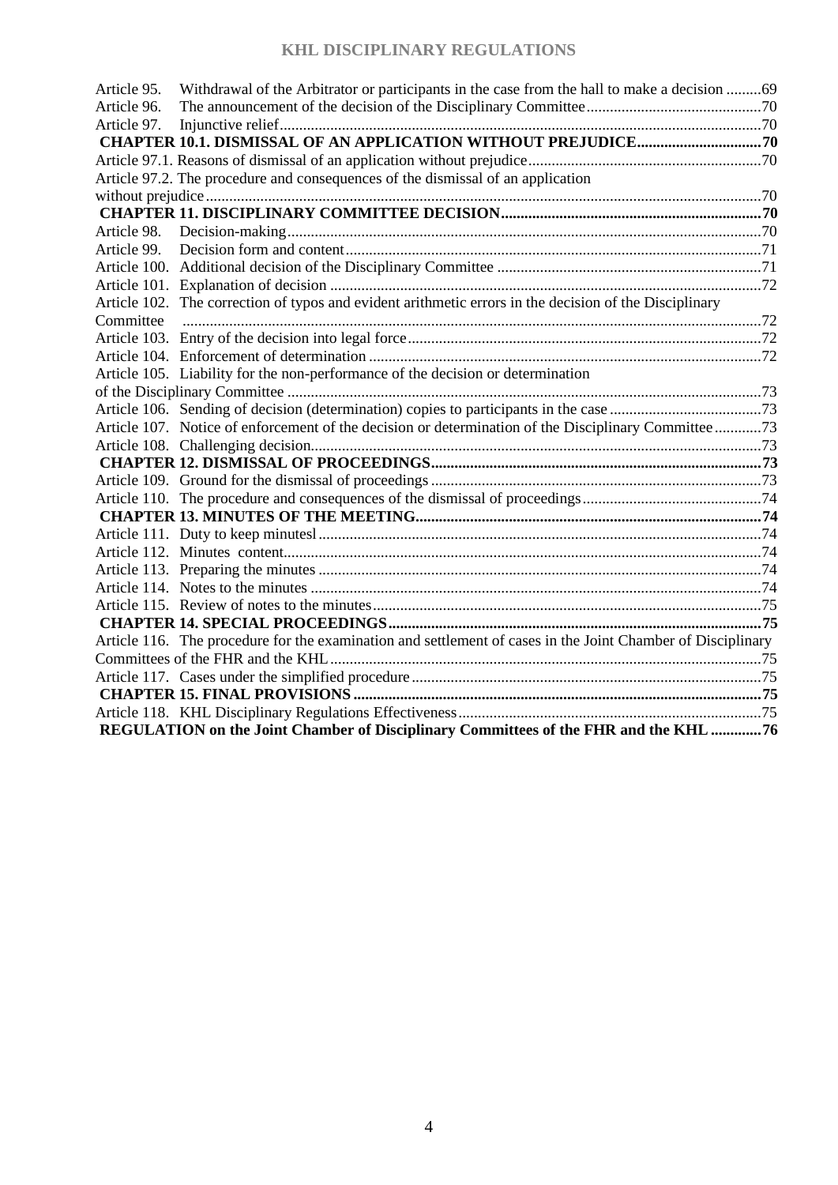Article 95. Withdrawal of the Arbitrator or participants in the case from the hall to make a decision .........69
Article 96. The announcement of the decision of the Disciplinary Committee............................................70
Article 97. Injunctive relief..........................................................................................................................70

**CHAPTER 10.1. DISMISSAL OF AN APPLICATION WITHOUT PREJUDICE................................70**

Article 97.1. Reasons of dismissal of an application without prejudice...........................................................70
Article 97.2. The procedure and consequences of the dismissal of an application without prejudice.............................................................................................................................................70

**CHAPTER 11. DISCIPLINARY COMMITTEE DECISION..................................................................70**

Article 98. Decision-making.........................................................................................................................70
Article 99. Decision form and content..........................................................................................................71
Article 100. Additional decision of the Disciplinary Committee ...................................................................71
Article 101. Explanation of decision .............................................................................................................72
Article 102. The correction of typos and evident arithmetic errors in the decision of the Disciplinary Committee ....................................................................................................................................................72
Article 103. Entry of the decision into legal force..........................................................................................72
Article 104. Enforcement of determination ...................................................................................................72
Article 105. Liability for the non-performance of the decision or determination of the Disciplinary Committee .........................................................................................................................73
Article 106. Sending of decision (determination) copies to participants in the case .......................................73
Article 107. Notice of enforcement of the decision or determination of the Disciplinary Committee ............73
Article 108. Challenging decision...................................................................................................................73

**CHAPTER 12. DISMISSAL OF PROCEEDINGS....................................................................................73**

Article 109. Ground for the dismissal of proceedings ....................................................................................73
Article 110. The procedure and consequences of the dismissal of proceedings.............................................74

**CHAPTER 13. MINUTES OF THE MEETING........................................................................................74**

Article 111. Duty to keep minutesl.................................................................................................................74
Article 112. Minutes content..........................................................................................................................74
Article 113. Preparing the minutes .................................................................................................................74
Article 114. Notes to the minutes ...................................................................................................................74
Article 115. Review of notes to the minutes...................................................................................................75

**CHAPTER 14. SPECIAL PROCEEDINGS...............................................................................................75**

Article 116. The procedure for the examination and settlement of cases in the Joint Chamber of Disciplinary Committees of the FHR and the KHL...................................................................................................75
Article 117. Cases under the simplified procedure.........................................................................................75

**CHAPTER 15. FINAL PROVISIONS........................................................................................................75**

Article 118. KHL Disciplinary Regulations Effectiveness.............................................................................75

**REGULATION on the Joint Chamber of Disciplinary Committees of the FHR and the KHL .............76**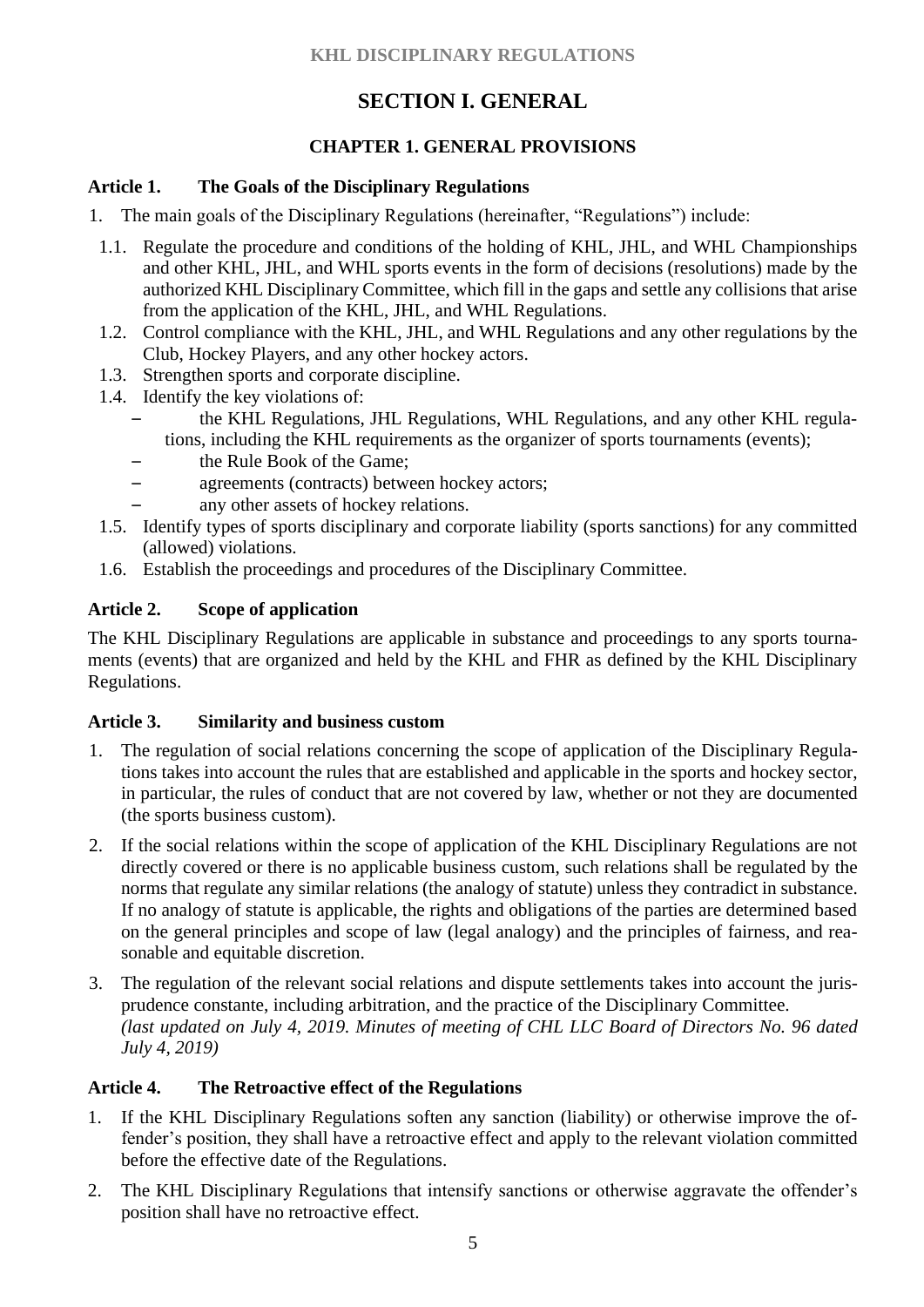# SECTION I. GENERAL

## CHAPTER 1. GENERAL PROVISIONS

### Article 1. The Goals of the Disciplinary Regulations

1. The main goals of the Disciplinary Regulations (hereinafter, "Regulations") include:
   1.1. Regulate the procedure and conditions of the holding of KHL, JHL, and WHL Championships and other KHL, JHL, and WHL sports events in the form of decisions (resolutions) made by the authorized KHL Disciplinary Committee, which fill in the gaps and settle any collisions that arise from the application of the KHL, JHL, and WHL Regulations.
   1.2. Control compliance with the KHL, JHL, and WHL Regulations and any other regulations by the Club, Hockey Players, and any other hockey actors.
   1.3. Strengthen sports and corporate discipline.
   1.4. Identify the key violations of:
   - the KHL Regulations, JHL Regulations, WHL Regulations, and any other KHL regulations, including the KHL requirements as the organizer of sports tournaments (events);
   - the Rule Book of the Game;
   - agreements (contracts) between hockey actors;
   - any other assets of hockey relations.

   1.5. Identify types of sports disciplinary and corporate liability (sports sanctions) for any committed (allowed) violations.
   1.6. Establish the proceedings and procedures of the Disciplinary Committee.

### Article 2. Scope of application

The KHL Disciplinary Regulations are applicable in substance and proceedings to any sports tournaments (events) that are organized and held by the KHL and FHR as defined by the KHL Disciplinary Regulations.

### Article 3. Similarity and business custom

1. The regulation of social relations concerning the scope of application of the Disciplinary Regulations takes into account the rules that are established and applicable in the sports and hockey sector, in particular, the rules of conduct that are not covered by law, whether or not they are documented (the sports business custom).

2. If the social relations within the scope of application of the KHL Disciplinary Regulations are not directly covered or there is no applicable business custom, such relations shall be regulated by the norms that regulate any similar relations (the analogy of statute) unless they contradict in substance. If no analogy of statute is applicable, the rights and obligations of the parties are determined based on the general principles and scope of law (legal analogy) and the principles of fairness, and reasonable and equitable discretion.

3. The regulation of the relevant social relations and dispute settlements takes into account the jurisprudence constante, including arbitration, and the practice of the Disciplinary Committee.
*(last updated on July 4, 2019. Minutes of meeting of CHL LLC Board of Directors No. 96 dated July 4, 2019)*

### Article 4. The Retroactive effect of the Regulations

1. If the KHL Disciplinary Regulations soften any sanction (liability) or otherwise improve the offender's position, they shall have a retroactive effect and apply to the relevant violation committed before the effective date of the Regulations.

2. The KHL Disciplinary Regulations that intensify sanctions or otherwise aggravate the offender's position shall have no retroactive effect.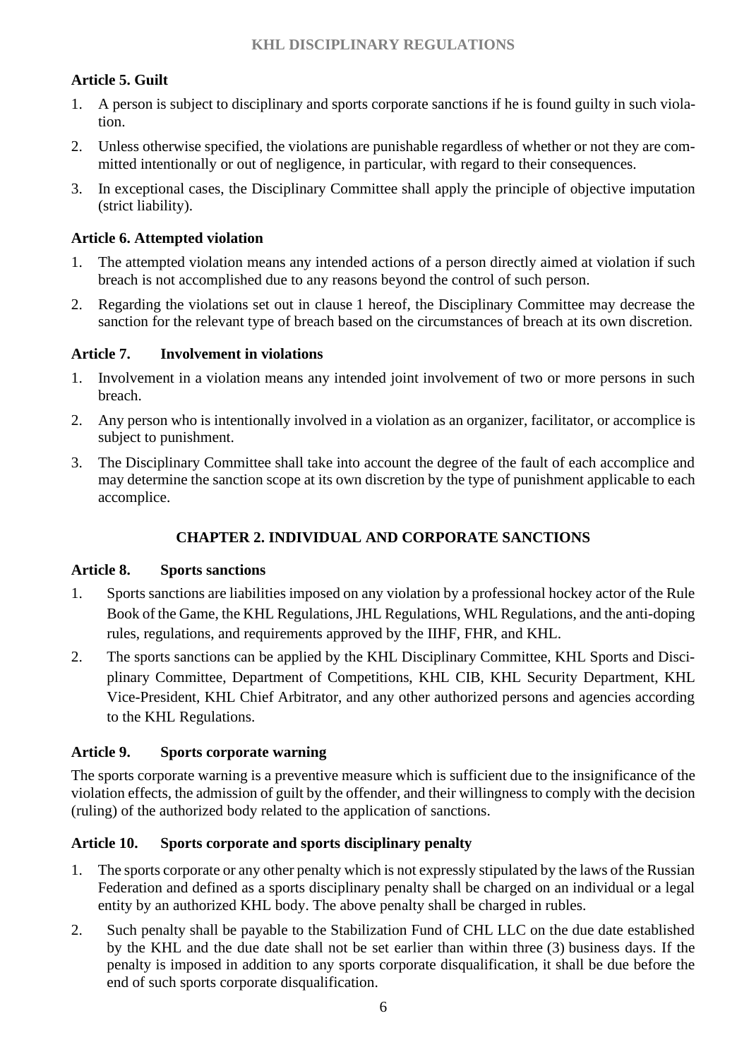### Article 5. Guilt

1. A person is subject to disciplinary and sports corporate sanctions if he is found guilty in such violation.
2. Unless otherwise specified, the violations are punishable regardless of whether or not they are committed intentionally or out of negligence, in particular, with regard to their consequences.
3. In exceptional cases, the Disciplinary Committee shall apply the principle of objective imputation (strict liability).

### Article 6. Attempted violation

1. The attempted violation means any intended actions of a person directly aimed at violation if such breach is not accomplished due to any reasons beyond the control of such person.
2. Regarding the violations set out in clause 1 hereof, the Disciplinary Committee may decrease the sanction for the relevant type of breach based on the circumstances of breach at its own discretion.

### Article 7. Involvement in violations

1. Involvement in a violation means any intended joint involvement of two or more persons in such breach.
2. Any person who is intentionally involved in a violation as an organizer, facilitator, or accomplice is subject to punishment.
3. The Disciplinary Committee shall take into account the degree of the fault of each accomplice and may determine the sanction scope at its own discretion by the type of punishment applicable to each accomplice.

## CHAPTER 2. INDIVIDUAL AND CORPORATE SANCTIONS

### Article 8. Sports sanctions

1. Sports sanctions are liabilities imposed on any violation by a professional hockey actor of the Rule Book of the Game, the KHL Regulations, JHL Regulations, WHL Regulations, and the anti-doping rules, regulations, and requirements approved by the IIHF, FHR, and KHL.
2. The sports sanctions can be applied by the KHL Disciplinary Committee, KHL Sports and Disciplinary Committee, Department of Competitions, KHL CIB, KHL Security Department, KHL Vice-President, KHL Chief Arbitrator, and any other authorized persons and agencies according to the KHL Regulations.

### Article 9. Sports corporate warning

The sports corporate warning is a preventive measure which is sufficient due to the insignificance of the violation effects, the admission of guilt by the offender, and their willingness to comply with the decision (ruling) of the authorized body related to the application of sanctions.

### Article 10. Sports corporate and sports disciplinary penalty

1. The sports corporate or any other penalty which is not expressly stipulated by the laws of the Russian Federation and defined as a sports disciplinary penalty shall be charged on an individual or a legal entity by an authorized KHL body. The above penalty shall be charged in rubles.
2. Such penalty shall be payable to the Stabilization Fund of CHL LLC on the due date established by the KHL and the due date shall not be set earlier than within three (3) business days. If the penalty is imposed in addition to any sports corporate disqualification, it shall be due before the end of such sports corporate disqualification.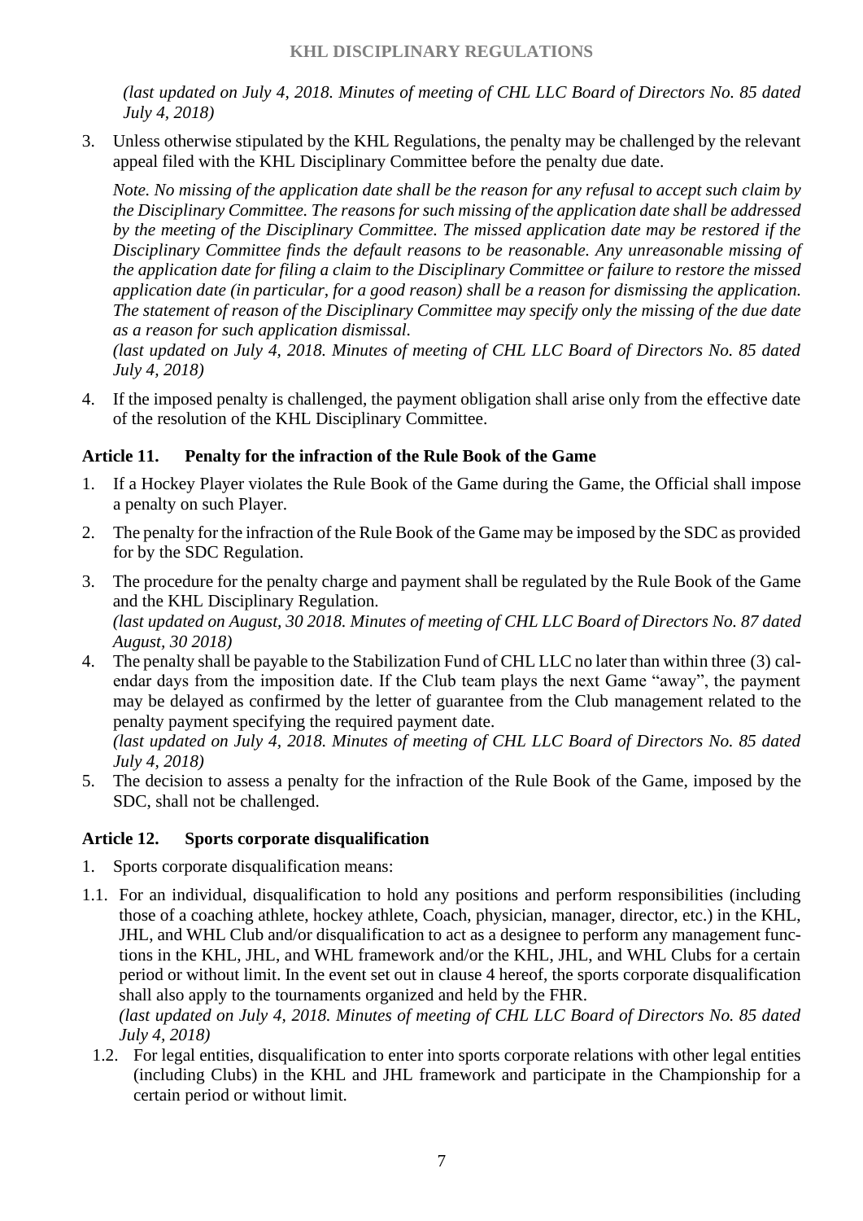*(last updated on July 4, 2018. Minutes of meeting of CHL LLC Board of Directors No. 85 dated July 4, 2018)*

3. Unless otherwise stipulated by the KHL Regulations, the penalty may be challenged by the relevant appeal filed with the KHL Disciplinary Committee before the penalty due date.

   *Note. No missing of the application date shall be the reason for any refusal to accept such claim by the Disciplinary Committee. The reasons for such missing of the application date shall be addressed by the meeting of the Disciplinary Committee. The missed application date may be restored if the Disciplinary Committee finds the default reasons to be reasonable. Any unreasonable missing of the application date for filing a claim to the Disciplinary Committee or failure to restore the missed application date (in particular, for a good reason) shall be a reason for dismissing the application. The statement of reason of the Disciplinary Committee may specify only the missing of the due date as a reason for such application dismissal.*
   *(last updated on July 4, 2018. Minutes of meeting of CHL LLC Board of Directors No. 85 dated July 4, 2018)*

4. If the imposed penalty is challenged, the payment obligation shall arise only from the effective date of the resolution of the KHL Disciplinary Committee.

### Article 11. Penalty for the infraction of the Rule Book of the Game

1. If a Hockey Player violates the Rule Book of the Game during the Game, the Official shall impose a penalty on such Player.
2. The penalty for the infraction of the Rule Book of the Game may be imposed by the SDC as provided for by the SDC Regulation.
3. The procedure for the penalty charge and payment shall be regulated by the Rule Book of the Game and the KHL Disciplinary Regulation.
   *(last updated on August, 30 2018. Minutes of meeting of CHL LLC Board of Directors No. 87 dated August, 30 2018)*
4. The penalty shall be payable to the Stabilization Fund of CHL LLC no later than within three (3) calendar days from the imposition date. If the Club team plays the next Game "away", the payment may be delayed as confirmed by the letter of guarantee from the Club management related to the penalty payment specifying the required payment date.
   *(last updated on July 4, 2018. Minutes of meeting of CHL LLC Board of Directors No. 85 dated July 4, 2018)*
5. The decision to assess a penalty for the infraction of the Rule Book of the Game, imposed by the SDC, shall not be challenged.

### Article 12. Sports corporate disqualification

1. Sports corporate disqualification means:

1.1. For an individual, disqualification to hold any positions and perform responsibilities (including those of a coaching athlete, hockey athlete, Coach, physician, manager, director, etc.) in the KHL, JHL, and WHL Club and/or disqualification to act as a designee to perform any management functions in the KHL, JHL, and WHL framework and/or the KHL, JHL, and WHL Clubs for a certain period or without limit. In the event set out in clause 4 hereof, the sports corporate disqualification shall also apply to the tournaments organized and held by the FHR.
*(last updated on July 4, 2018. Minutes of meeting of CHL LLC Board of Directors No. 85 dated July 4, 2018)*

1.2. For legal entities, disqualification to enter into sports corporate relations with other legal entities (including Clubs) in the KHL and JHL framework and participate in the Championship for a certain period or without limit.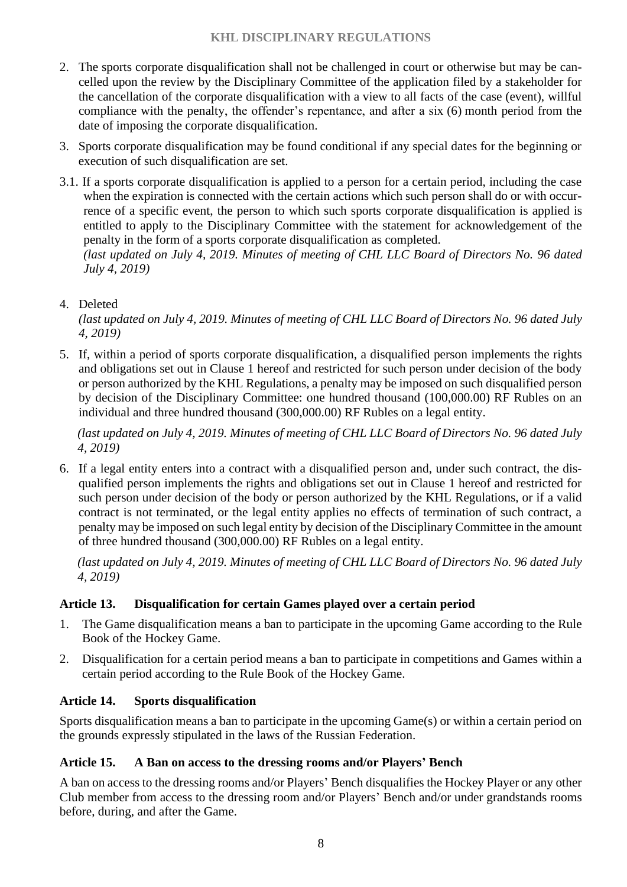2. The sports corporate disqualification shall not be challenged in court or otherwise but may be cancelled upon the review by the Disciplinary Committee of the application filed by a stakeholder for the cancellation of the corporate disqualification with a view to all facts of the case (event), willful compliance with the penalty, the offender's repentance, and after a six (6) month period from the date of imposing the corporate disqualification.

3. Sports corporate disqualification may be found conditional if any special dates for the beginning or execution of such disqualification are set.

3.1. If a sports corporate disqualification is applied to a person for a certain period, including the case when the expiration is connected with the certain actions which such person shall do or with occurrence of a specific event, the person to which such sports corporate disqualification is applied is entitled to apply to the Disciplinary Committee with the statement for acknowledgement of the penalty in the form of a sports corporate disqualification as completed.
*(last updated on July 4, 2019. Minutes of meeting of CHL LLC Board of Directors No. 96 dated July 4, 2019)*

4. Deleted
*(last updated on July 4, 2019. Minutes of meeting of CHL LLC Board of Directors No. 96 dated July 4, 2019)*

5. If, within a period of sports corporate disqualification, a disqualified person implements the rights and obligations set out in Clause 1 hereof and restricted for such person under decision of the body or person authorized by the KHL Regulations, a penalty may be imposed on such disqualified person by decision of the Disciplinary Committee: one hundred thousand (100,000.00) RF Rubles on an individual and three hundred thousand (300,000.00) RF Rubles on a legal entity.

   *(last updated on July 4, 2019. Minutes of meeting of CHL LLC Board of Directors No. 96 dated July 4, 2019)*

6. If a legal entity enters into a contract with a disqualified person and, under such contract, the disqualified person implements the rights and obligations set out in Clause 1 hereof and restricted for such person under decision of the body or person authorized by the KHL Regulations, or if a valid contract is not terminated, or the legal entity applies no effects of termination of such contract, a penalty may be imposed on such legal entity by decision of the Disciplinary Committee in the amount of three hundred thousand (300,000.00) RF Rubles on a legal entity.

   *(last updated on July 4, 2019. Minutes of meeting of CHL LLC Board of Directors No. 96 dated July 4, 2019)*

### Article 13. Disqualification for certain Games played over a certain period

1. The Game disqualification means a ban to participate in the upcoming Game according to the Rule Book of the Hockey Game.
2. Disqualification for a certain period means a ban to participate in competitions and Games within a certain period according to the Rule Book of the Hockey Game.

### Article 14. Sports disqualification

Sports disqualification means a ban to participate in the upcoming Game(s) or within a certain period on the grounds expressly stipulated in the laws of the Russian Federation.

### Article 15. A Ban on access to the dressing rooms and/or Players' Bench

A ban on access to the dressing rooms and/or Players' Bench disqualifies the Hockey Player or any other Club member from access to the dressing room and/or Players' Bench and/or under grandstands rooms before, during, and after the Game.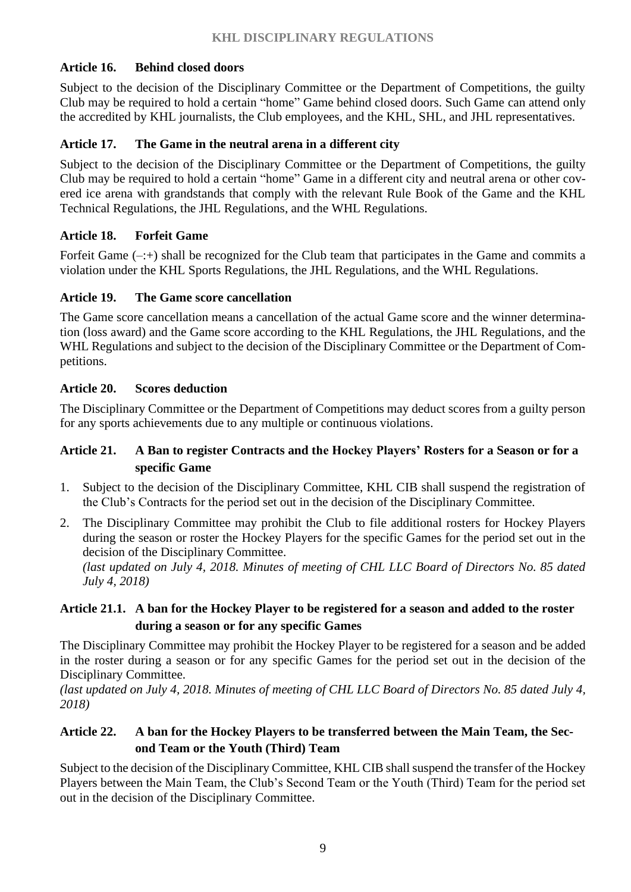### Article 16. Behind closed doors

Subject to the decision of the Disciplinary Committee or the Department of Competitions, the guilty Club may be required to hold a certain "home" Game behind closed doors. Such Game can attend only the accredited by KHL journalists, the Club employees, and the KHL, SHL, and JHL representatives.

### Article 17. The Game in the neutral arena in a different city

Subject to the decision of the Disciplinary Committee or the Department of Competitions, the guilty Club may be required to hold a certain "home" Game in a different city and neutral arena or other covered ice arena with grandstands that comply with the relevant Rule Book of the Game and the KHL Technical Regulations, the JHL Regulations, and the WHL Regulations.

### Article 18. Forfeit Game

Forfeit Game (–:+) shall be recognized for the Club team that participates in the Game and commits a violation under the KHL Sports Regulations, the JHL Regulations, and the WHL Regulations.

### Article 19. The Game score cancellation

The Game score cancellation means a cancellation of the actual Game score and the winner determination (loss award) and the Game score according to the KHL Regulations, the JHL Regulations, and the WHL Regulations and subject to the decision of the Disciplinary Committee or the Department of Competitions.

### Article 20. Scores deduction

The Disciplinary Committee or the Department of Competitions may deduct scores from a guilty person for any sports achievements due to any multiple or continuous violations.

### Article 21. A Ban to register Contracts and the Hockey Players' Rosters for a Season or for a specific Game

1. Subject to the decision of the Disciplinary Committee, KHL CIB shall suspend the registration of the Club's Contracts for the period set out in the decision of the Disciplinary Committee.
2. The Disciplinary Committee may prohibit the Club to file additional rosters for Hockey Players during the season or roster the Hockey Players for the specific Games for the period set out in the decision of the Disciplinary Committee.
*(last updated on July 4, 2018. Minutes of meeting of CHL LLC Board of Directors No. 85 dated July 4, 2018)*

### Article 21.1. A ban for the Hockey Player to be registered for a season and added to the roster during a season or for any specific Games

The Disciplinary Committee may prohibit the Hockey Player to be registered for a season and be added in the roster during a season or for any specific Games for the period set out in the decision of the Disciplinary Committee.
*(last updated on July 4, 2018. Minutes of meeting of CHL LLC Board of Directors No. 85 dated July 4, 2018)*

### Article 22. A ban for the Hockey Players to be transferred between the Main Team, the Second Team or the Youth (Third) Team

Subject to the decision of the Disciplinary Committee, KHL CIB shall suspend the transfer of the Hockey Players between the Main Team, the Club's Second Team or the Youth (Third) Team for the period set out in the decision of the Disciplinary Committee.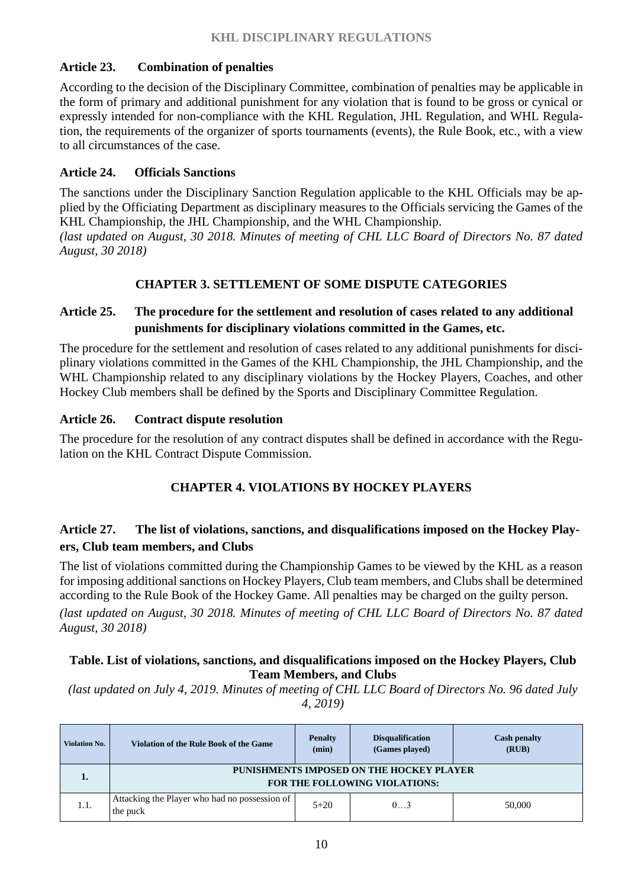### Article 23. Combination of penalties

According to the decision of the Disciplinary Committee, combination of penalties may be applicable in the form of primary and additional punishment for any violation that is found to be gross or cynical or expressly intended for non-compliance with the KHL Regulation, JHL Regulation, and WHL Regulation, the requirements of the organizer of sports tournaments (events), the Rule Book, etc., with a view to all circumstances of the case.

### Article 24. Officials Sanctions

The sanctions under the Disciplinary Sanction Regulation applicable to the KHL Officials may be applied by the Officiating Department as disciplinary measures to the Officials servicing the Games of the KHL Championship, the JHL Championship, and the WHL Championship.

*(last updated on August, 30 2018. Minutes of meeting of CHL LLC Board of Directors No. 87 dated August, 30 2018)*

## CHAPTER 3. SETTLEMENT OF SOME DISPUTE CATEGORIES

### Article 25. The procedure for the settlement and resolution of cases related to any additional punishments for disciplinary violations committed in the Games, etc.

The procedure for the settlement and resolution of cases related to any additional punishments for disciplinary violations committed in the Games of the KHL Championship, the JHL Championship, and the WHL Championship related to any disciplinary violations by the Hockey Players, Coaches, and other Hockey Club members shall be defined by the Sports and Disciplinary Committee Regulation.

### Article 26. Contract dispute resolution

The procedure for the resolution of any contract disputes shall be defined in accordance with the Regulation on the KHL Contract Dispute Commission.

## CHAPTER 4. VIOLATIONS BY HOCKEY PLAYERS

### Article 27. The list of violations, sanctions, and disqualifications imposed on the Hockey Players, Club team members, and Clubs

The list of violations committed during the Championship Games to be viewed by the KHL as a reason for imposing additional sanctions on Hockey Players, Club team members, and Clubs shall be determined according to the Rule Book of the Hockey Game. All penalties may be charged on the guilty person.

*(last updated on August, 30 2018. Minutes of meeting of CHL LLC Board of Directors No. 87 dated August, 30 2018)*

**Table. List of violations, sanctions, and disqualifications imposed on the Hockey Players, Club Team Members, and Clubs**

*(last updated on July 4, 2019. Minutes of meeting of CHL LLC Board of Directors No. 96 dated July 4, 2019)*

| Violation No. | Violation of the Rule Book of the Game | Penalty (min) | Disqualification (Games played) | Cash penalty (RUB) |
|---|---|---|---|---|
| **1.** | **PUNISHMENTS IMPOSED ON THE HOCKEY PLAYER FOR THE FOLLOWING VIOLATIONS:** | | | |
| 1.1. | Attacking the Player who had no possession of the puck | 5+20 | 0…3 | 50,000 |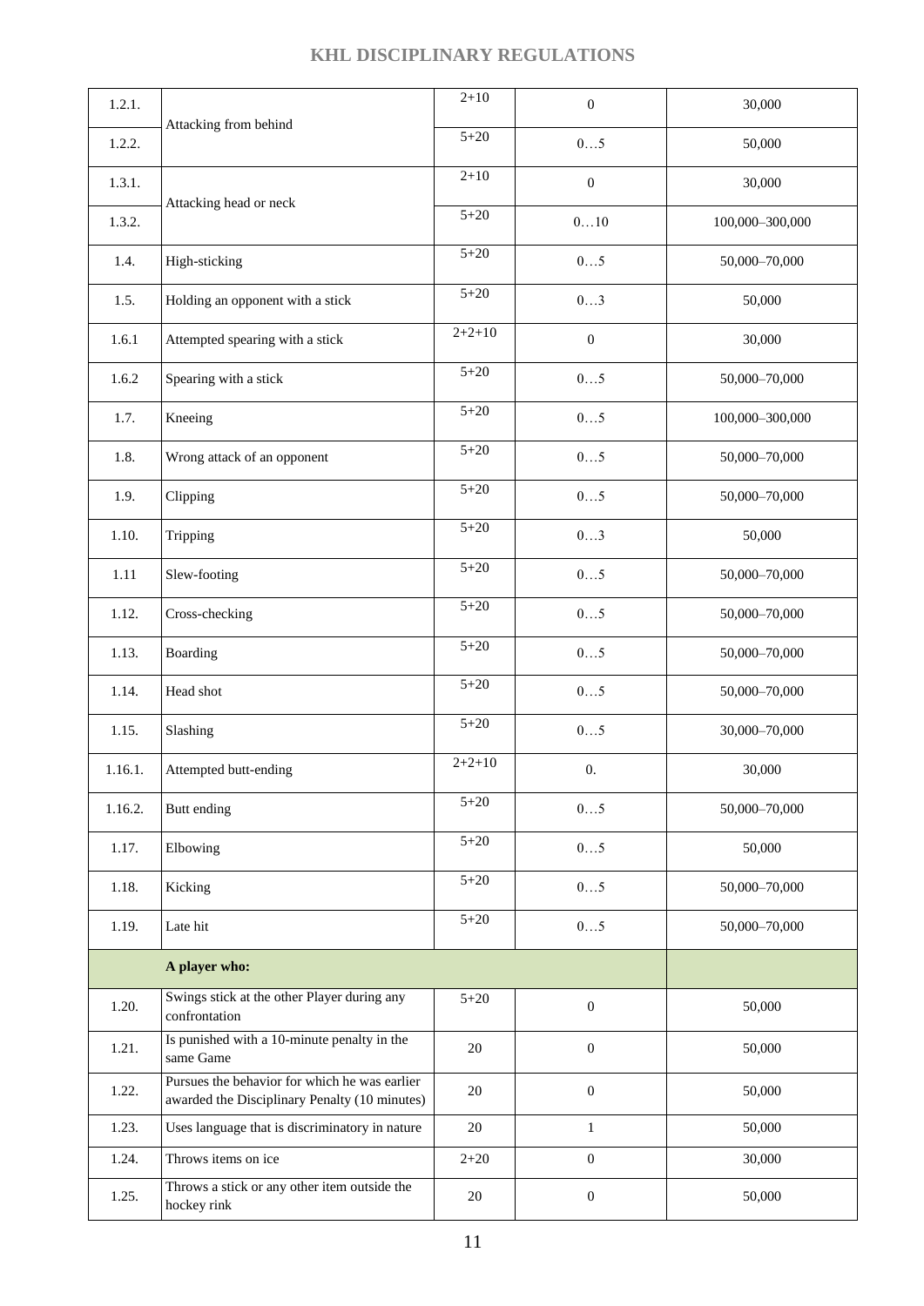| | | | | |
|---|---|---|---|---|
| 1.2.1. | Attacking from behind | 2+10 | 0 | 30,000 |
| 1.2.2. | | 5+20 | 0…5 | 50,000 |
| 1.3.1. | Attacking head or neck | 2+10 | 0 | 30,000 |
| 1.3.2. | | 5+20 | 0…10 | 100,000–300,000 |
| 1.4. | High-sticking | 5+20 | 0…5 | 50,000–70,000 |
| 1.5. | Holding an opponent with a stick | 5+20 | 0…3 | 50,000 |
| 1.6.1 | Attempted spearing with a stick | 2+2+10 | 0 | 30,000 |
| 1.6.2 | Spearing with a stick | 5+20 | 0…5 | 50,000–70,000 |
| 1.7. | Kneeing | 5+20 | 0…5 | 100,000–300,000 |
| 1.8. | Wrong attack of an opponent | 5+20 | 0…5 | 50,000–70,000 |
| 1.9. | Clipping | 5+20 | 0…5 | 50,000–70,000 |
| 1.10. | Tripping | 5+20 | 0…3 | 50,000 |
| 1.11 | Slew-footing | 5+20 | 0…5 | 50,000–70,000 |
| 1.12. | Cross-checking | 5+20 | 0…5 | 50,000–70,000 |
| 1.13. | Boarding | 5+20 | 0…5 | 50,000–70,000 |
| 1.14. | Head shot | 5+20 | 0…5 | 50,000–70,000 |
| 1.15. | Slashing | 5+20 | 0…5 | 30,000–70,000 |
| 1.16.1. | Attempted butt-ending | 2+2+10 | 0. | 30,000 |
| 1.16.2. | Butt ending | 5+20 | 0…5 | 50,000–70,000 |
| 1.17. | Elbowing | 5+20 | 0…5 | 50,000 |
| 1.18. | Kicking | 5+20 | 0…5 | 50,000–70,000 |
| 1.19. | Late hit | 5+20 | 0…5 | 50,000–70,000 |
| | **A player who:** | | | |
| 1.20. | Swings stick at the other Player during any confrontation | 5+20 | 0 | 50,000 |
| 1.21. | Is punished with a 10-minute penalty in the same Game | 20 | 0 | 50,000 |
| 1.22. | Pursues the behavior for which he was earlier awarded the Disciplinary Penalty (10 minutes) | 20 | 0 | 50,000 |
| 1.23. | Uses language that is discriminatory in nature | 20 | 1 | 50,000 |
| 1.24. | Throws items on ice | 2+20 | 0 | 30,000 |
| 1.25. | Throws a stick or any other item outside the hockey rink | 20 | 0 | 50,000 |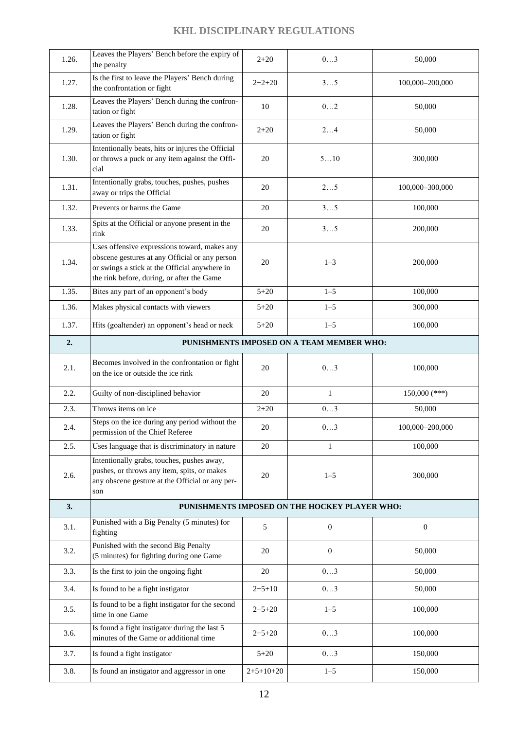| 1.26. | Leaves the Players' Bench before the expiry of the penalty | 2+20 | 0…3 | 50,000 |
|---|---|---|---|---|
| 1.27. | Is the first to leave the Players' Bench during the confrontation or fight | 2+2+20 | 3…5 | 100,000–200,000 |
| 1.28. | Leaves the Players' Bench during the confrontation or fight | 10 | 0…2 | 50,000 |
| 1.29. | Leaves the Players' Bench during the confrontation or fight | 2+20 | 2…4 | 50,000 |
| 1.30. | Intentionally beats, hits or injures the Official or throws a puck or any item against the Official | 20 | 5…10 | 300,000 |
| 1.31. | Intentionally grabs, touches, pushes, pushes away or trips the Official | 20 | 2…5 | 100,000–300,000 |
| 1.32. | Prevents or harms the Game | 20 | 3…5 | 100,000 |
| 1.33. | Spits at the Official or anyone present in the rink | 20 | 3…5 | 200,000 |
| 1.34. | Uses offensive expressions toward, makes any obscene gestures at any Official or any person or swings a stick at the Official anywhere in the rink before, during, or after the Game | 20 | 1–3 | 200,000 |
| 1.35. | Bites any part of an opponent's body | 5+20 | 1–5 | 100,000 |
| 1.36. | Makes physical contacts with viewers | 5+20 | 1–5 | 300,000 |
| 1.37. | Hits (goaltender) an opponent's head or neck | 5+20 | 1–5 | 100,000 |
| **2.** | **PUNISHMENTS IMPOSED ON A TEAM MEMBER WHO:** | | | |
| 2.1. | Becomes involved in the confrontation or fight on the ice or outside the ice rink | 20 | 0…3 | 100,000 |
| 2.2. | Guilty of non-disciplined behavior | 20 | 1 | 150,000 (***) |
| 2.3. | Throws items on ice | 2+20 | 0…3 | 50,000 |
| 2.4. | Steps on the ice during any period without the permission of the Chief Referee | 20 | 0…3 | 100,000–200,000 |
| 2.5. | Uses language that is discriminatory in nature | 20 | 1 | 100,000 |
| 2.6. | Intentionally grabs, touches, pushes away, pushes, or throws any item, spits, or makes any obscene gesture at the Official or any person | 20 | 1–5 | 300,000 |
| **3.** | **PUNISHMENTS IMPOSED ON THE HOCKEY PLAYER WHO:** | | | |
| 3.1. | Punished with a Big Penalty (5 minutes) for fighting | 5 | 0 | 0 |
| 3.2. | Punished with the second Big Penalty (5 minutes) for fighting during one Game | 20 | 0 | 50,000 |
| 3.3. | Is the first to join the ongoing fight | 20 | 0…3 | 50,000 |
| 3.4. | Is found to be a fight instigator | 2+5+10 | 0…3 | 50,000 |
| 3.5. | Is found to be a fight instigator for the second time in one Game | 2+5+20 | 1–5 | 100,000 |
| 3.6. | Is found a fight instigator during the last 5 minutes of the Game or additional time | 2+5+20 | 0…3 | 100,000 |
| 3.7. | Is found a fight instigator | 5+20 | 0…3 | 150,000 |
| 3.8. | Is found an instigator and aggressor in one | 2+5+10+20 | 1–5 | 150,000 |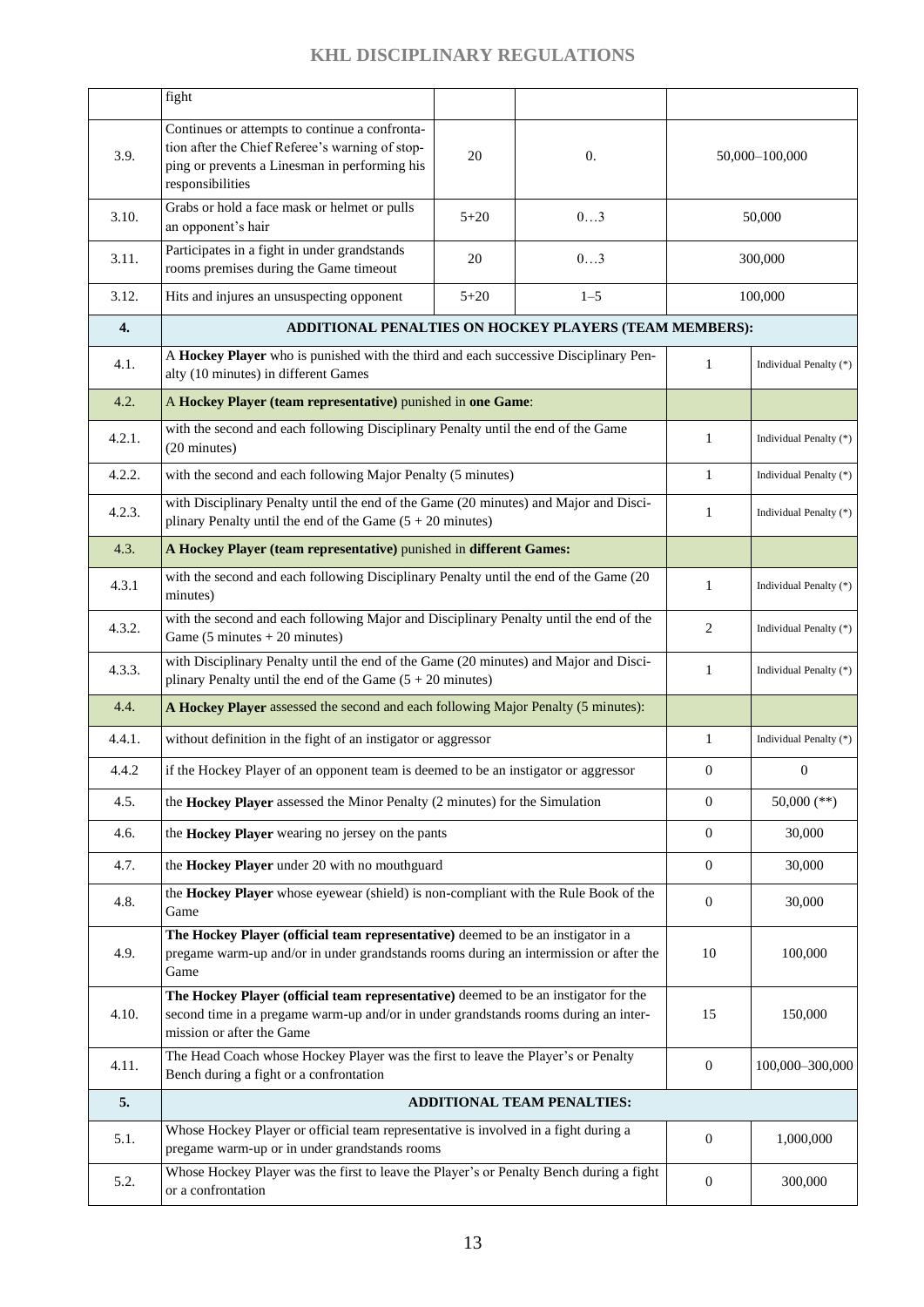| | fight | | | |
|---|---|---|---|---|
| 3.9. | Continues or attempts to continue a confrontation after the Chief Referee's warning of stopping or prevents a Linesman in performing his responsibilities | 20 | 0. | 50,000–100,000 |
| 3.10. | Grabs or hold a face mask or helmet or pulls an opponent's hair | 5+20 | 0…3 | 50,000 |
| 3.11. | Participates in a fight in under grandstands rooms premises during the Game timeout | 20 | 0…3 | 300,000 |
| 3.12. | Hits and injures an unsuspecting opponent | 5+20 | 1–5 | 100,000 |

| | | | |
|---|---|---|---|
| **4.** | **ADDITIONAL PENALTIES ON HOCKEY PLAYERS (TEAM MEMBERS):** | | |
| 4.1. | A **Hockey Player** who is punished with the third and each successive Disciplinary Penalty (10 minutes) in different Games | 1 | Individual Penalty (*) |
| 4.2. | A **Hockey Player (team representative)** punished in **one Game**: | | |
| 4.2.1. | with the second and each following Disciplinary Penalty until the end of the Game (20 minutes) | 1 | Individual Penalty (*) |
| 4.2.2. | with the second and each following Major Penalty (5 minutes) | 1 | Individual Penalty (*) |
| 4.2.3. | with Disciplinary Penalty until the end of the Game (20 minutes) and Major and Disciplinary Penalty until the end of the Game (5 + 20 minutes) | 1 | Individual Penalty (*) |
| 4.3. | **A Hockey Player (team representative)** punished in **different Games:** | | |
| 4.3.1 | with the second and each following Disciplinary Penalty until the end of the Game (20 minutes) | 1 | Individual Penalty (*) |
| 4.3.2. | with the second and each following Major and Disciplinary Penalty until the end of the Game (5 minutes + 20 minutes) | 2 | Individual Penalty (*) |
| 4.3.3. | with Disciplinary Penalty until the end of the Game (20 minutes) and Major and Disciplinary Penalty until the end of the Game (5 + 20 minutes) | 1 | Individual Penalty (*) |
| 4.4. | **A Hockey Player** assessed the second and each following Major Penalty (5 minutes): | | |
| 4.4.1. | without definition in the fight of an instigator or aggressor | 1 | Individual Penalty (*) |
| 4.4.2 | if the Hockey Player of an opponent team is deemed to be an instigator or aggressor | 0 | 0 |
| 4.5. | the **Hockey Player** assessed the Minor Penalty (2 minutes) for the Simulation | 0 | 50,000 (**) |
| 4.6. | the **Hockey Player** wearing no jersey on the pants | 0 | 30,000 |
| 4.7. | the **Hockey Player** under 20 with no mouthguard | 0 | 30,000 |
| 4.8. | the **Hockey Player** whose eyewear (shield) is non-compliant with the Rule Book of the Game | 0 | 30,000 |
| 4.9. | **The Hockey Player (official team representative)** deemed to be an instigator in a pregame warm-up and/or in under grandstands rooms during an intermission or after the Game | 10 | 100,000 |
| 4.10. | **The Hockey Player (official team representative)** deemed to be an instigator for the second time in a pregame warm-up and/or in under grandstands rooms during an intermission or after the Game | 15 | 150,000 |
| 4.11. | The Head Coach whose Hockey Player was the first to leave the Player's or Penalty Bench during a fight or a confrontation | 0 | 100,000–300,000 |
| **5.** | **ADDITIONAL TEAM PENALTIES:** | | |
| 5.1. | Whose Hockey Player or official team representative is involved in a fight during a pregame warm-up or in under grandstands rooms | 0 | 1,000,000 |
| 5.2. | Whose Hockey Player was the first to leave the Player's or Penalty Bench during a fight or a confrontation | 0 | 300,000 |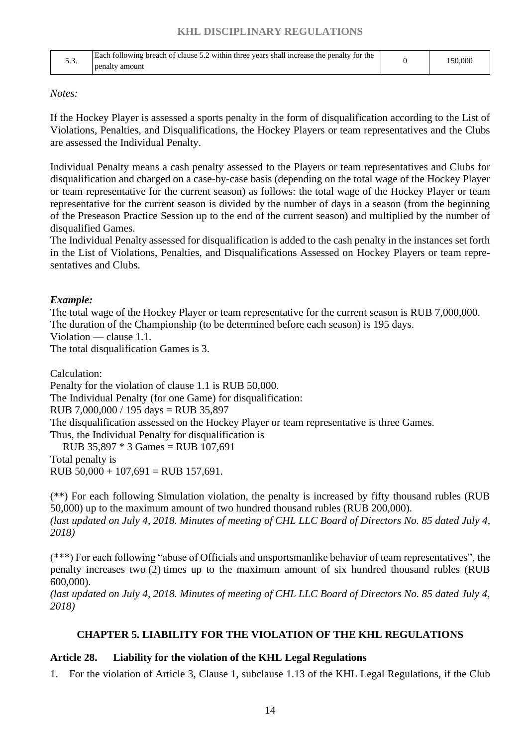| 5.3. | Each following breach of clause 5.2 within three years shall increase the penalty for the penalty amount | 0 | 150,000 |
|---|---|---|---|

*Notes:*

If the Hockey Player is assessed a sports penalty in the form of disqualification according to the List of Violations, Penalties, and Disqualifications, the Hockey Players or team representatives and the Clubs are assessed the Individual Penalty.

Individual Penalty means a cash penalty assessed to the Players or team representatives and Clubs for disqualification and charged on a case-by-case basis (depending on the total wage of the Hockey Player or team representative for the current season) as follows: the total wage of the Hockey Player or team representative for the current season is divided by the number of days in a season (from the beginning of the Preseason Practice Session up to the end of the current season) and multiplied by the number of disqualified Games.

The Individual Penalty assessed for disqualification is added to the cash penalty in the instances set forth in the List of Violations, Penalties, and Disqualifications Assessed on Hockey Players or team representatives and Clubs.

***Example:***

The total wage of the Hockey Player or team representative for the current season is RUB 7,000,000.
The duration of the Championship (to be determined before each season) is 195 days.
Violation — clause 1.1.
The total disqualification Games is 3.

Calculation:
Penalty for the violation of clause 1.1 is RUB 50,000.
The Individual Penalty (for one Game) for disqualification:
RUB 7,000,000 / 195 days = RUB 35,897
The disqualification assessed on the Hockey Player or team representative is three Games.
Thus, the Individual Penalty for disqualification is
RUB 35,897 * 3 Games = RUB 107,691
Total penalty is
RUB 50,000 + 107,691 = RUB 157,691.

(**) For each following Simulation violation, the penalty is increased by fifty thousand rubles (RUB 50,000) up to the maximum amount of two hundred thousand rubles (RUB 200,000).
*(last updated on July 4, 2018. Minutes of meeting of CHL LLC Board of Directors No. 85 dated July 4, 2018)*

(***) For each following "abuse of Officials and unsportsmanlike behavior of team representatives", the penalty increases two (2) times up to the maximum amount of six hundred thousand rubles (RUB 600,000).
*(last updated on July 4, 2018. Minutes of meeting of CHL LLC Board of Directors No. 85 dated July 4, 2018)*

## CHAPTER 5. LIABILITY FOR THE VIOLATION OF THE KHL REGULATIONS

### Article 28. Liability for the violation of the KHL Legal Regulations

1. For the violation of Article 3, Clause 1, subclause 1.13 of the KHL Legal Regulations, if the Club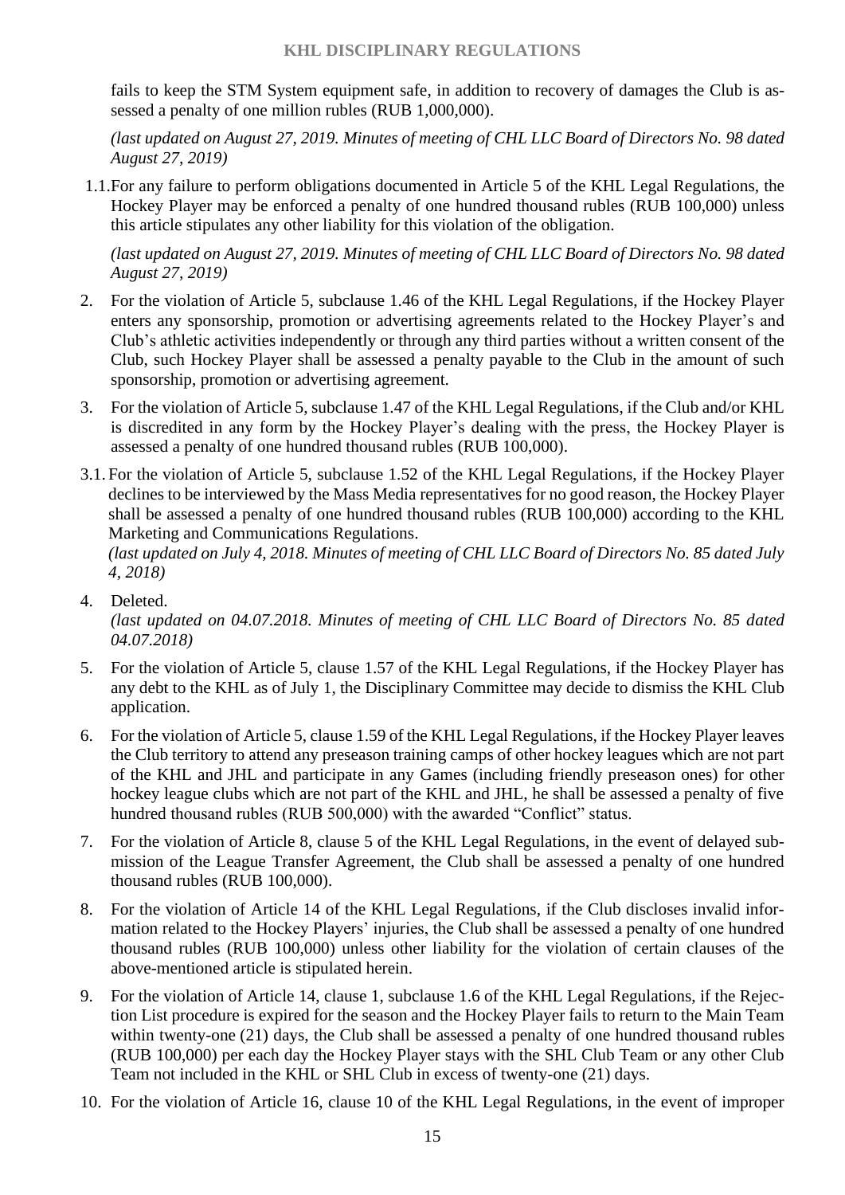fails to keep the STM System equipment safe, in addition to recovery of damages the Club is assessed a penalty of one million rubles (RUB 1,000,000).

*(last updated on August 27, 2019. Minutes of meeting of CHL LLC Board of Directors No. 98 dated August 27, 2019)*

1.1. For any failure to perform obligations documented in Article 5 of the KHL Legal Regulations, the Hockey Player may be enforced a penalty of one hundred thousand rubles (RUB 100,000) unless this article stipulates any other liability for this violation of the obligation.

*(last updated on August 27, 2019. Minutes of meeting of CHL LLC Board of Directors No. 98 dated August 27, 2019)*

2. For the violation of Article 5, subclause 1.46 of the KHL Legal Regulations, if the Hockey Player enters any sponsorship, promotion or advertising agreements related to the Hockey Player's and Club's athletic activities independently or through any third parties without a written consent of the Club, such Hockey Player shall be assessed a penalty payable to the Club in the amount of such sponsorship, promotion or advertising agreement.

3. For the violation of Article 5, subclause 1.47 of the KHL Legal Regulations, if the Club and/or KHL is discredited in any form by the Hockey Player's dealing with the press, the Hockey Player is assessed a penalty of one hundred thousand rubles (RUB 100,000).

3.1. For the violation of Article 5, subclause 1.52 of the KHL Legal Regulations, if the Hockey Player declines to be interviewed by the Mass Media representatives for no good reason, the Hockey Player shall be assessed a penalty of one hundred thousand rubles (RUB 100,000) according to the KHL Marketing and Communications Regulations.
*(last updated on July 4, 2018. Minutes of meeting of CHL LLC Board of Directors No. 85 dated July 4, 2018)*

4. Deleted.
*(last updated on 04.07.2018. Minutes of meeting of CHL LLC Board of Directors No. 85 dated 04.07.2018)*

5. For the violation of Article 5, clause 1.57 of the KHL Legal Regulations, if the Hockey Player has any debt to the KHL as of July 1, the Disciplinary Committee may decide to dismiss the KHL Club application.

6. For the violation of Article 5, clause 1.59 of the KHL Legal Regulations, if the Hockey Player leaves the Club territory to attend any preseason training camps of other hockey leagues which are not part of the KHL and JHL and participate in any Games (including friendly preseason ones) for other hockey league clubs which are not part of the KHL and JHL, he shall be assessed a penalty of five hundred thousand rubles (RUB 500,000) with the awarded "Conflict" status.

7. For the violation of Article 8, clause 5 of the KHL Legal Regulations, in the event of delayed submission of the League Transfer Agreement, the Club shall be assessed a penalty of one hundred thousand rubles (RUB 100,000).

8. For the violation of Article 14 of the KHL Legal Regulations, if the Club discloses invalid information related to the Hockey Players' injuries, the Club shall be assessed a penalty of one hundred thousand rubles (RUB 100,000) unless other liability for the violation of certain clauses of the above-mentioned article is stipulated herein.

9. For the violation of Article 14, clause 1, subclause 1.6 of the KHL Legal Regulations, if the Rejection List procedure is expired for the season and the Hockey Player fails to return to the Main Team within twenty-one (21) days, the Club shall be assessed a penalty of one hundred thousand rubles (RUB 100,000) per each day the Hockey Player stays with the SHL Club Team or any other Club Team not included in the KHL or SHL Club in excess of twenty-one (21) days.

10. For the violation of Article 16, clause 10 of the KHL Legal Regulations, in the event of improper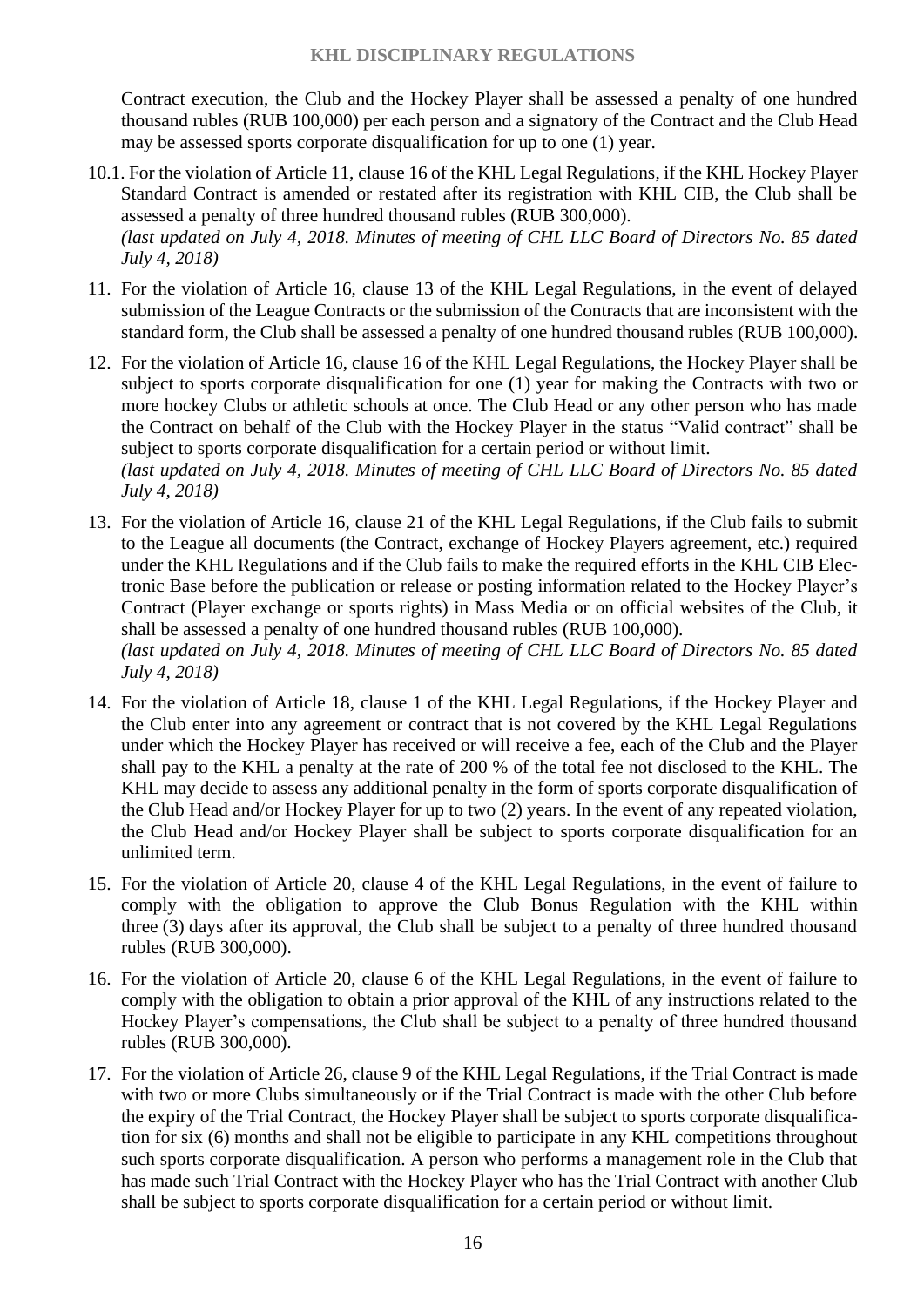Contract execution, the Club and the Hockey Player shall be assessed a penalty of one hundred thousand rubles (RUB 100,000) per each person and a signatory of the Contract and the Club Head may be assessed sports corporate disqualification for up to one (1) year.

10.1. For the violation of Article 11, clause 16 of the KHL Legal Regulations, if the KHL Hockey Player Standard Contract is amended or restated after its registration with KHL CIB, the Club shall be assessed a penalty of three hundred thousand rubles (RUB 300,000).
*(last updated on July 4, 2018. Minutes of meeting of CHL LLC Board of Directors No. 85 dated July 4, 2018)*

11. For the violation of Article 16, clause 13 of the KHL Legal Regulations, in the event of delayed submission of the League Contracts or the submission of the Contracts that are inconsistent with the standard form, the Club shall be assessed a penalty of one hundred thousand rubles (RUB 100,000).

12. For the violation of Article 16, clause 16 of the KHL Legal Regulations, the Hockey Player shall be subject to sports corporate disqualification for one (1) year for making the Contracts with two or more hockey Clubs or athletic schools at once. The Club Head or any other person who has made the Contract on behalf of the Club with the Hockey Player in the status "Valid contract" shall be subject to sports corporate disqualification for a certain period or without limit.
*(last updated on July 4, 2018. Minutes of meeting of CHL LLC Board of Directors No. 85 dated July 4, 2018)*

13. For the violation of Article 16, clause 21 of the KHL Legal Regulations, if the Club fails to submit to the League all documents (the Contract, exchange of Hockey Players agreement, etc.) required under the KHL Regulations and if the Club fails to make the required efforts in the KHL CIB Electronic Base before the publication or release or posting information related to the Hockey Player's Contract (Player exchange or sports rights) in Mass Media or on official websites of the Club, it shall be assessed a penalty of one hundred thousand rubles (RUB 100,000).
*(last updated on July 4, 2018. Minutes of meeting of CHL LLC Board of Directors No. 85 dated July 4, 2018)*

14. For the violation of Article 18, clause 1 of the KHL Legal Regulations, if the Hockey Player and the Club enter into any agreement or contract that is not covered by the KHL Legal Regulations under which the Hockey Player has received or will receive a fee, each of the Club and the Player shall pay to the KHL a penalty at the rate of 200 % of the total fee not disclosed to the KHL. The KHL may decide to assess any additional penalty in the form of sports corporate disqualification of the Club Head and/or Hockey Player for up to two (2) years. In the event of any repeated violation, the Club Head and/or Hockey Player shall be subject to sports corporate disqualification for an unlimited term.

15. For the violation of Article 20, clause 4 of the KHL Legal Regulations, in the event of failure to comply with the obligation to approve the Club Bonus Regulation with the KHL within three (3) days after its approval, the Club shall be subject to a penalty of three hundred thousand rubles (RUB 300,000).

16. For the violation of Article 20, clause 6 of the KHL Legal Regulations, in the event of failure to comply with the obligation to obtain a prior approval of the KHL of any instructions related to the Hockey Player's compensations, the Club shall be subject to a penalty of three hundred thousand rubles (RUB 300,000).

17. For the violation of Article 26, clause 9 of the KHL Legal Regulations, if the Trial Contract is made with two or more Clubs simultaneously or if the Trial Contract is made with the other Club before the expiry of the Trial Contract, the Hockey Player shall be subject to sports corporate disqualification for six (6) months and shall not be eligible to participate in any KHL competitions throughout such sports corporate disqualification. A person who performs a management role in the Club that has made such Trial Contract with the Hockey Player who has the Trial Contract with another Club shall be subject to sports corporate disqualification for a certain period or without limit.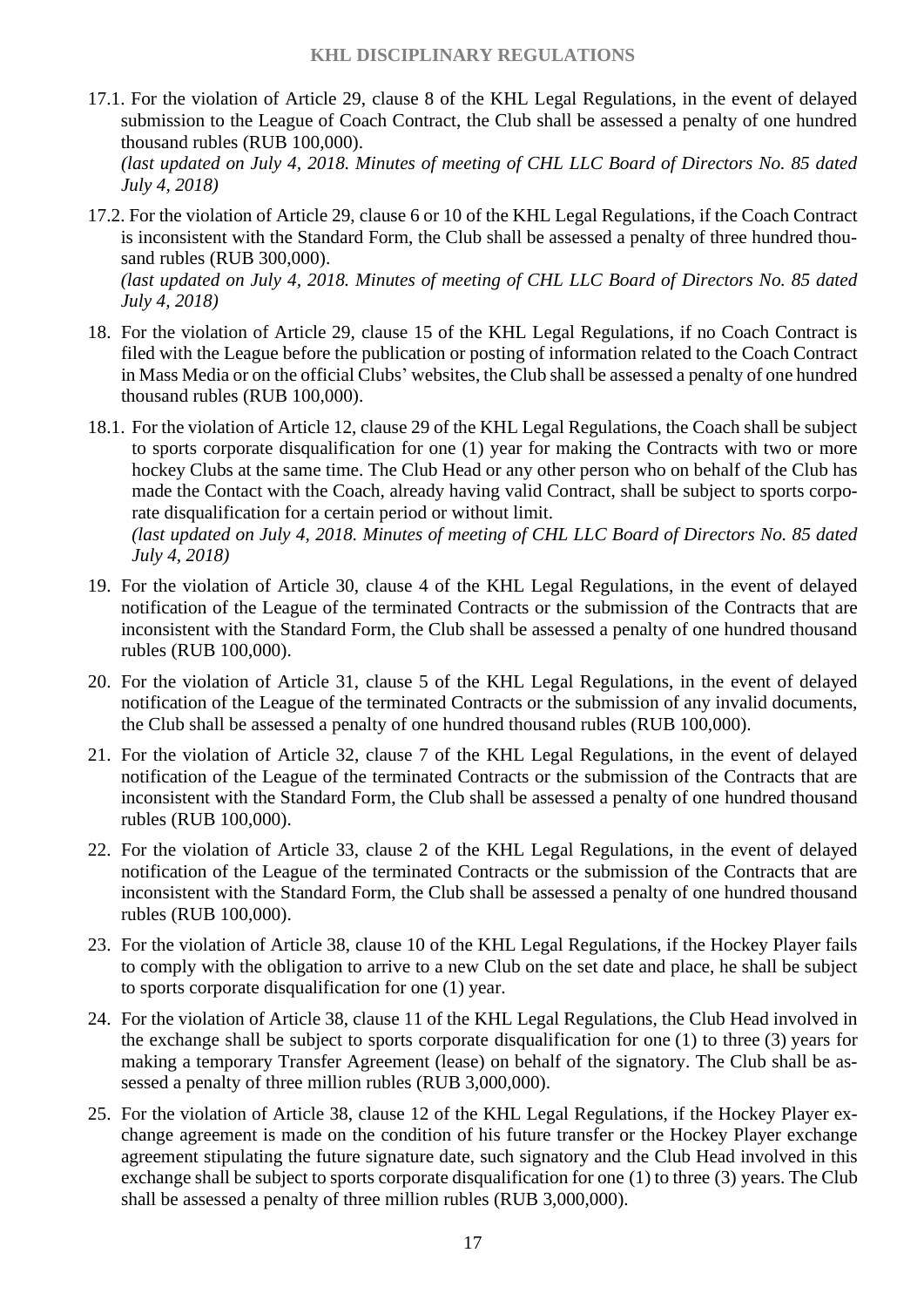17.1. For the violation of Article 29, clause 8 of the KHL Legal Regulations, in the event of delayed submission to the League of Coach Contract, the Club shall be assessed a penalty of one hundred thousand rubles (RUB 100,000).
*(last updated on July 4, 2018. Minutes of meeting of CHL LLC Board of Directors No. 85 dated July 4, 2018)*

17.2. For the violation of Article 29, clause 6 or 10 of the KHL Legal Regulations, if the Coach Contract is inconsistent with the Standard Form, the Club shall be assessed a penalty of three hundred thousand rubles (RUB 300,000).
*(last updated on July 4, 2018. Minutes of meeting of CHL LLC Board of Directors No. 85 dated July 4, 2018)*

18. For the violation of Article 29, clause 15 of the KHL Legal Regulations, if no Coach Contract is filed with the League before the publication or posting of information related to the Coach Contract in Mass Media or on the official Clubs' websites, the Club shall be assessed a penalty of one hundred thousand rubles (RUB 100,000).

18.1. For the violation of Article 12, clause 29 of the KHL Legal Regulations, the Coach shall be subject to sports corporate disqualification for one (1) year for making the Contracts with two or more hockey Clubs at the same time. The Club Head or any other person who on behalf of the Club has made the Contact with the Coach, already having valid Contract, shall be subject to sports corporate disqualification for a certain period or without limit.
*(last updated on July 4, 2018. Minutes of meeting of CHL LLC Board of Directors No. 85 dated July 4, 2018)*

19. For the violation of Article 30, clause 4 of the KHL Legal Regulations, in the event of delayed notification of the League of the terminated Contracts or the submission of the Contracts that are inconsistent with the Standard Form, the Club shall be assessed a penalty of one hundred thousand rubles (RUB 100,000).

20. For the violation of Article 31, clause 5 of the KHL Legal Regulations, in the event of delayed notification of the League of the terminated Contracts or the submission of any invalid documents, the Club shall be assessed a penalty of one hundred thousand rubles (RUB 100,000).

21. For the violation of Article 32, clause 7 of the KHL Legal Regulations, in the event of delayed notification of the League of the terminated Contracts or the submission of the Contracts that are inconsistent with the Standard Form, the Club shall be assessed a penalty of one hundred thousand rubles (RUB 100,000).

22. For the violation of Article 33, clause 2 of the KHL Legal Regulations, in the event of delayed notification of the League of the terminated Contracts or the submission of the Contracts that are inconsistent with the Standard Form, the Club shall be assessed a penalty of one hundred thousand rubles (RUB 100,000).

23. For the violation of Article 38, clause 10 of the KHL Legal Regulations, if the Hockey Player fails to comply with the obligation to arrive to a new Club on the set date and place, he shall be subject to sports corporate disqualification for one (1) year.

24. For the violation of Article 38, clause 11 of the KHL Legal Regulations, the Club Head involved in the exchange shall be subject to sports corporate disqualification for one (1) to three (3) years for making a temporary Transfer Agreement (lease) on behalf of the signatory. The Club shall be assessed a penalty of three million rubles (RUB 3,000,000).

25. For the violation of Article 38, clause 12 of the KHL Legal Regulations, if the Hockey Player exchange agreement is made on the condition of his future transfer or the Hockey Player exchange agreement stipulating the future signature date, such signatory and the Club Head involved in this exchange shall be subject to sports corporate disqualification for one (1) to three (3) years. The Club shall be assessed a penalty of three million rubles (RUB 3,000,000).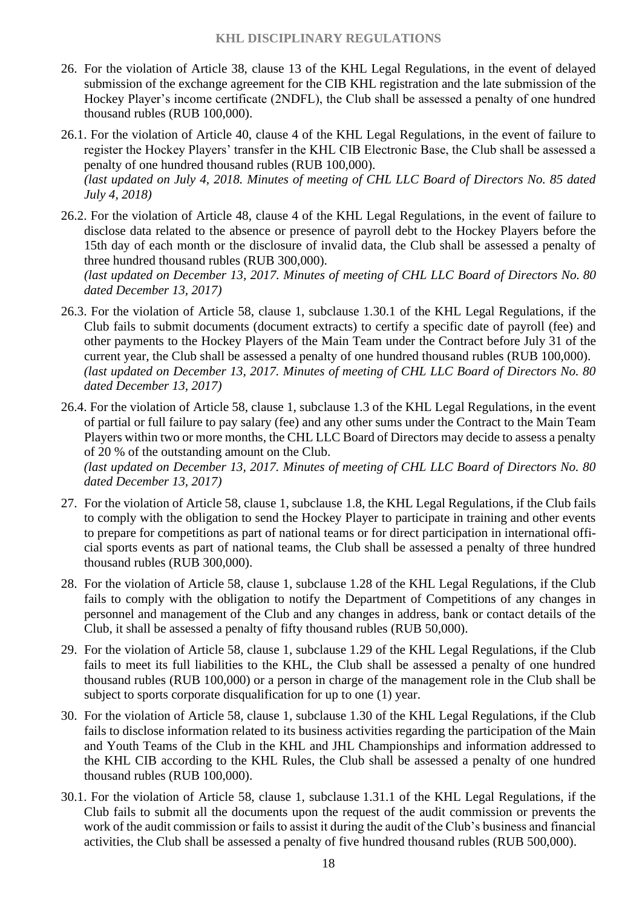26. For the violation of Article 38, clause 13 of the KHL Legal Regulations, in the event of delayed submission of the exchange agreement for the CIB KHL registration and the late submission of the Hockey Player's income certificate (2NDFL), the Club shall be assessed a penalty of one hundred thousand rubles (RUB 100,000).

26.1. For the violation of Article 40, clause 4 of the KHL Legal Regulations, in the event of failure to register the Hockey Players' transfer in the KHL CIB Electronic Base, the Club shall be assessed a penalty of one hundred thousand rubles (RUB 100,000).
*(last updated on July 4, 2018. Minutes of meeting of CHL LLC Board of Directors No. 85 dated July 4, 2018)*

26.2. For the violation of Article 48, clause 4 of the KHL Legal Regulations, in the event of failure to disclose data related to the absence or presence of payroll debt to the Hockey Players before the 15th day of each month or the disclosure of invalid data, the Club shall be assessed a penalty of three hundred thousand rubles (RUB 300,000).
*(last updated on December 13, 2017. Minutes of meeting of CHL LLC Board of Directors No. 80 dated December 13, 2017)*

26.3. For the violation of Article 58, clause 1, subclause 1.30.1 of the KHL Legal Regulations, if the Club fails to submit documents (document extracts) to certify a specific date of payroll (fee) and other payments to the Hockey Players of the Main Team under the Contract before July 31 of the current year, the Club shall be assessed a penalty of one hundred thousand rubles (RUB 100,000).
*(last updated on December 13, 2017. Minutes of meeting of CHL LLC Board of Directors No. 80 dated December 13, 2017)*

26.4. For the violation of Article 58, clause 1, subclause 1.3 of the KHL Legal Regulations, in the event of partial or full failure to pay salary (fee) and any other sums under the Contract to the Main Team Players within two or more months, the CHL LLC Board of Directors may decide to assess a penalty of 20 % of the outstanding amount on the Club.
*(last updated on December 13, 2017. Minutes of meeting of CHL LLC Board of Directors No. 80 dated December 13, 2017)*

27. For the violation of Article 58, clause 1, subclause 1.8, the KHL Legal Regulations, if the Club fails to comply with the obligation to send the Hockey Player to participate in training and other events to prepare for competitions as part of national teams or for direct participation in international official sports events as part of national teams, the Club shall be assessed a penalty of three hundred thousand rubles (RUB 300,000).

28. For the violation of Article 58, clause 1, subclause 1.28 of the KHL Legal Regulations, if the Club fails to comply with the obligation to notify the Department of Competitions of any changes in personnel and management of the Club and any changes in address, bank or contact details of the Club, it shall be assessed a penalty of fifty thousand rubles (RUB 50,000).

29. For the violation of Article 58, clause 1, subclause 1.29 of the KHL Legal Regulations, if the Club fails to meet its full liabilities to the KHL, the Club shall be assessed a penalty of one hundred thousand rubles (RUB 100,000) or a person in charge of the management role in the Club shall be subject to sports corporate disqualification for up to one (1) year.

30. For the violation of Article 58, clause 1, subclause 1.30 of the KHL Legal Regulations, if the Club fails to disclose information related to its business activities regarding the participation of the Main and Youth Teams of the Club in the KHL and JHL Championships and information addressed to the KHL CIB according to the KHL Rules, the Club shall be assessed a penalty of one hundred thousand rubles (RUB 100,000).

30.1. For the violation of Article 58, clause 1, subclause 1.31.1 of the KHL Legal Regulations, if the Club fails to submit all the documents upon the request of the audit commission or prevents the work of the audit commission or fails to assist it during the audit of the Club's business and financial activities, the Club shall be assessed a penalty of five hundred thousand rubles (RUB 500,000).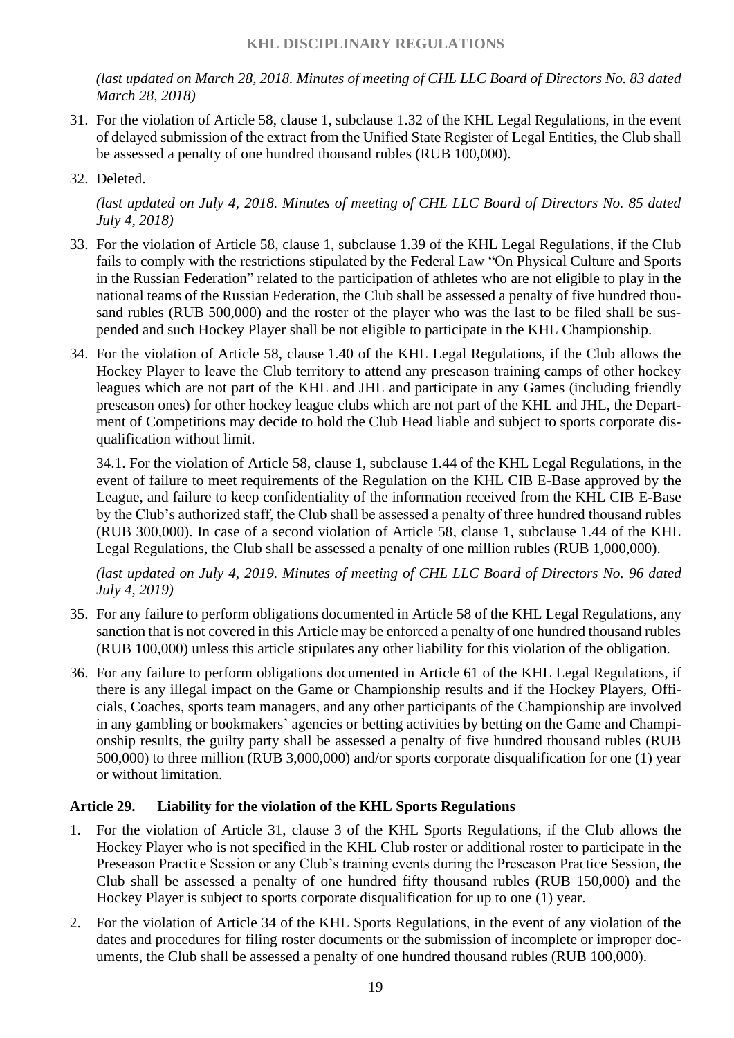*(last updated on March 28, 2018. Minutes of meeting of CHL LLC Board of Directors No. 83 dated March 28, 2018)*

31. For the violation of Article 58, clause 1, subclause 1.32 of the KHL Legal Regulations, in the event of delayed submission of the extract from the Unified State Register of Legal Entities, the Club shall be assessed a penalty of one hundred thousand rubles (RUB 100,000).

32. Deleted.

    *(last updated on July 4, 2018. Minutes of meeting of CHL LLC Board of Directors No. 85 dated July 4, 2018)*

33. For the violation of Article 58, clause 1, subclause 1.39 of the KHL Legal Regulations, if the Club fails to comply with the restrictions stipulated by the Federal Law "On Physical Culture and Sports in the Russian Federation" related to the participation of athletes who are not eligible to play in the national teams of the Russian Federation, the Club shall be assessed a penalty of five hundred thousand rubles (RUB 500,000) and the roster of the player who was the last to be filed shall be suspended and such Hockey Player shall be not eligible to participate in the KHL Championship.

34. For the violation of Article 58, clause 1.40 of the KHL Legal Regulations, if the Club allows the Hockey Player to leave the Club territory to attend any preseason training camps of other hockey leagues which are not part of the KHL and JHL and participate in any Games (including friendly preseason ones) for other hockey league clubs which are not part of the KHL and JHL, the Department of Competitions may decide to hold the Club Head liable and subject to sports corporate disqualification without limit.

    34.1. For the violation of Article 58, clause 1, subclause 1.44 of the KHL Legal Regulations, in the event of failure to meet requirements of the Regulation on the KHL CIB E-Base approved by the League, and failure to keep confidentiality of the information received from the KHL CIB E-Base by the Club's authorized staff, the Club shall be assessed a penalty of three hundred thousand rubles (RUB 300,000). In case of a second violation of Article 58, clause 1, subclause 1.44 of the KHL Legal Regulations, the Club shall be assessed a penalty of one million rubles (RUB 1,000,000).

    *(last updated on July 4, 2019. Minutes of meeting of CHL LLC Board of Directors No. 96 dated July 4, 2019)*

35. For any failure to perform obligations documented in Article 58 of the KHL Legal Regulations, any sanction that is not covered in this Article may be enforced a penalty of one hundred thousand rubles (RUB 100,000) unless this article stipulates any other liability for this violation of the obligation.

36. For any failure to perform obligations documented in Article 61 of the KHL Legal Regulations, if there is any illegal impact on the Game or Championship results and if the Hockey Players, Officials, Coaches, sports team managers, and any other participants of the Championship are involved in any gambling or bookmakers' agencies or betting activities by betting on the Game and Championship results, the guilty party shall be assessed a penalty of five hundred thousand rubles (RUB 500,000) to three million (RUB 3,000,000) and/or sports corporate disqualification for one (1) year or without limitation.

### Article 29. Liability for the violation of the KHL Sports Regulations

1. For the violation of Article 31, clause 3 of the KHL Sports Regulations, if the Club allows the Hockey Player who is not specified in the KHL Club roster or additional roster to participate in the Preseason Practice Session or any Club's training events during the Preseason Practice Session, the Club shall be assessed a penalty of one hundred fifty thousand rubles (RUB 150,000) and the Hockey Player is subject to sports corporate disqualification for up to one (1) year.

2. For the violation of Article 34 of the KHL Sports Regulations, in the event of any violation of the dates and procedures for filing roster documents or the submission of incomplete or improper documents, the Club shall be assessed a penalty of one hundred thousand rubles (RUB 100,000).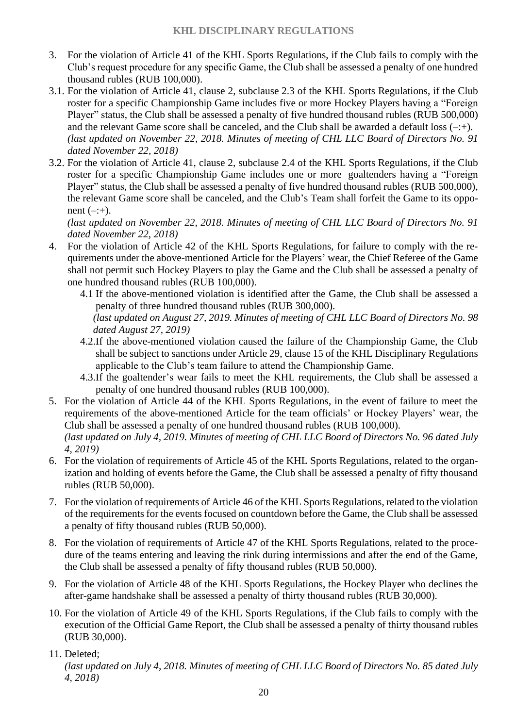3. For the violation of Article 41 of the KHL Sports Regulations, if the Club fails to comply with the Club's request procedure for any specific Game, the Club shall be assessed a penalty of one hundred thousand rubles (RUB 100,000).

3.1. For the violation of Article 41, clause 2, subclause 2.3 of the KHL Sports Regulations, if the Club roster for a specific Championship Game includes five or more Hockey Players having a "Foreign Player" status, the Club shall be assessed a penalty of five hundred thousand rubles (RUB 500,000) and the relevant Game score shall be canceled, and the Club shall be awarded a default loss (–:+).
*(last updated on November 22, 2018. Minutes of meeting of CHL LLC Board of Directors No. 91 dated November 22, 2018)*

3.2. For the violation of Article 41, clause 2, subclause 2.4 of the KHL Sports Regulations, if the Club roster for a specific Championship Game includes one or more goaltenders having a "Foreign Player" status, the Club shall be assessed a penalty of five hundred thousand rubles (RUB 500,000), the relevant Game score shall be canceled, and the Club's Team shall forfeit the Game to its opponent (–:+).
*(last updated on November 22, 2018. Minutes of meeting of CHL LLC Board of Directors No. 91 dated November 22, 2018)*

4. For the violation of Article 42 of the KHL Sports Regulations, for failure to comply with the requirements under the above-mentioned Article for the Players' wear, the Chief Referee of the Game shall not permit such Hockey Players to play the Game and the Club shall be assessed a penalty of one hundred thousand rubles (RUB 100,000).
   - 4.1 If the above-mentioned violation is identified after the Game, the Club shall be assessed a penalty of three hundred thousand rubles (RUB 300,000).
   *(last updated on August 27, 2019. Minutes of meeting of CHL LLC Board of Directors No. 98 dated August 27, 2019)*
   - 4.2.If the above-mentioned violation caused the failure of the Championship Game, the Club shall be subject to sanctions under Article 29, clause 15 of the KHL Disciplinary Regulations applicable to the Club's team failure to attend the Championship Game.
   - 4.3.If the goaltender's wear fails to meet the KHL requirements, the Club shall be assessed a penalty of one hundred thousand rubles (RUB 100,000).

5. For the violation of Article 44 of the KHL Sports Regulations, in the event of failure to meet the requirements of the above-mentioned Article for the team officials' or Hockey Players' wear, the Club shall be assessed a penalty of one hundred thousand rubles (RUB 100,000).
*(last updated on July 4, 2019. Minutes of meeting of CHL LLC Board of Directors No. 96 dated July 4, 2019)*

6. For the violation of requirements of Article 45 of the KHL Sports Regulations, related to the organization and holding of events before the Game, the Club shall be assessed a penalty of fifty thousand rubles (RUB 50,000).

7. For the violation of requirements of Article 46 of the KHL Sports Regulations, related to the violation of the requirements for the events focused on countdown before the Game, the Club shall be assessed a penalty of fifty thousand rubles (RUB 50,000).

8. For the violation of requirements of Article 47 of the KHL Sports Regulations, related to the procedure of the teams entering and leaving the rink during intermissions and after the end of the Game, the Club shall be assessed a penalty of fifty thousand rubles (RUB 50,000).

9. For the violation of Article 48 of the KHL Sports Regulations, the Hockey Player who declines the after-game handshake shall be assessed a penalty of thirty thousand rubles (RUB 30,000).

10. For the violation of Article 49 of the KHL Sports Regulations, if the Club fails to comply with the execution of the Official Game Report, the Club shall be assessed a penalty of thirty thousand rubles (RUB 30,000).

11. Deleted;
*(last updated on July 4, 2018. Minutes of meeting of CHL LLC Board of Directors No. 85 dated July 4, 2018)*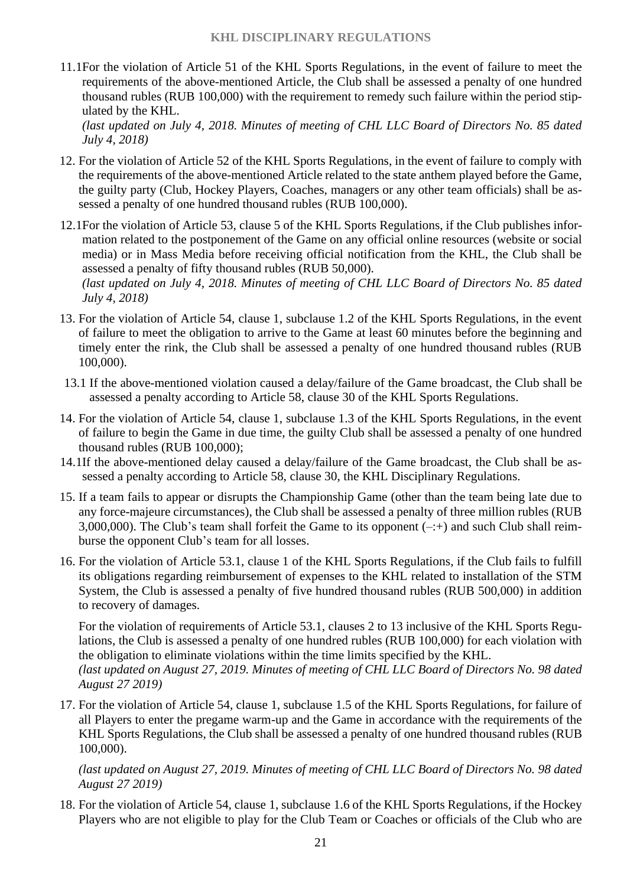11.1For the violation of Article 51 of the KHL Sports Regulations, in the event of failure to meet the requirements of the above-mentioned Article, the Club shall be assessed a penalty of one hundred thousand rubles (RUB 100,000) with the requirement to remedy such failure within the period stipulated by the KHL.
*(last updated on July 4, 2018. Minutes of meeting of CHL LLC Board of Directors No. 85 dated July 4, 2018)*

12. For the violation of Article 52 of the KHL Sports Regulations, in the event of failure to comply with the requirements of the above-mentioned Article related to the state anthem played before the Game, the guilty party (Club, Hockey Players, Coaches, managers or any other team officials) shall be assessed a penalty of one hundred thousand rubles (RUB 100,000).

12.1For the violation of Article 53, clause 5 of the KHL Sports Regulations, if the Club publishes information related to the postponement of the Game on any official online resources (website or social media) or in Mass Media before receiving official notification from the KHL, the Club shall be assessed a penalty of fifty thousand rubles (RUB 50,000).
*(last updated on July 4, 2018. Minutes of meeting of CHL LLC Board of Directors No. 85 dated July 4, 2018)*

13. For the violation of Article 54, clause 1, subclause 1.2 of the KHL Sports Regulations, in the event of failure to meet the obligation to arrive to the Game at least 60 minutes before the beginning and timely enter the rink, the Club shall be assessed a penalty of one hundred thousand rubles (RUB 100,000).

13.1 If the above-mentioned violation caused a delay/failure of the Game broadcast, the Club shall be assessed a penalty according to Article 58, clause 30 of the KHL Sports Regulations.

14. For the violation of Article 54, clause 1, subclause 1.3 of the KHL Sports Regulations, in the event of failure to begin the Game in due time, the guilty Club shall be assessed a penalty of one hundred thousand rubles (RUB 100,000);

14.1If the above-mentioned delay caused a delay/failure of the Game broadcast, the Club shall be assessed a penalty according to Article 58, clause 30, the KHL Disciplinary Regulations.

15. If a team fails to appear or disrupts the Championship Game (other than the team being late due to any force-majeure circumstances), the Club shall be assessed a penalty of three million rubles (RUB 3,000,000). The Club's team shall forfeit the Game to its opponent (–:+) and such Club shall reimburse the opponent Club's team for all losses.

16. For the violation of Article 53.1, clause 1 of the KHL Sports Regulations, if the Club fails to fulfill its obligations regarding reimbursement of expenses to the KHL related to installation of the STM System, the Club is assessed a penalty of five hundred thousand rubles (RUB 500,000) in addition to recovery of damages.

    For the violation of requirements of Article 53.1, clauses 2 to 13 inclusive of the KHL Sports Regulations, the Club is assessed a penalty of one hundred rubles (RUB 100,000) for each violation with the obligation to eliminate violations within the time limits specified by the KHL.
    *(last updated on August 27, 2019. Minutes of meeting of CHL LLC Board of Directors No. 98 dated August 27 2019)*

17. For the violation of Article 54, clause 1, subclause 1.5 of the KHL Sports Regulations, for failure of all Players to enter the pregame warm-up and the Game in accordance with the requirements of the KHL Sports Regulations, the Club shall be assessed a penalty of one hundred thousand rubles (RUB 100,000).

    *(last updated on August 27, 2019. Minutes of meeting of CHL LLC Board of Directors No. 98 dated August 27 2019)*

18. For the violation of Article 54, clause 1, subclause 1.6 of the KHL Sports Regulations, if the Hockey Players who are not eligible to play for the Club Team or Coaches or officials of the Club who are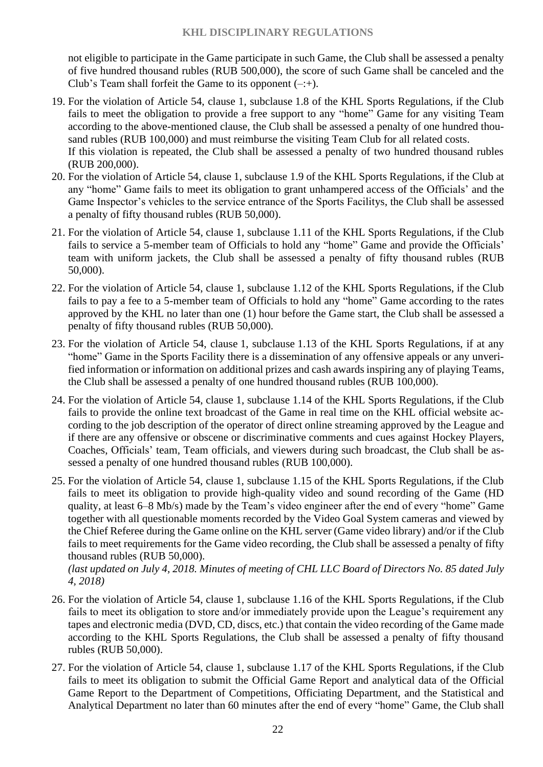not eligible to participate in the Game participate in such Game, the Club shall be assessed a penalty of five hundred thousand rubles (RUB 500,000), the score of such Game shall be canceled and the Club's Team shall forfeit the Game to its opponent (–:+).

19. For the violation of Article 54, clause 1, subclause 1.8 of the KHL Sports Regulations, if the Club fails to meet the obligation to provide a free support to any "home" Game for any visiting Team according to the above-mentioned clause, the Club shall be assessed a penalty of one hundred thousand rubles (RUB 100,000) and must reimburse the visiting Team Club for all related costs.
    If this violation is repeated, the Club shall be assessed a penalty of two hundred thousand rubles (RUB 200,000).
20. For the violation of Article 54, clause 1, subclause 1.9 of the KHL Sports Regulations, if the Club at any "home" Game fails to meet its obligation to grant unhampered access of the Officials' and the Game Inspector's vehicles to the service entrance of the Sports Facilitys, the Club shall be assessed a penalty of fifty thousand rubles (RUB 50,000).
21. For the violation of Article 54, clause 1, subclause 1.11 of the KHL Sports Regulations, if the Club fails to service a 5-member team of Officials to hold any "home" Game and provide the Officials' team with uniform jackets, the Club shall be assessed a penalty of fifty thousand rubles (RUB 50,000).
22. For the violation of Article 54, clause 1, subclause 1.12 of the KHL Sports Regulations, if the Club fails to pay a fee to a 5-member team of Officials to hold any "home" Game according to the rates approved by the KHL no later than one (1) hour before the Game start, the Club shall be assessed a penalty of fifty thousand rubles (RUB 50,000).
23. For the violation of Article 54, clause 1, subclause 1.13 of the KHL Sports Regulations, if at any "home" Game in the Sports Facility there is a dissemination of any offensive appeals or any unverified information or information on additional prizes and cash awards inspiring any of playing Teams, the Club shall be assessed a penalty of one hundred thousand rubles (RUB 100,000).
24. For the violation of Article 54, clause 1, subclause 1.14 of the KHL Sports Regulations, if the Club fails to provide the online text broadcast of the Game in real time on the KHL official website according to the job description of the operator of direct online streaming approved by the League and if there are any offensive or obscene or discriminative comments and cues against Hockey Players, Coaches, Officials' team, Team officials, and viewers during such broadcast, the Club shall be assessed a penalty of one hundred thousand rubles (RUB 100,000).
25. For the violation of Article 54, clause 1, subclause 1.15 of the KHL Sports Regulations, if the Club fails to meet its obligation to provide high-quality video and sound recording of the Game (HD quality, at least 6–8 Mb/s) made by the Team's video engineer after the end of every "home" Game together with all questionable moments recorded by the Video Goal System cameras and viewed by the Chief Referee during the Game online on the KHL server (Game video library) and/or if the Club fails to meet requirements for the Game video recording, the Club shall be assessed a penalty of fifty thousand rubles (RUB 50,000).
    *(last updated on July 4, 2018. Minutes of meeting of CHL LLC Board of Directors No. 85 dated July 4, 2018)*
26. For the violation of Article 54, clause 1, subclause 1.16 of the KHL Sports Regulations, if the Club fails to meet its obligation to store and/or immediately provide upon the League's requirement any tapes and electronic media (DVD, CD, discs, etc.) that contain the video recording of the Game made according to the KHL Sports Regulations, the Club shall be assessed a penalty of fifty thousand rubles (RUB 50,000).
27. For the violation of Article 54, clause 1, subclause 1.17 of the KHL Sports Regulations, if the Club fails to meet its obligation to submit the Official Game Report and analytical data of the Official Game Report to the Department of Competitions, Officiating Department, and the Statistical and Analytical Department no later than 60 minutes after the end of every "home" Game, the Club shall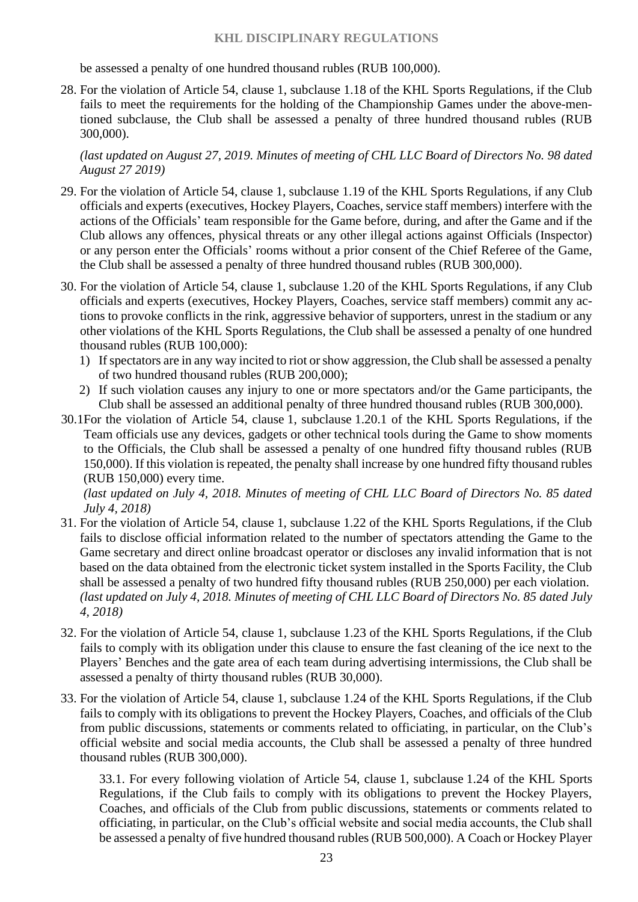be assessed a penalty of one hundred thousand rubles (RUB 100,000).

28. For the violation of Article 54, clause 1, subclause 1.18 of the KHL Sports Regulations, if the Club fails to meet the requirements for the holding of the Championship Games under the above-mentioned subclause, the Club shall be assessed a penalty of three hundred thousand rubles (RUB 300,000).

    *(last updated on August 27, 2019. Minutes of meeting of CHL LLC Board of Directors No. 98 dated August 27 2019)*

29. For the violation of Article 54, clause 1, subclause 1.19 of the KHL Sports Regulations, if any Club officials and experts (executives, Hockey Players, Coaches, service staff members) interfere with the actions of the Officials' team responsible for the Game before, during, and after the Game and if the Club allows any offences, physical threats or any other illegal actions against Officials (Inspector) or any person enter the Officials' rooms without a prior consent of the Chief Referee of the Game, the Club shall be assessed a penalty of three hundred thousand rubles (RUB 300,000).

30. For the violation of Article 54, clause 1, subclause 1.20 of the KHL Sports Regulations, if any Club officials and experts (executives, Hockey Players, Coaches, service staff members) commit any actions to provoke conflicts in the rink, aggressive behavior of supporters, unrest in the stadium or any other violations of the KHL Sports Regulations, the Club shall be assessed a penalty of one hundred thousand rubles (RUB 100,000):
    1) If spectators are in any way incited to riot or show aggression, the Club shall be assessed a penalty of two hundred thousand rubles (RUB 200,000);
    2) If such violation causes any injury to one or more spectators and/or the Game participants, the Club shall be assessed an additional penalty of three hundred thousand rubles (RUB 300,000).

30.1 For the violation of Article 54, clause 1, subclause 1.20.1 of the KHL Sports Regulations, if the Team officials use any devices, gadgets or other technical tools during the Game to show moments to the Officials, the Club shall be assessed a penalty of one hundred fifty thousand rubles (RUB 150,000). If this violation is repeated, the penalty shall increase by one hundred fifty thousand rubles (RUB 150,000) every time.
*(last updated on July 4, 2018. Minutes of meeting of CHL LLC Board of Directors No. 85 dated July 4, 2018)*

31. For the violation of Article 54, clause 1, subclause 1.22 of the KHL Sports Regulations, if the Club fails to disclose official information related to the number of spectators attending the Game to the Game secretary and direct online broadcast operator or discloses any invalid information that is not based on the data obtained from the electronic ticket system installed in the Sports Facility, the Club shall be assessed a penalty of two hundred fifty thousand rubles (RUB 250,000) per each violation.
    *(last updated on July 4, 2018. Minutes of meeting of CHL LLC Board of Directors No. 85 dated July 4, 2018)*

32. For the violation of Article 54, clause 1, subclause 1.23 of the KHL Sports Regulations, if the Club fails to comply with its obligation under this clause to ensure the fast cleaning of the ice next to the Players' Benches and the gate area of each team during advertising intermissions, the Club shall be assessed a penalty of thirty thousand rubles (RUB 30,000).

33. For the violation of Article 54, clause 1, subclause 1.24 of the KHL Sports Regulations, if the Club fails to comply with its obligations to prevent the Hockey Players, Coaches, and officials of the Club from public discussions, statements or comments related to officiating, in particular, on the Club's official website and social media accounts, the Club shall be assessed a penalty of three hundred thousand rubles (RUB 300,000).

    33.1. For every following violation of Article 54, clause 1, subclause 1.24 of the KHL Sports Regulations, if the Club fails to comply with its obligations to prevent the Hockey Players, Coaches, and officials of the Club from public discussions, statements or comments related to officiating, in particular, on the Club's official website and social media accounts, the Club shall be assessed a penalty of five hundred thousand rubles (RUB 500,000). A Coach or Hockey Player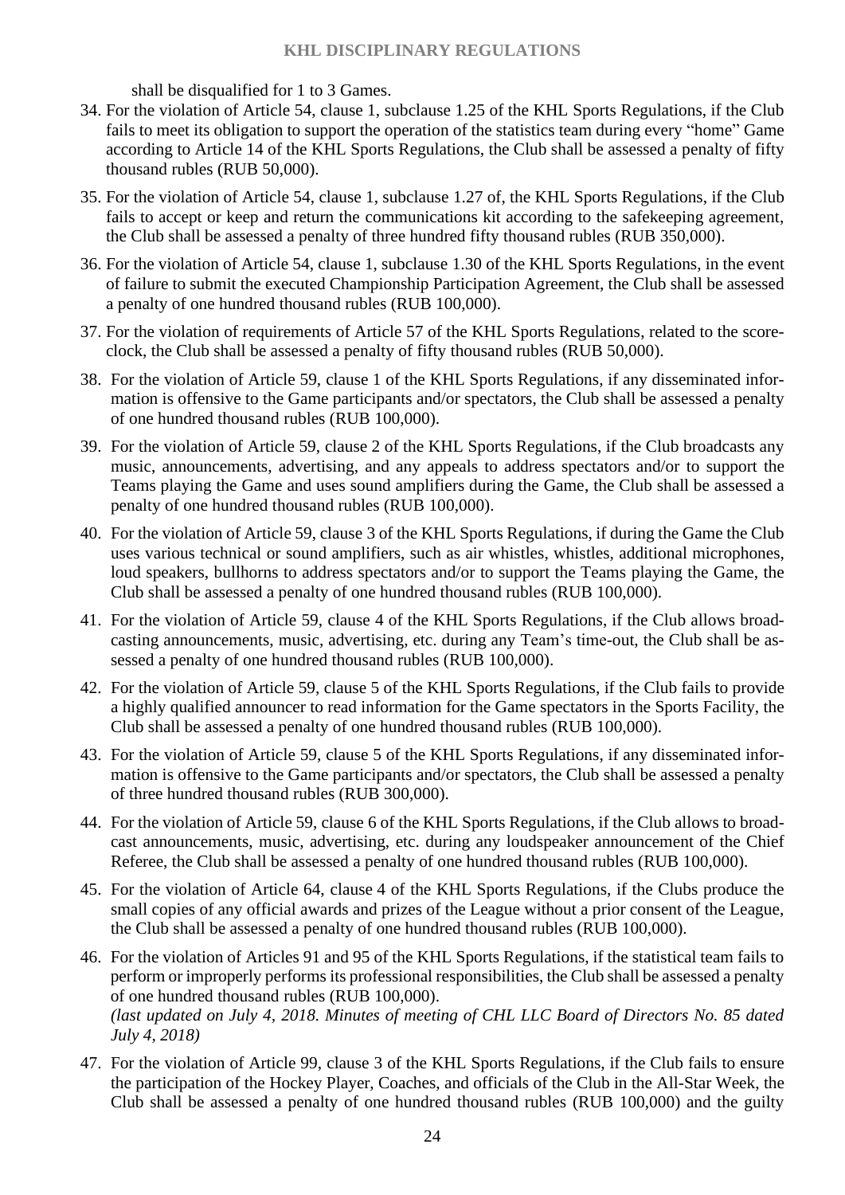shall be disqualified for 1 to 3 Games.

34. For the violation of Article 54, clause 1, subclause 1.25 of the KHL Sports Regulations, if the Club fails to meet its obligation to support the operation of the statistics team during every "home" Game according to Article 14 of the KHL Sports Regulations, the Club shall be assessed a penalty of fifty thousand rubles (RUB 50,000).

35. For the violation of Article 54, clause 1, subclause 1.27 of, the KHL Sports Regulations, if the Club fails to accept or keep and return the communications kit according to the safekeeping agreement, the Club shall be assessed a penalty of three hundred fifty thousand rubles (RUB 350,000).

36. For the violation of Article 54, clause 1, subclause 1.30 of the KHL Sports Regulations, in the event of failure to submit the executed Championship Participation Agreement, the Club shall be assessed a penalty of one hundred thousand rubles (RUB 100,000).

37. For the violation of requirements of Article 57 of the KHL Sports Regulations, related to the score-clock, the Club shall be assessed a penalty of fifty thousand rubles (RUB 50,000).

38. For the violation of Article 59, clause 1 of the KHL Sports Regulations, if any disseminated information is offensive to the Game participants and/or spectators, the Club shall be assessed a penalty of one hundred thousand rubles (RUB 100,000).

39. For the violation of Article 59, clause 2 of the KHL Sports Regulations, if the Club broadcasts any music, announcements, advertising, and any appeals to address spectators and/or to support the Teams playing the Game and uses sound amplifiers during the Game, the Club shall be assessed a penalty of one hundred thousand rubles (RUB 100,000).

40. For the violation of Article 59, clause 3 of the KHL Sports Regulations, if during the Game the Club uses various technical or sound amplifiers, such as air whistles, whistles, additional microphones, loud speakers, bullhorns to address spectators and/or to support the Teams playing the Game, the Club shall be assessed a penalty of one hundred thousand rubles (RUB 100,000).

41. For the violation of Article 59, clause 4 of the KHL Sports Regulations, if the Club allows broadcasting announcements, music, advertising, etc. during any Team's time-out, the Club shall be assessed a penalty of one hundred thousand rubles (RUB 100,000).

42. For the violation of Article 59, clause 5 of the KHL Sports Regulations, if the Club fails to provide a highly qualified announcer to read information for the Game spectators in the Sports Facility, the Club shall be assessed a penalty of one hundred thousand rubles (RUB 100,000).

43. For the violation of Article 59, clause 5 of the KHL Sports Regulations, if any disseminated information is offensive to the Game participants and/or spectators, the Club shall be assessed a penalty of three hundred thousand rubles (RUB 300,000).

44. For the violation of Article 59, clause 6 of the KHL Sports Regulations, if the Club allows to broadcast announcements, music, advertising, etc. during any loudspeaker announcement of the Chief Referee, the Club shall be assessed a penalty of one hundred thousand rubles (RUB 100,000).

45. For the violation of Article 64, clause 4 of the KHL Sports Regulations, if the Clubs produce the small copies of any official awards and prizes of the League without a prior consent of the League, the Club shall be assessed a penalty of one hundred thousand rubles (RUB 100,000).

46. For the violation of Articles 91 and 95 of the KHL Sports Regulations, if the statistical team fails to perform or improperly performs its professional responsibilities, the Club shall be assessed a penalty of one hundred thousand rubles (RUB 100,000).
*(last updated on July 4, 2018. Minutes of meeting of CHL LLC Board of Directors No. 85 dated July 4, 2018)*

47. For the violation of Article 99, clause 3 of the KHL Sports Regulations, if the Club fails to ensure the participation of the Hockey Player, Coaches, and officials of the Club in the All-Star Week, the Club shall be assessed a penalty of one hundred thousand rubles (RUB 100,000) and the guilty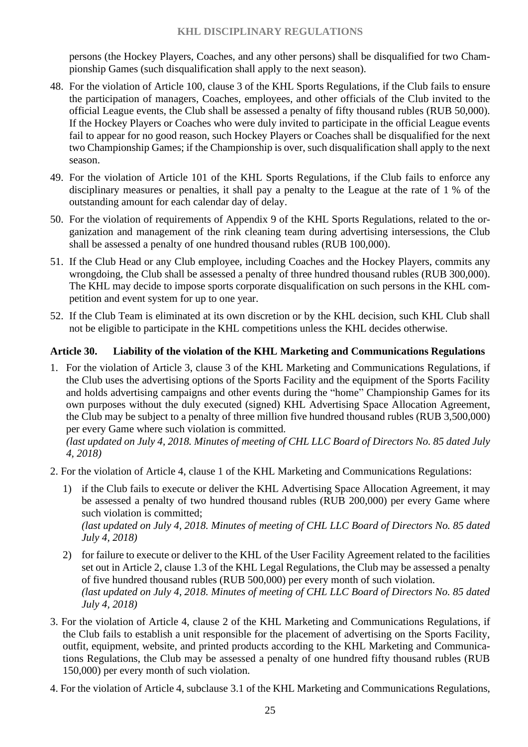persons (the Hockey Players, Coaches, and any other persons) shall be disqualified for two Championship Games (such disqualification shall apply to the next season).

48. For the violation of Article 100, clause 3 of the KHL Sports Regulations, if the Club fails to ensure the participation of managers, Coaches, employees, and other officials of the Club invited to the official League events, the Club shall be assessed a penalty of fifty thousand rubles (RUB 50,000). If the Hockey Players or Coaches who were duly invited to participate in the official League events fail to appear for no good reason, such Hockey Players or Coaches shall be disqualified for the next two Championship Games; if the Championship is over, such disqualification shall apply to the next season.

49. For the violation of Article 101 of the KHL Sports Regulations, if the Club fails to enforce any disciplinary measures or penalties, it shall pay a penalty to the League at the rate of 1 % of the outstanding amount for each calendar day of delay.

50. For the violation of requirements of Appendix 9 of the KHL Sports Regulations, related to the organization and management of the rink cleaning team during advertising intersessions, the Club shall be assessed a penalty of one hundred thousand rubles (RUB 100,000).

51. If the Club Head or any Club employee, including Coaches and the Hockey Players, commits any wrongdoing, the Club shall be assessed a penalty of three hundred thousand rubles (RUB 300,000). The KHL may decide to impose sports corporate disqualification on such persons in the KHL competition and event system for up to one year.

52. If the Club Team is eliminated at its own discretion or by the KHL decision, such KHL Club shall not be eligible to participate in the KHL competitions unless the KHL decides otherwise.

## Article 30. Liability of the violation of the KHL Marketing and Communications Regulations

1. For the violation of Article 3, clause 3 of the KHL Marketing and Communications Regulations, if the Club uses the advertising options of the Sports Facility and the equipment of the Sports Facility and holds advertising campaigns and other events during the "home" Championship Games for its own purposes without the duly executed (signed) KHL Advertising Space Allocation Agreement, the Club may be subject to a penalty of three million five hundred thousand rubles (RUB 3,500,000) per every Game where such violation is committed.
*(last updated on July 4, 2018. Minutes of meeting of CHL LLC Board of Directors No. 85 dated July 4, 2018)*

2. For the violation of Article 4, clause 1 of the KHL Marketing and Communications Regulations:
   1) if the Club fails to execute or deliver the KHL Advertising Space Allocation Agreement, it may be assessed a penalty of two hundred thousand rubles (RUB 200,000) per every Game where such violation is committed;
   *(last updated on July 4, 2018. Minutes of meeting of CHL LLC Board of Directors No. 85 dated July 4, 2018)*
   2) for failure to execute or deliver to the KHL of the User Facility Agreement related to the facilities set out in Article 2, clause 1.3 of the KHL Legal Regulations, the Club may be assessed a penalty of five hundred thousand rubles (RUB 500,000) per every month of such violation.
   *(last updated on July 4, 2018. Minutes of meeting of CHL LLC Board of Directors No. 85 dated July 4, 2018)*

3. For the violation of Article 4, clause 2 of the KHL Marketing and Communications Regulations, if the Club fails to establish a unit responsible for the placement of advertising on the Sports Facility, outfit, equipment, website, and printed products according to the KHL Marketing and Communications Regulations, the Club may be assessed a penalty of one hundred fifty thousand rubles (RUB 150,000) per every month of such violation.

4. For the violation of Article 4, subclause 3.1 of the KHL Marketing and Communications Regulations,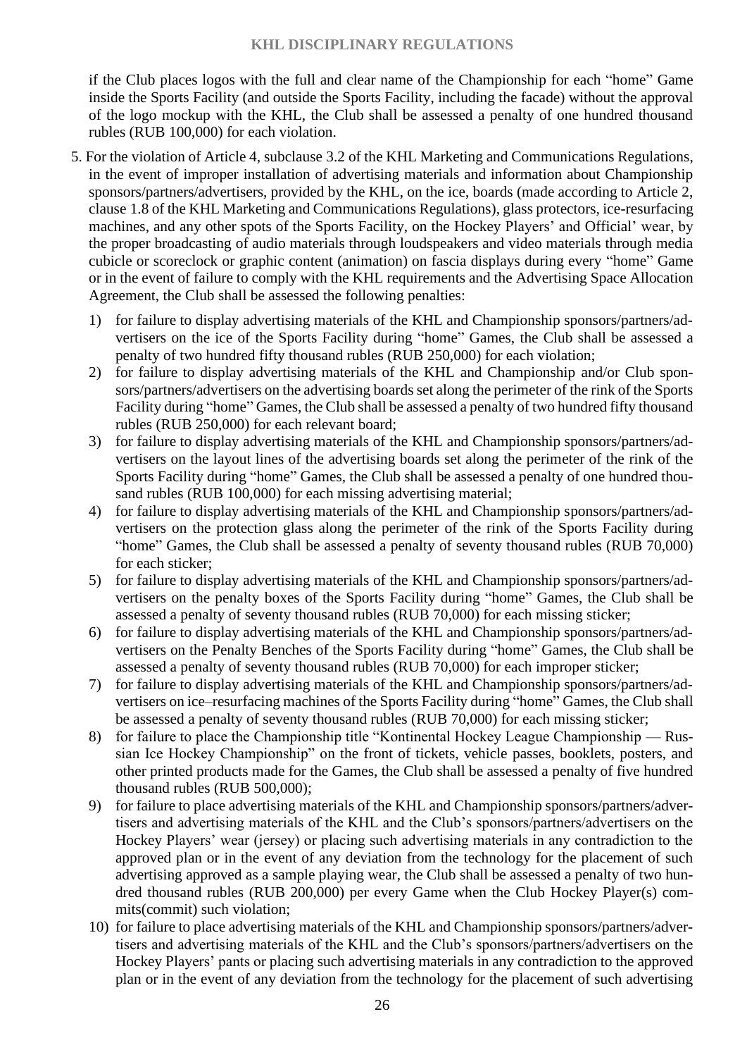if the Club places logos with the full and clear name of the Championship for each "home" Game inside the Sports Facility (and outside the Sports Facility, including the facade) without the approval of the logo mockup with the KHL, the Club shall be assessed a penalty of one hundred thousand rubles (RUB 100,000) for each violation.

5. For the violation of Article 4, subclause 3.2 of the KHL Marketing and Communications Regulations, in the event of improper installation of advertising materials and information about Championship sponsors/partners/advertisers, provided by the KHL, on the ice, boards (made according to Article 2, clause 1.8 of the KHL Marketing and Communications Regulations), glass protectors, ice-resurfacing machines, and any other spots of the Sports Facility, on the Hockey Players' and Official' wear, by the proper broadcasting of audio materials through loudspeakers and video materials through media cubicle or scoreclock or graphic content (animation) on fascia displays during every "home" Game or in the event of failure to comply with the KHL requirements and the Advertising Space Allocation Agreement, the Club shall be assessed the following penalties:

   1) for failure to display advertising materials of the KHL and Championship sponsors/partners/advertisers on the ice of the Sports Facility during "home" Games, the Club shall be assessed a penalty of two hundred fifty thousand rubles (RUB 250,000) for each violation;
   2) for failure to display advertising materials of the KHL and Championship and/or Club sponsors/partners/advertisers on the advertising boards set along the perimeter of the rink of the Sports Facility during "home" Games, the Club shall be assessed a penalty of two hundred fifty thousand rubles (RUB 250,000) for each relevant board;
   3) for failure to display advertising materials of the KHL and Championship sponsors/partners/advertisers on the layout lines of the advertising boards set along the perimeter of the rink of the Sports Facility during "home" Games, the Club shall be assessed a penalty of one hundred thousand rubles (RUB 100,000) for each missing advertising material;
   4) for failure to display advertising materials of the KHL and Championship sponsors/partners/advertisers on the protection glass along the perimeter of the rink of the Sports Facility during "home" Games, the Club shall be assessed a penalty of seventy thousand rubles (RUB 70,000) for each sticker;
   5) for failure to display advertising materials of the KHL and Championship sponsors/partners/advertisers on the penalty boxes of the Sports Facility during "home" Games, the Club shall be assessed a penalty of seventy thousand rubles (RUB 70,000) for each missing sticker;
   6) for failure to display advertising materials of the KHL and Championship sponsors/partners/advertisers on the Penalty Benches of the Sports Facility during "home" Games, the Club shall be assessed a penalty of seventy thousand rubles (RUB 70,000) for each improper sticker;
   7) for failure to display advertising materials of the KHL and Championship sponsors/partners/advertisers on ice–resurfacing machines of the Sports Facility during "home" Games, the Club shall be assessed a penalty of seventy thousand rubles (RUB 70,000) for each missing sticker;
   8) for failure to place the Championship title "Kontinental Hockey League Championship — Russian Ice Hockey Championship" on the front of tickets, vehicle passes, booklets, posters, and other printed products made for the Games, the Club shall be assessed a penalty of five hundred thousand rubles (RUB 500,000);
   9) for failure to place advertising materials of the KHL and Championship sponsors/partners/advertisers and advertising materials of the KHL and the Club's sponsors/partners/advertisers on the Hockey Players' wear (jersey) or placing such advertising materials in any contradiction to the approved plan or in the event of any deviation from the technology for the placement of such advertising approved as a sample playing wear, the Club shall be assessed a penalty of two hundred thousand rubles (RUB 200,000) per every Game when the Club Hockey Player(s) commits(commit) such violation;
   10) for failure to place advertising materials of the KHL and Championship sponsors/partners/advertisers and advertising materials of the KHL and the Club's sponsors/partners/advertisers on the Hockey Players' pants or placing such advertising materials in any contradiction to the approved plan or in the event of any deviation from the technology for the placement of such advertising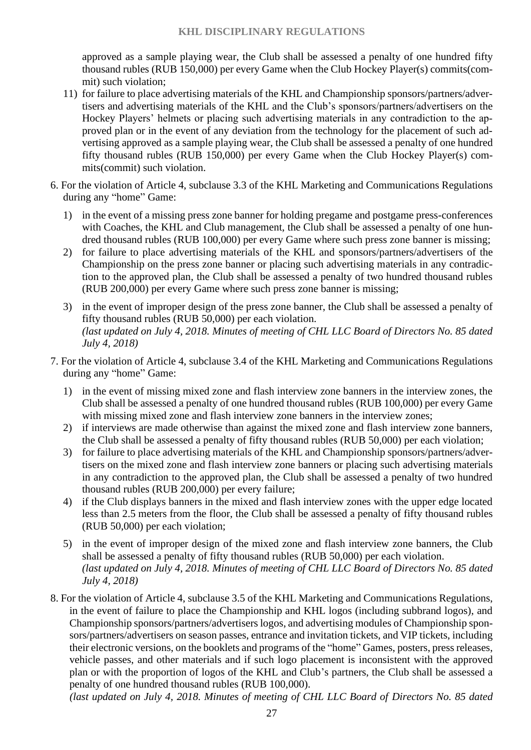approved as a sample playing wear, the Club shall be assessed a penalty of one hundred fifty thousand rubles (RUB 150,000) per every Game when the Club Hockey Player(s) commits(commit) such violation;

11) for failure to place advertising materials of the KHL and Championship sponsors/partners/advertisers and advertising materials of the KHL and the Club's sponsors/partners/advertisers on the Hockey Players' helmets or placing such advertising materials in any contradiction to the approved plan or in the event of any deviation from the technology for the placement of such advertising approved as a sample playing wear, the Club shall be assessed a penalty of one hundred fifty thousand rubles (RUB 150,000) per every Game when the Club Hockey Player(s) commits(commit) such violation.

6. For the violation of Article 4, subclause 3.3 of the KHL Marketing and Communications Regulations during any "home" Game:

   1) in the event of a missing press zone banner for holding pregame and postgame press-conferences with Coaches, the KHL and Club management, the Club shall be assessed a penalty of one hundred thousand rubles (RUB 100,000) per every Game where such press zone banner is missing;
   2) for failure to place advertising materials of the KHL and sponsors/partners/advertisers of the Championship on the press zone banner or placing such advertising materials in any contradiction to the approved plan, the Club shall be assessed a penalty of two hundred thousand rubles (RUB 200,000) per every Game where such press zone banner is missing;
   3) in the event of improper design of the press zone banner, the Club shall be assessed a penalty of fifty thousand rubles (RUB 50,000) per each violation.
   *(last updated on July 4, 2018. Minutes of meeting of CHL LLC Board of Directors No. 85 dated July 4, 2018)*

7. For the violation of Article 4, subclause 3.4 of the KHL Marketing and Communications Regulations during any "home" Game:

   1) in the event of missing mixed zone and flash interview zone banners in the interview zones, the Club shall be assessed a penalty of one hundred thousand rubles (RUB 100,000) per every Game with missing mixed zone and flash interview zone banners in the interview zones;
   2) if interviews are made otherwise than against the mixed zone and flash interview zone banners, the Club shall be assessed a penalty of fifty thousand rubles (RUB 50,000) per each violation;
   3) for failure to place advertising materials of the KHL and Championship sponsors/partners/advertisers on the mixed zone and flash interview zone banners or placing such advertising materials in any contradiction to the approved plan, the Club shall be assessed a penalty of two hundred thousand rubles (RUB 200,000) per every failure;
   4) if the Club displays banners in the mixed and flash interview zones with the upper edge located less than 2.5 meters from the floor, the Club shall be assessed a penalty of fifty thousand rubles (RUB 50,000) per each violation;
   5) in the event of improper design of the mixed zone and flash interview zone banners, the Club shall be assessed a penalty of fifty thousand rubles (RUB 50,000) per each violation.
   *(last updated on July 4, 2018. Minutes of meeting of CHL LLC Board of Directors No. 85 dated July 4, 2018)*

8. For the violation of Article 4, subclause 3.5 of the KHL Marketing and Communications Regulations, in the event of failure to place the Championship and KHL logos (including subbrand logos), and Championship sponsors/partners/advertisers logos, and advertising modules of Championship sponsors/partners/advertisers on season passes, entrance and invitation tickets, and VIP tickets, including their electronic versions, on the booklets and programs of the "home" Games, posters, press releases, vehicle passes, and other materials and if such logo placement is inconsistent with the approved plan or with the proportion of logos of the KHL and Club's partners, the Club shall be assessed a penalty of one hundred thousand rubles (RUB 100,000).
   *(last updated on July 4, 2018. Minutes of meeting of CHL LLC Board of Directors No. 85 dated*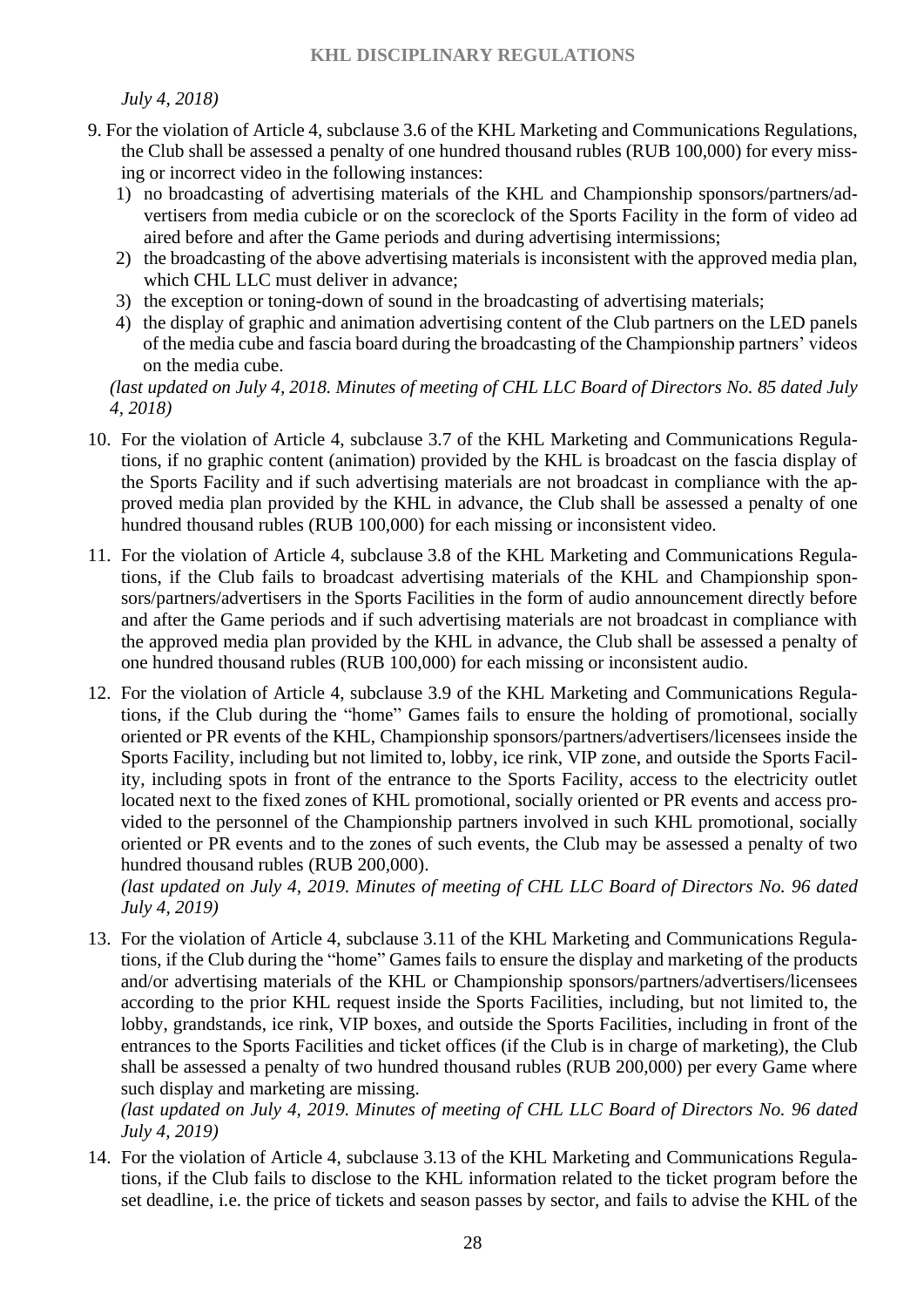*July 4, 2018)*

9. For the violation of Article 4, subclause 3.6 of the KHL Marketing and Communications Regulations, the Club shall be assessed a penalty of one hundred thousand rubles (RUB 100,000) for every missing or incorrect video in the following instances:
   1) no broadcasting of advertising materials of the KHL and Championship sponsors/partners/advertisers from media cubicle or on the scoreclock of the Sports Facility in the form of video ad aired before and after the Game periods and during advertising intermissions;
   2) the broadcasting of the above advertising materials is inconsistent with the approved media plan, which CHL LLC must deliver in advance;
   3) the exception or toning-down of sound in the broadcasting of advertising materials;
   4) the display of graphic and animation advertising content of the Club partners on the LED panels of the media cube and fascia board during the broadcasting of the Championship partners' videos on the media cube.

   *(last updated on July 4, 2018. Minutes of meeting of CHL LLC Board of Directors No. 85 dated July 4, 2018)*

10. For the violation of Article 4, subclause 3.7 of the KHL Marketing and Communications Regulations, if no graphic content (animation) provided by the KHL is broadcast on the fascia display of the Sports Facility and if such advertising materials are not broadcast in compliance with the approved media plan provided by the KHL in advance, the Club shall be assessed a penalty of one hundred thousand rubles (RUB 100,000) for each missing or inconsistent video.

11. For the violation of Article 4, subclause 3.8 of the KHL Marketing and Communications Regulations, if the Club fails to broadcast advertising materials of the KHL and Championship sponsors/partners/advertisers in the Sports Facilities in the form of audio announcement directly before and after the Game periods and if such advertising materials are not broadcast in compliance with the approved media plan provided by the KHL in advance, the Club shall be assessed a penalty of one hundred thousand rubles (RUB 100,000) for each missing or inconsistent audio.

12. For the violation of Article 4, subclause 3.9 of the KHL Marketing and Communications Regulations, if the Club during the "home" Games fails to ensure the holding of promotional, socially oriented or PR events of the KHL, Championship sponsors/partners/advertisers/licensees inside the Sports Facility, including but not limited to, lobby, ice rink, VIP zone, and outside the Sports Facility, including spots in front of the entrance to the Sports Facility, access to the electricity outlet located next to the fixed zones of KHL promotional, socially oriented or PR events and access provided to the personnel of the Championship partners involved in such KHL promotional, socially oriented or PR events and to the zones of such events, the Club may be assessed a penalty of two hundred thousand rubles (RUB 200,000).
    *(last updated on July 4, 2019. Minutes of meeting of CHL LLC Board of Directors No. 96 dated July 4, 2019)*

13. For the violation of Article 4, subclause 3.11 of the KHL Marketing and Communications Regulations, if the Club during the "home" Games fails to ensure the display and marketing of the products and/or advertising materials of the KHL or Championship sponsors/partners/advertisers/licensees according to the prior KHL request inside the Sports Facilities, including, but not limited to, the lobby, grandstands, ice rink, VIP boxes, and outside the Sports Facilities, including in front of the entrances to the Sports Facilities and ticket offices (if the Club is in charge of marketing), the Club shall be assessed a penalty of two hundred thousand rubles (RUB 200,000) per every Game where such display and marketing are missing.
    *(last updated on July 4, 2019. Minutes of meeting of CHL LLC Board of Directors No. 96 dated July 4, 2019)*

14. For the violation of Article 4, subclause 3.13 of the KHL Marketing and Communications Regulations, if the Club fails to disclose to the KHL information related to the ticket program before the set deadline, i.e. the price of tickets and season passes by sector, and fails to advise the KHL of the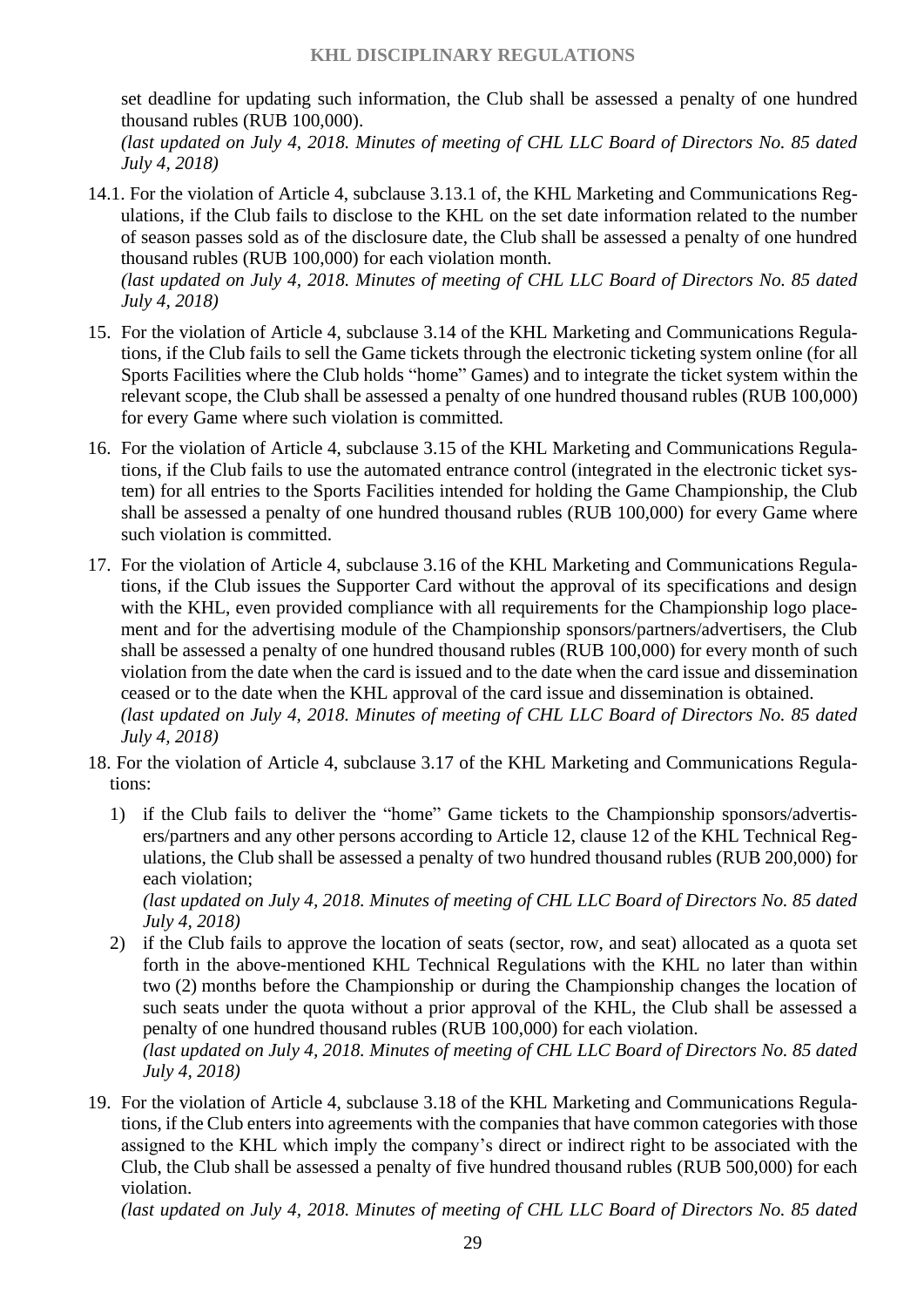set deadline for updating such information, the Club shall be assessed a penalty of one hundred thousand rubles (RUB 100,000).
*(last updated on July 4, 2018. Minutes of meeting of CHL LLC Board of Directors No. 85 dated July 4, 2018)*

14.1. For the violation of Article 4, subclause 3.13.1 of, the KHL Marketing and Communications Regulations, if the Club fails to disclose to the KHL on the set date information related to the number of season passes sold as of the disclosure date, the Club shall be assessed a penalty of one hundred thousand rubles (RUB 100,000) for each violation month.
*(last updated on July 4, 2018. Minutes of meeting of CHL LLC Board of Directors No. 85 dated July 4, 2018)*

15. For the violation of Article 4, subclause 3.14 of the KHL Marketing and Communications Regulations, if the Club fails to sell the Game tickets through the electronic ticketing system online (for all Sports Facilities where the Club holds "home" Games) and to integrate the ticket system within the relevant scope, the Club shall be assessed a penalty of one hundred thousand rubles (RUB 100,000) for every Game where such violation is committed.

16. For the violation of Article 4, subclause 3.15 of the KHL Marketing and Communications Regulations, if the Club fails to use the automated entrance control (integrated in the electronic ticket system) for all entries to the Sports Facilities intended for holding the Game Championship, the Club shall be assessed a penalty of one hundred thousand rubles (RUB 100,000) for every Game where such violation is committed.

17. For the violation of Article 4, subclause 3.16 of the KHL Marketing and Communications Regulations, if the Club issues the Supporter Card without the approval of its specifications and design with the KHL, even provided compliance with all requirements for the Championship logo placement and for the advertising module of the Championship sponsors/partners/advertisers, the Club shall be assessed a penalty of one hundred thousand rubles (RUB 100,000) for every month of such violation from the date when the card is issued and to the date when the card issue and dissemination ceased or to the date when the KHL approval of the card issue and dissemination is obtained.
*(last updated on July 4, 2018. Minutes of meeting of CHL LLC Board of Directors No. 85 dated July 4, 2018)*

18. For the violation of Article 4, subclause 3.17 of the KHL Marketing and Communications Regulations:

    1) if the Club fails to deliver the "home" Game tickets to the Championship sponsors/advertisers/partners and any other persons according to Article 12, clause 12 of the KHL Technical Regulations, the Club shall be assessed a penalty of two hundred thousand rubles (RUB 200,000) for each violation;
    *(last updated on July 4, 2018. Minutes of meeting of CHL LLC Board of Directors No. 85 dated July 4, 2018)*

    2) if the Club fails to approve the location of seats (sector, row, and seat) allocated as a quota set forth in the above-mentioned KHL Technical Regulations with the KHL no later than within two (2) months before the Championship or during the Championship changes the location of such seats under the quota without a prior approval of the KHL, the Club shall be assessed a penalty of one hundred thousand rubles (RUB 100,000) for each violation.
    *(last updated on July 4, 2018. Minutes of meeting of CHL LLC Board of Directors No. 85 dated July 4, 2018)*

19. For the violation of Article 4, subclause 3.18 of the KHL Marketing and Communications Regulations, if the Club enters into agreements with the companies that have common categories with those assigned to the KHL which imply the company's direct or indirect right to be associated with the Club, the Club shall be assessed a penalty of five hundred thousand rubles (RUB 500,000) for each violation.
*(last updated on July 4, 2018. Minutes of meeting of CHL LLC Board of Directors No. 85 dated*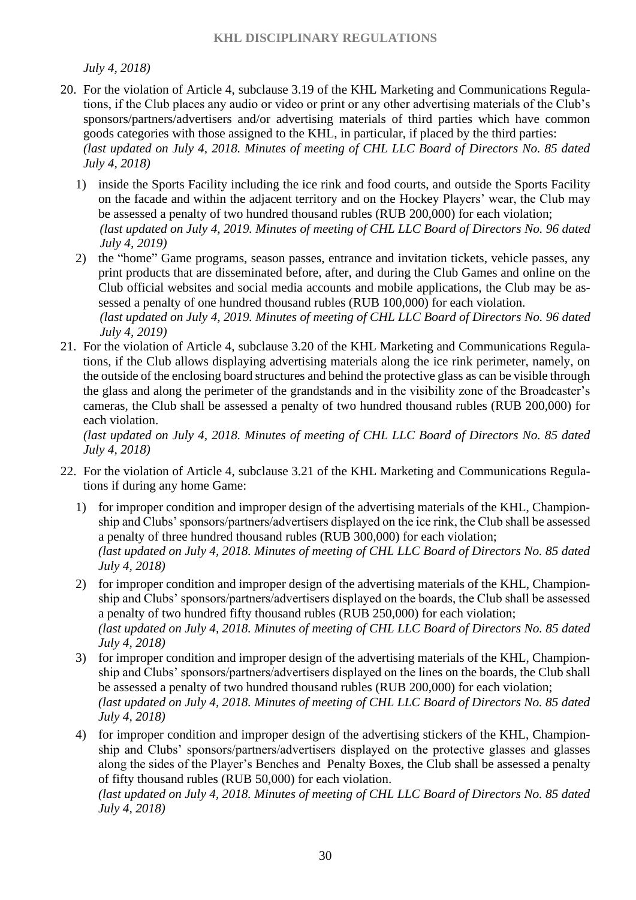*July 4, 2018)*

20. For the violation of Article 4, subclause 3.19 of the KHL Marketing and Communications Regulations, if the Club places any audio or video or print or any other advertising materials of the Club's sponsors/partners/advertisers and/or advertising materials of third parties which have common goods categories with those assigned to the KHL, in particular, if placed by the third parties:
*(last updated on July 4, 2018. Minutes of meeting of CHL LLC Board of Directors No. 85 dated July 4, 2018)*

    1) inside the Sports Facility including the ice rink and food courts, and outside the Sports Facility on the facade and within the adjacent territory and on the Hockey Players' wear, the Club may be assessed a penalty of two hundred thousand rubles (RUB 200,000) for each violation;
    *(last updated on July 4, 2019. Minutes of meeting of CHL LLC Board of Directors No. 96 dated July 4, 2019)*
    2) the "home" Game programs, season passes, entrance and invitation tickets, vehicle passes, any print products that are disseminated before, after, and during the Club Games and online on the Club official websites and social media accounts and mobile applications, the Club may be assessed a penalty of one hundred thousand rubles (RUB 100,000) for each violation.
    *(last updated on July 4, 2019. Minutes of meeting of CHL LLC Board of Directors No. 96 dated July 4, 2019)*

21. For the violation of Article 4, subclause 3.20 of the KHL Marketing and Communications Regulations, if the Club allows displaying advertising materials along the ice rink perimeter, namely, on the outside of the enclosing board structures and behind the protective glass as can be visible through the glass and along the perimeter of the grandstands and in the visibility zone of the Broadcaster's cameras, the Club shall be assessed a penalty of two hundred thousand rubles (RUB 200,000) for each violation.
*(last updated on July 4, 2018. Minutes of meeting of CHL LLC Board of Directors No. 85 dated July 4, 2018)*

22. For the violation of Article 4, subclause 3.21 of the KHL Marketing and Communications Regulations if during any home Game:

    1) for improper condition and improper design of the advertising materials of the KHL, Championship and Clubs' sponsors/partners/advertisers displayed on the ice rink, the Club shall be assessed a penalty of three hundred thousand rubles (RUB 300,000) for each violation;
    *(last updated on July 4, 2018. Minutes of meeting of CHL LLC Board of Directors No. 85 dated July 4, 2018)*
    2) for improper condition and improper design of the advertising materials of the KHL, Championship and Clubs' sponsors/partners/advertisers displayed on the boards, the Club shall be assessed a penalty of two hundred fifty thousand rubles (RUB 250,000) for each violation;
    *(last updated on July 4, 2018. Minutes of meeting of CHL LLC Board of Directors No. 85 dated July 4, 2018)*
    3) for improper condition and improper design of the advertising materials of the KHL, Championship and Clubs' sponsors/partners/advertisers displayed on the lines on the boards, the Club shall be assessed a penalty of two hundred thousand rubles (RUB 200,000) for each violation;
    *(last updated on July 4, 2018. Minutes of meeting of CHL LLC Board of Directors No. 85 dated July 4, 2018)*
    4) for improper condition and improper design of the advertising stickers of the KHL, Championship and Clubs' sponsors/partners/advertisers displayed on the protective glasses and glasses along the sides of the Player's Benches and Penalty Boxes, the Club shall be assessed a penalty of fifty thousand rubles (RUB 50,000) for each violation.
    *(last updated on July 4, 2018. Minutes of meeting of CHL LLC Board of Directors No. 85 dated July 4, 2018)*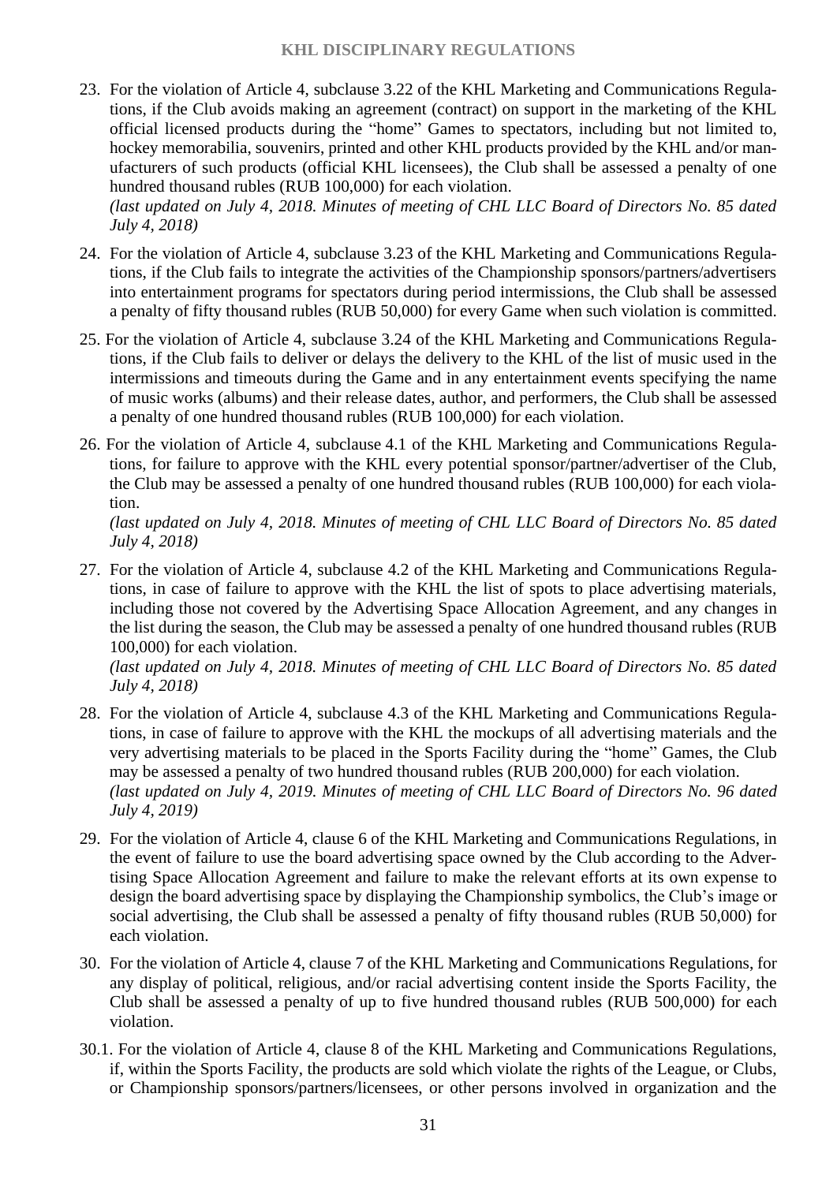23. For the violation of Article 4, subclause 3.22 of the KHL Marketing and Communications Regulations, if the Club avoids making an agreement (contract) on support in the marketing of the KHL official licensed products during the "home" Games to spectators, including but not limited to, hockey memorabilia, souvenirs, printed and other KHL products provided by the KHL and/or manufacturers of such products (official KHL licensees), the Club shall be assessed a penalty of one hundred thousand rubles (RUB 100,000) for each violation.
*(last updated on July 4, 2018. Minutes of meeting of CHL LLC Board of Directors No. 85 dated July 4, 2018)*

24. For the violation of Article 4, subclause 3.23 of the KHL Marketing and Communications Regulations, if the Club fails to integrate the activities of the Championship sponsors/partners/advertisers into entertainment programs for spectators during period intermissions, the Club shall be assessed a penalty of fifty thousand rubles (RUB 50,000) for every Game when such violation is committed.

25. For the violation of Article 4, subclause 3.24 of the KHL Marketing and Communications Regulations, if the Club fails to deliver or delays the delivery to the KHL of the list of music used in the intermissions and timeouts during the Game and in any entertainment events specifying the name of music works (albums) and their release dates, author, and performers, the Club shall be assessed a penalty of one hundred thousand rubles (RUB 100,000) for each violation.

26. For the violation of Article 4, subclause 4.1 of the KHL Marketing and Communications Regulations, for failure to approve with the KHL every potential sponsor/partner/advertiser of the Club, the Club may be assessed a penalty of one hundred thousand rubles (RUB 100,000) for each violation.
*(last updated on July 4, 2018. Minutes of meeting of CHL LLC Board of Directors No. 85 dated July 4, 2018)*

27. For the violation of Article 4, subclause 4.2 of the KHL Marketing and Communications Regulations, in case of failure to approve with the KHL the list of spots to place advertising materials, including those not covered by the Advertising Space Allocation Agreement, and any changes in the list during the season, the Club may be assessed a penalty of one hundred thousand rubles (RUB 100,000) for each violation.
*(last updated on July 4, 2018. Minutes of meeting of CHL LLC Board of Directors No. 85 dated July 4, 2018)*

28. For the violation of Article 4, subclause 4.3 of the KHL Marketing and Communications Regulations, in case of failure to approve with the KHL the mockups of all advertising materials and the very advertising materials to be placed in the Sports Facility during the "home" Games, the Club may be assessed a penalty of two hundred thousand rubles (RUB 200,000) for each violation.
*(last updated on July 4, 2019. Minutes of meeting of CHL LLC Board of Directors No. 96 dated July 4, 2019)*

29. For the violation of Article 4, clause 6 of the KHL Marketing and Communications Regulations, in the event of failure to use the board advertising space owned by the Club according to the Advertising Space Allocation Agreement and failure to make the relevant efforts at its own expense to design the board advertising space by displaying the Championship symbolics, the Club's image or social advertising, the Club shall be assessed a penalty of fifty thousand rubles (RUB 50,000) for each violation.

30. For the violation of Article 4, clause 7 of the KHL Marketing and Communications Regulations, for any display of political, religious, and/or racial advertising content inside the Sports Facility, the Club shall be assessed a penalty of up to five hundred thousand rubles (RUB 500,000) for each violation.

30.1. For the violation of Article 4, clause 8 of the KHL Marketing and Communications Regulations, if, within the Sports Facility, the products are sold which violate the rights of the League, or Clubs, or Championship sponsors/partners/licensees, or other persons involved in organization and the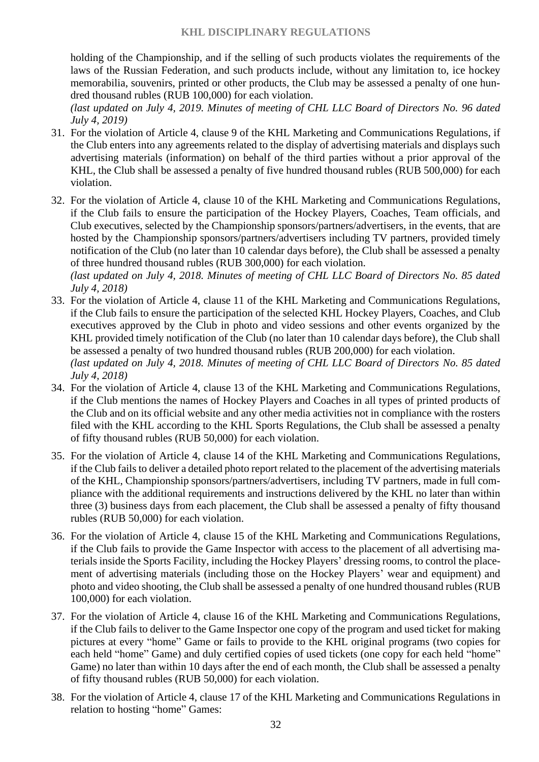holding of the Championship, and if the selling of such products violates the requirements of the laws of the Russian Federation, and such products include, without any limitation to, ice hockey memorabilia, souvenirs, printed or other products, the Club may be assessed a penalty of one hundred thousand rubles (RUB 100,000) for each violation.
*(last updated on July 4, 2019. Minutes of meeting of CHL LLC Board of Directors No. 96 dated July 4, 2019)*

31. For the violation of Article 4, clause 9 of the KHL Marketing and Communications Regulations, if the Club enters into any agreements related to the display of advertising materials and displays such advertising materials (information) on behalf of the third parties without a prior approval of the KHL, the Club shall be assessed a penalty of five hundred thousand rubles (RUB 500,000) for each violation.

32. For the violation of Article 4, clause 10 of the KHL Marketing and Communications Regulations, if the Club fails to ensure the participation of the Hockey Players, Coaches, Team officials, and Club executives, selected by the Championship sponsors/partners/advertisers, in the events, that are hosted by the Championship sponsors/partners/advertisers including TV partners, provided timely notification of the Club (no later than 10 calendar days before), the Club shall be assessed a penalty of three hundred thousand rubles (RUB 300,000) for each violation.
*(last updated on July 4, 2018. Minutes of meeting of CHL LLC Board of Directors No. 85 dated July 4, 2018)*

33. For the violation of Article 4, clause 11 of the KHL Marketing and Communications Regulations, if the Club fails to ensure the participation of the selected KHL Hockey Players, Coaches, and Club executives approved by the Club in photo and video sessions and other events organized by the KHL provided timely notification of the Club (no later than 10 calendar days before), the Club shall be assessed a penalty of two hundred thousand rubles (RUB 200,000) for each violation.
*(last updated on July 4, 2018. Minutes of meeting of CHL LLC Board of Directors No. 85 dated July 4, 2018)*

34. For the violation of Article 4, clause 13 of the KHL Marketing and Communications Regulations, if the Club mentions the names of Hockey Players and Coaches in all types of printed products of the Club and on its official website and any other media activities not in compliance with the rosters filed with the KHL according to the KHL Sports Regulations, the Club shall be assessed a penalty of fifty thousand rubles (RUB 50,000) for each violation.

35. For the violation of Article 4, clause 14 of the KHL Marketing and Communications Regulations, if the Club fails to deliver a detailed photo report related to the placement of the advertising materials of the KHL, Championship sponsors/partners/advertisers, including TV partners, made in full compliance with the additional requirements and instructions delivered by the KHL no later than within three (3) business days from each placement, the Club shall be assessed a penalty of fifty thousand rubles (RUB 50,000) for each violation.

36. For the violation of Article 4, clause 15 of the KHL Marketing and Communications Regulations, if the Club fails to provide the Game Inspector with access to the placement of all advertising materials inside the Sports Facility, including the Hockey Players' dressing rooms, to control the placement of advertising materials (including those on the Hockey Players' wear and equipment) and photo and video shooting, the Club shall be assessed a penalty of one hundred thousand rubles (RUB 100,000) for each violation.

37. For the violation of Article 4, clause 16 of the KHL Marketing and Communications Regulations, if the Club fails to deliver to the Game Inspector one copy of the program and used ticket for making pictures at every "home" Game or fails to provide to the KHL original programs (two copies for each held "home" Game) and duly certified copies of used tickets (one copy for each held "home" Game) no later than within 10 days after the end of each month, the Club shall be assessed a penalty of fifty thousand rubles (RUB 50,000) for each violation.

38. For the violation of Article 4, clause 17 of the KHL Marketing and Communications Regulations in relation to hosting "home" Games: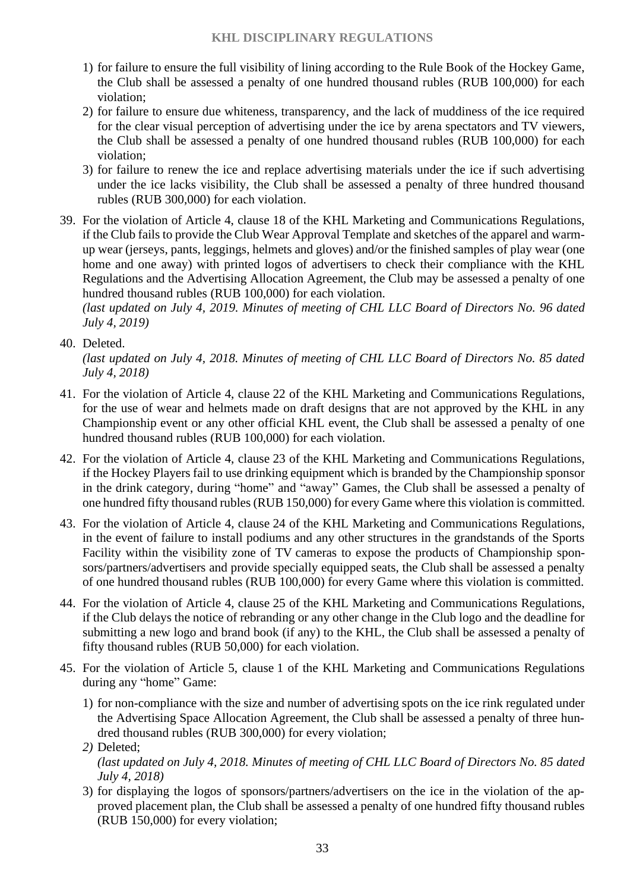1) for failure to ensure the full visibility of lining according to the Rule Book of the Hockey Game, the Club shall be assessed a penalty of one hundred thousand rubles (RUB 100,000) for each violation;
2) for failure to ensure due whiteness, transparency, and the lack of muddiness of the ice required for the clear visual perception of advertising under the ice by arena spectators and TV viewers, the Club shall be assessed a penalty of one hundred thousand rubles (RUB 100,000) for each violation;
3) for failure to renew the ice and replace advertising materials under the ice if such advertising under the ice lacks visibility, the Club shall be assessed a penalty of three hundred thousand rubles (RUB 300,000) for each violation.

39. For the violation of Article 4, clause 18 of the KHL Marketing and Communications Regulations, if the Club fails to provide the Club Wear Approval Template and sketches of the apparel and warm-up wear (jerseys, pants, leggings, helmets and gloves) and/or the finished samples of play wear (one home and one away) with printed logos of advertisers to check their compliance with the KHL Regulations and the Advertising Allocation Agreement, the Club may be assessed a penalty of one hundred thousand rubles (RUB 100,000) for each violation.
*(last updated on July 4, 2019. Minutes of meeting of CHL LLC Board of Directors No. 96 dated July 4, 2019)*

40. Deleted.
*(last updated on July 4, 2018. Minutes of meeting of CHL LLC Board of Directors No. 85 dated July 4, 2018)*

41. For the violation of Article 4, clause 22 of the KHL Marketing and Communications Regulations, for the use of wear and helmets made on draft designs that are not approved by the KHL in any Championship event or any other official KHL event, the Club shall be assessed a penalty of one hundred thousand rubles (RUB 100,000) for each violation.

42. For the violation of Article 4, clause 23 of the KHL Marketing and Communications Regulations, if the Hockey Players fail to use drinking equipment which is branded by the Championship sponsor in the drink category, during "home" and "away" Games, the Club shall be assessed a penalty of one hundred fifty thousand rubles (RUB 150,000) for every Game where this violation is committed.

43. For the violation of Article 4, clause 24 of the KHL Marketing and Communications Regulations, in the event of failure to install podiums and any other structures in the grandstands of the Sports Facility within the visibility zone of TV cameras to expose the products of Championship sponsors/partners/advertisers and provide specially equipped seats, the Club shall be assessed a penalty of one hundred thousand rubles (RUB 100,000) for every Game where this violation is committed.

44. For the violation of Article 4, clause 25 of the KHL Marketing and Communications Regulations, if the Club delays the notice of rebranding or any other change in the Club logo and the deadline for submitting a new logo and brand book (if any) to the KHL, the Club shall be assessed a penalty of fifty thousand rubles (RUB 50,000) for each violation.

45. For the violation of Article 5, clause 1 of the KHL Marketing and Communications Regulations during any "home" Game:
   1) for non-compliance with the size and number of advertising spots on the ice rink regulated under the Advertising Space Allocation Agreement, the Club shall be assessed a penalty of three hundred thousand rubles (RUB 300,000) for every violation;
   *2)* Deleted;
   *(last updated on July 4, 2018. Minutes of meeting of CHL LLC Board of Directors No. 85 dated July 4, 2018)*
   3) for displaying the logos of sponsors/partners/advertisers on the ice in the violation of the approved placement plan, the Club shall be assessed a penalty of one hundred fifty thousand rubles (RUB 150,000) for every violation;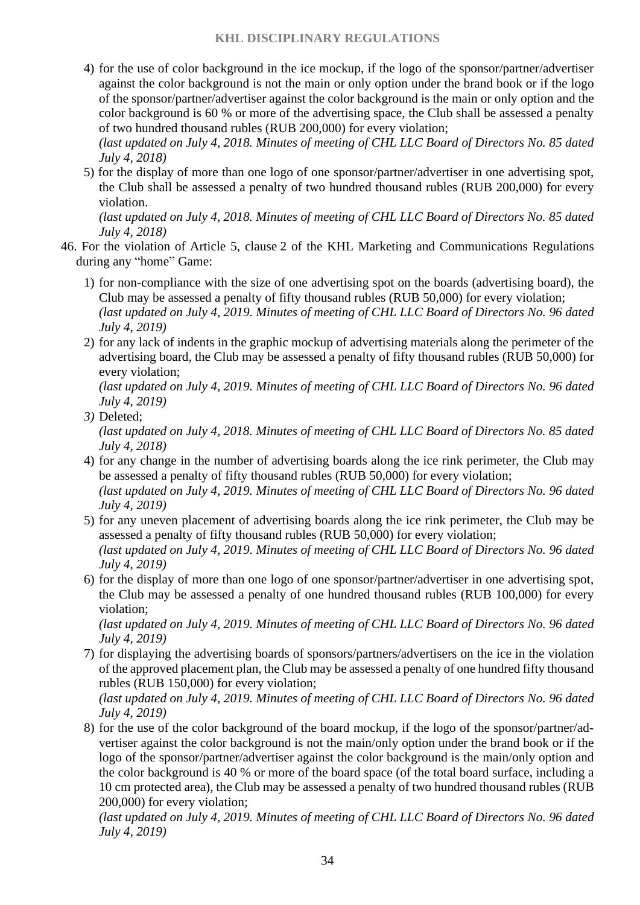4) for the use of color background in the ice mockup, if the logo of the sponsor/partner/advertiser against the color background is not the main or only option under the brand book or if the logo of the sponsor/partner/advertiser against the color background is the main or only option and the color background is 60 % or more of the advertising space, the Club shall be assessed a penalty of two hundred thousand rubles (RUB 200,000) for every violation;
*(last updated on July 4, 2018. Minutes of meeting of CHL LLC Board of Directors No. 85 dated July 4, 2018)*

5) for the display of more than one logo of one sponsor/partner/advertiser in one advertising spot, the Club shall be assessed a penalty of two hundred thousand rubles (RUB 200,000) for every violation.
*(last updated on July 4, 2018. Minutes of meeting of CHL LLC Board of Directors No. 85 dated July 4, 2018)*

46. For the violation of Article 5, clause 2 of the KHL Marketing and Communications Regulations during any "home" Game:

1) for non-compliance with the size of one advertising spot on the boards (advertising board), the Club may be assessed a penalty of fifty thousand rubles (RUB 50,000) for every violation;
*(last updated on July 4, 2019. Minutes of meeting of CHL LLC Board of Directors No. 96 dated July 4, 2019)*

2) for any lack of indents in the graphic mockup of advertising materials along the perimeter of the advertising board, the Club may be assessed a penalty of fifty thousand rubles (RUB 50,000) for every violation;
*(last updated on July 4, 2019. Minutes of meeting of CHL LLC Board of Directors No. 96 dated July 4, 2019)*

*3)* Deleted;
*(last updated on July 4, 2018. Minutes of meeting of CHL LLC Board of Directors No. 85 dated July 4, 2018)*

4) for any change in the number of advertising boards along the ice rink perimeter, the Club may be assessed a penalty of fifty thousand rubles (RUB 50,000) for every violation;
*(last updated on July 4, 2019. Minutes of meeting of CHL LLC Board of Directors No. 96 dated July 4, 2019)*

5) for any uneven placement of advertising boards along the ice rink perimeter, the Club may be assessed a penalty of fifty thousand rubles (RUB 50,000) for every violation;
*(last updated on July 4, 2019. Minutes of meeting of CHL LLC Board of Directors No. 96 dated July 4, 2019)*

6) for the display of more than one logo of one sponsor/partner/advertiser in one advertising spot, the Club may be assessed a penalty of one hundred thousand rubles (RUB 100,000) for every violation;
*(last updated on July 4, 2019. Minutes of meeting of CHL LLC Board of Directors No. 96 dated July 4, 2019)*

7) for displaying the advertising boards of sponsors/partners/advertisers on the ice in the violation of the approved placement plan, the Club may be assessed a penalty of one hundred fifty thousand rubles (RUB 150,000) for every violation;
*(last updated on July 4, 2019. Minutes of meeting of CHL LLC Board of Directors No. 96 dated July 4, 2019)*

8) for the use of the color background of the board mockup, if the logo of the sponsor/partner/advertiser against the color background is not the main/only option under the brand book or if the logo of the sponsor/partner/advertiser against the color background is the main/only option and the color background is 40 % or more of the board space (of the total board surface, including a 10 cm protected area), the Club may be assessed a penalty of two hundred thousand rubles (RUB 200,000) for every violation;
*(last updated on July 4, 2019. Minutes of meeting of CHL LLC Board of Directors No. 96 dated July 4, 2019)*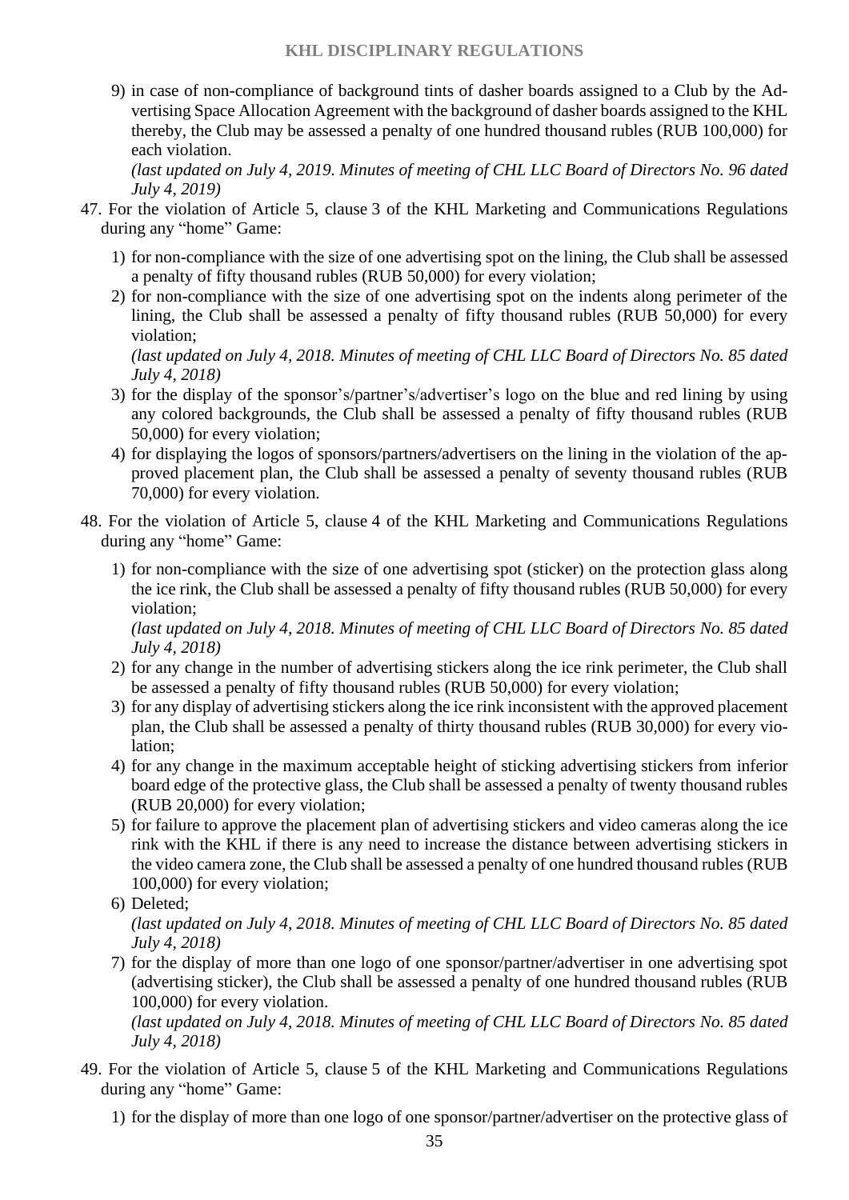9) in case of non-compliance of background tints of dasher boards assigned to a Club by the Advertising Space Allocation Agreement with the background of dasher boards assigned to the KHL thereby, the Club may be assessed a penalty of one hundred thousand rubles (RUB 100,000) for each violation.
*(last updated on July 4, 2019. Minutes of meeting of CHL LLC Board of Directors No. 96 dated July 4, 2019)*

47. For the violation of Article 5, clause 3 of the KHL Marketing and Communications Regulations during any "home" Game:

1) for non-compliance with the size of one advertising spot on the lining, the Club shall be assessed a penalty of fifty thousand rubles (RUB 50,000) for every violation;
2) for non-compliance with the size of one advertising spot on the indents along perimeter of the lining, the Club shall be assessed a penalty of fifty thousand rubles (RUB 50,000) for every violation;
*(last updated on July 4, 2018. Minutes of meeting of CHL LLC Board of Directors No. 85 dated July 4, 2018)*
3) for the display of the sponsor's/partner's/advertiser's logo on the blue and red lining by using any colored backgrounds, the Club shall be assessed a penalty of fifty thousand rubles (RUB 50,000) for every violation;
4) for displaying the logos of sponsors/partners/advertisers on the lining in the violation of the approved placement plan, the Club shall be assessed a penalty of seventy thousand rubles (RUB 70,000) for every violation.

48. For the violation of Article 5, clause 4 of the KHL Marketing and Communications Regulations during any "home" Game:

1) for non-compliance with the size of one advertising spot (sticker) on the protection glass along the ice rink, the Club shall be assessed a penalty of fifty thousand rubles (RUB 50,000) for every violation;
*(last updated on July 4, 2018. Minutes of meeting of CHL LLC Board of Directors No. 85 dated July 4, 2018)*
2) for any change in the number of advertising stickers along the ice rink perimeter, the Club shall be assessed a penalty of fifty thousand rubles (RUB 50,000) for every violation;
3) for any display of advertising stickers along the ice rink inconsistent with the approved placement plan, the Club shall be assessed a penalty of thirty thousand rubles (RUB 30,000) for every violation;
4) for any change in the maximum acceptable height of sticking advertising stickers from inferior board edge of the protective glass, the Club shall be assessed a penalty of twenty thousand rubles (RUB 20,000) for every violation;
5) for failure to approve the placement plan of advertising stickers and video cameras along the ice rink with the KHL if there is any need to increase the distance between advertising stickers in the video camera zone, the Club shall be assessed a penalty of one hundred thousand rubles (RUB 100,000) for every violation;
6) Deleted;
*(last updated on July 4, 2018. Minutes of meeting of CHL LLC Board of Directors No. 85 dated July 4, 2018)*
7) for the display of more than one logo of one sponsor/partner/advertiser in one advertising spot (advertising sticker), the Club shall be assessed a penalty of one hundred thousand rubles (RUB 100,000) for every violation.
*(last updated on July 4, 2018. Minutes of meeting of CHL LLC Board of Directors No. 85 dated July 4, 2018)*

49. For the violation of Article 5, clause 5 of the KHL Marketing and Communications Regulations during any "home" Game:

1) for the display of more than one logo of one sponsor/partner/advertiser on the protective glass of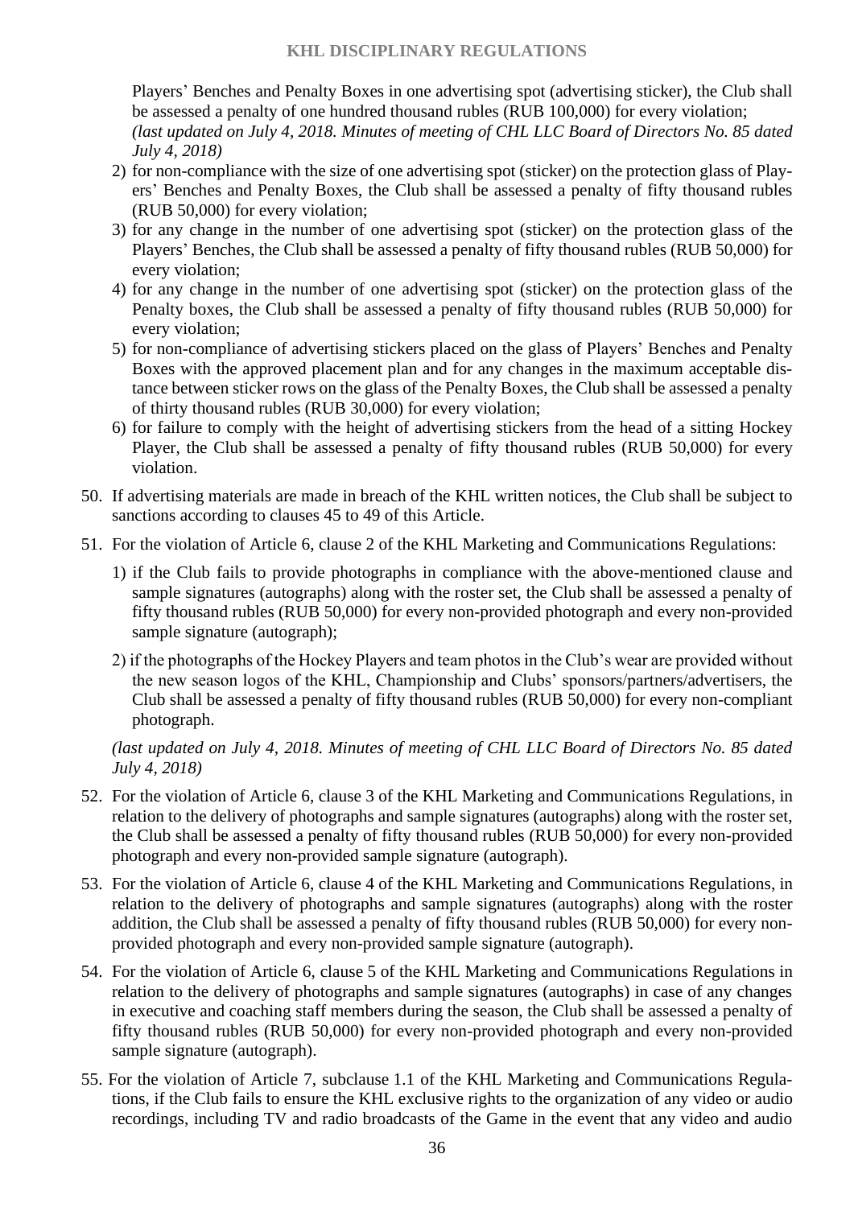Players' Benches and Penalty Boxes in one advertising spot (advertising sticker), the Club shall be assessed a penalty of one hundred thousand rubles (RUB 100,000) for every violation;
*(last updated on July 4, 2018. Minutes of meeting of CHL LLC Board of Directors No. 85 dated July 4, 2018)*

2) for non-compliance with the size of one advertising spot (sticker) on the protection glass of Players' Benches and Penalty Boxes, the Club shall be assessed a penalty of fifty thousand rubles (RUB 50,000) for every violation;
3) for any change in the number of one advertising spot (sticker) on the protection glass of the Players' Benches, the Club shall be assessed a penalty of fifty thousand rubles (RUB 50,000) for every violation;
4) for any change in the number of one advertising spot (sticker) on the protection glass of the Penalty boxes, the Club shall be assessed a penalty of fifty thousand rubles (RUB 50,000) for every violation;
5) for non-compliance of advertising stickers placed on the glass of Players' Benches and Penalty Boxes with the approved placement plan and for any changes in the maximum acceptable distance between sticker rows on the glass of the Penalty Boxes, the Club shall be assessed a penalty of thirty thousand rubles (RUB 30,000) for every violation;
6) for failure to comply with the height of advertising stickers from the head of a sitting Hockey Player, the Club shall be assessed a penalty of fifty thousand rubles (RUB 50,000) for every violation.

50. If advertising materials are made in breach of the KHL written notices, the Club shall be subject to sanctions according to clauses 45 to 49 of this Article.

51. For the violation of Article 6, clause 2 of the KHL Marketing and Communications Regulations:

    1) if the Club fails to provide photographs in compliance with the above-mentioned clause and sample signatures (autographs) along with the roster set, the Club shall be assessed a penalty of fifty thousand rubles (RUB 50,000) for every non-provided photograph and every non-provided sample signature (autograph);

    2) if the photographs of the Hockey Players and team photos in the Club's wear are provided without the new season logos of the KHL, Championship and Clubs' sponsors/partners/advertisers, the Club shall be assessed a penalty of fifty thousand rubles (RUB 50,000) for every non-compliant photograph.

    *(last updated on July 4, 2018. Minutes of meeting of CHL LLC Board of Directors No. 85 dated July 4, 2018)*

52. For the violation of Article 6, clause 3 of the KHL Marketing and Communications Regulations, in relation to the delivery of photographs and sample signatures (autographs) along with the roster set, the Club shall be assessed a penalty of fifty thousand rubles (RUB 50,000) for every non-provided photograph and every non-provided sample signature (autograph).

53. For the violation of Article 6, clause 4 of the KHL Marketing and Communications Regulations, in relation to the delivery of photographs and sample signatures (autographs) along with the roster addition, the Club shall be assessed a penalty of fifty thousand rubles (RUB 50,000) for every non-provided photograph and every non-provided sample signature (autograph).

54. For the violation of Article 6, clause 5 of the KHL Marketing and Communications Regulations in relation to the delivery of photographs and sample signatures (autographs) in case of any changes in executive and coaching staff members during the season, the Club shall be assessed a penalty of fifty thousand rubles (RUB 50,000) for every non-provided photograph and every non-provided sample signature (autograph).

55. For the violation of Article 7, subclause 1.1 of the KHL Marketing and Communications Regulations, if the Club fails to ensure the KHL exclusive rights to the organization of any video or audio recordings, including TV and radio broadcasts of the Game in the event that any video and audio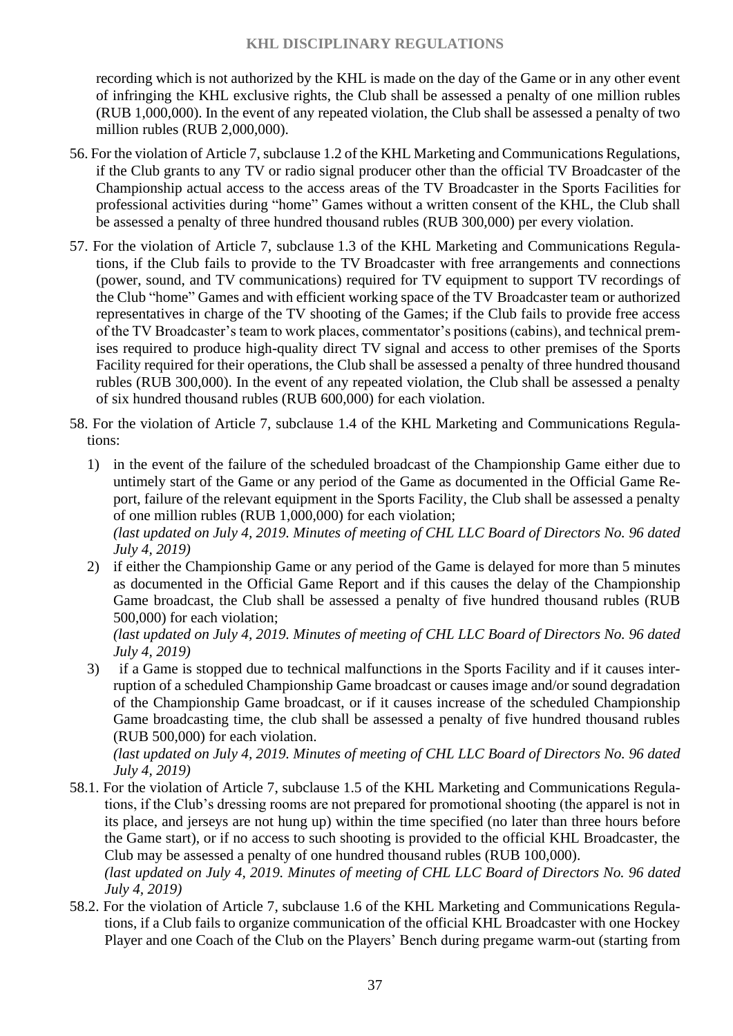recording which is not authorized by the KHL is made on the day of the Game or in any other event of infringing the KHL exclusive rights, the Club shall be assessed a penalty of one million rubles (RUB 1,000,000). In the event of any repeated violation, the Club shall be assessed a penalty of two million rubles (RUB 2,000,000).

56. For the violation of Article 7, subclause 1.2 of the KHL Marketing and Communications Regulations, if the Club grants to any TV or radio signal producer other than the official TV Broadcaster of the Championship actual access to the access areas of the TV Broadcaster in the Sports Facilities for professional activities during "home" Games without a written consent of the KHL, the Club shall be assessed a penalty of three hundred thousand rubles (RUB 300,000) per every violation.

57. For the violation of Article 7, subclause 1.3 of the KHL Marketing and Communications Regulations, if the Club fails to provide to the TV Broadcaster with free arrangements and connections (power, sound, and TV communications) required for TV equipment to support TV recordings of the Club "home" Games and with efficient working space of the TV Broadcaster team or authorized representatives in charge of the TV shooting of the Games; if the Club fails to provide free access of the TV Broadcaster's team to work places, commentator's positions (cabins), and technical premises required to produce high-quality direct TV signal and access to other premises of the Sports Facility required for their operations, the Club shall be assessed a penalty of three hundred thousand rubles (RUB 300,000). In the event of any repeated violation, the Club shall be assessed a penalty of six hundred thousand rubles (RUB 600,000) for each violation.

58. For the violation of Article 7, subclause 1.4 of the KHL Marketing and Communications Regulations:

1) in the event of the failure of the scheduled broadcast of the Championship Game either due to untimely start of the Game or any period of the Game as documented in the Official Game Report, failure of the relevant equipment in the Sports Facility, the Club shall be assessed a penalty of one million rubles (RUB 1,000,000) for each violation;
*(last updated on July 4, 2019. Minutes of meeting of CHL LLC Board of Directors No. 96 dated July 4, 2019)*

2) if either the Championship Game or any period of the Game is delayed for more than 5 minutes as documented in the Official Game Report and if this causes the delay of the Championship Game broadcast, the Club shall be assessed a penalty of five hundred thousand rubles (RUB 500,000) for each violation;
*(last updated on July 4, 2019. Minutes of meeting of CHL LLC Board of Directors No. 96 dated July 4, 2019)*

3) if a Game is stopped due to technical malfunctions in the Sports Facility and if it causes interruption of a scheduled Championship Game broadcast or causes image and/or sound degradation of the Championship Game broadcast, or if it causes increase of the scheduled Championship Game broadcasting time, the club shall be assessed a penalty of five hundred thousand rubles (RUB 500,000) for each violation.
*(last updated on July 4, 2019. Minutes of meeting of CHL LLC Board of Directors No. 96 dated July 4, 2019)*

58.1. For the violation of Article 7, subclause 1.5 of the KHL Marketing and Communications Regulations, if the Club's dressing rooms are not prepared for promotional shooting (the apparel is not in its place, and jerseys are not hung up) within the time specified (no later than three hours before the Game start), or if no access to such shooting is provided to the official KHL Broadcaster, the Club may be assessed a penalty of one hundred thousand rubles (RUB 100,000).
*(last updated on July 4, 2019. Minutes of meeting of CHL LLC Board of Directors No. 96 dated July 4, 2019)*

58.2. For the violation of Article 7, subclause 1.6 of the KHL Marketing and Communications Regulations, if a Club fails to organize communication of the official KHL Broadcaster with one Hockey Player and one Coach of the Club on the Players' Bench during pregame warm-out (starting from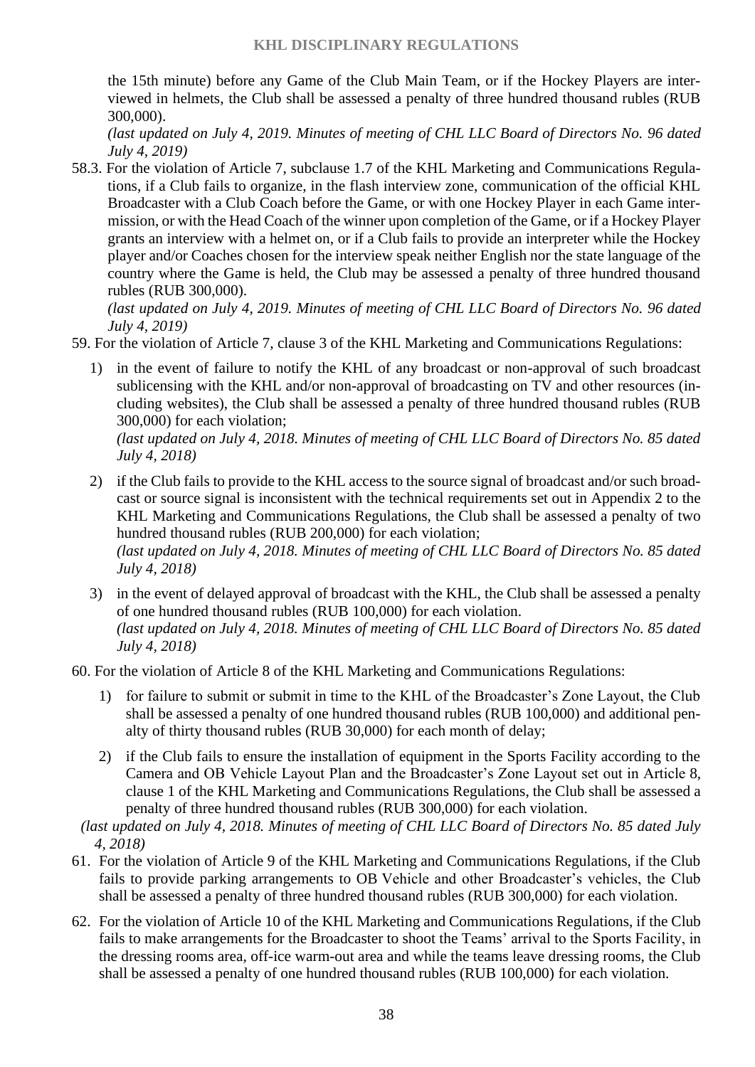the 15th minute) before any Game of the Club Main Team, or if the Hockey Players are interviewed in helmets, the Club shall be assessed a penalty of three hundred thousand rubles (RUB 300,000).
*(last updated on July 4, 2019. Minutes of meeting of CHL LLC Board of Directors No. 96 dated July 4, 2019)*

58.3. For the violation of Article 7, subclause 1.7 of the KHL Marketing and Communications Regulations, if a Club fails to organize, in the flash interview zone, communication of the official KHL Broadcaster with a Club Coach before the Game, or with one Hockey Player in each Game intermission, or with the Head Coach of the winner upon completion of the Game, or if a Hockey Player grants an interview with a helmet on, or if a Club fails to provide an interpreter while the Hockey player and/or Coaches chosen for the interview speak neither English nor the state language of the country where the Game is held, the Club may be assessed a penalty of three hundred thousand rubles (RUB 300,000).
*(last updated on July 4, 2019. Minutes of meeting of CHL LLC Board of Directors No. 96 dated July 4, 2019)*

59. For the violation of Article 7, clause 3 of the KHL Marketing and Communications Regulations:

1) in the event of failure to notify the KHL of any broadcast or non-approval of such broadcast sublicensing with the KHL and/or non-approval of broadcasting on TV and other resources (including websites), the Club shall be assessed a penalty of three hundred thousand rubles (RUB 300,000) for each violation;
*(last updated on July 4, 2018. Minutes of meeting of CHL LLC Board of Directors No. 85 dated July 4, 2018)*

2) if the Club fails to provide to the KHL access to the source signal of broadcast and/or such broadcast or source signal is inconsistent with the technical requirements set out in Appendix 2 to the KHL Marketing and Communications Regulations, the Club shall be assessed a penalty of two hundred thousand rubles (RUB 200,000) for each violation;
*(last updated on July 4, 2018. Minutes of meeting of CHL LLC Board of Directors No. 85 dated July 4, 2018)*

3) in the event of delayed approval of broadcast with the KHL, the Club shall be assessed a penalty of one hundred thousand rubles (RUB 100,000) for each violation.
*(last updated on July 4, 2018. Minutes of meeting of CHL LLC Board of Directors No. 85 dated July 4, 2018)*

60. For the violation of Article 8 of the KHL Marketing and Communications Regulations:

1) for failure to submit or submit in time to the KHL of the Broadcaster's Zone Layout, the Club shall be assessed a penalty of one hundred thousand rubles (RUB 100,000) and additional penalty of thirty thousand rubles (RUB 30,000) for each month of delay;

2) if the Club fails to ensure the installation of equipment in the Sports Facility according to the Camera and OB Vehicle Layout Plan and the Broadcaster's Zone Layout set out in Article 8, clause 1 of the KHL Marketing and Communications Regulations, the Club shall be assessed a penalty of three hundred thousand rubles (RUB 300,000) for each violation.

*(last updated on July 4, 2018. Minutes of meeting of CHL LLC Board of Directors No. 85 dated July 4, 2018)*

61. For the violation of Article 9 of the KHL Marketing and Communications Regulations, if the Club fails to provide parking arrangements to OB Vehicle and other Broadcaster's vehicles, the Club shall be assessed a penalty of three hundred thousand rubles (RUB 300,000) for each violation.

62. For the violation of Article 10 of the KHL Marketing and Communications Regulations, if the Club fails to make arrangements for the Broadcaster to shoot the Teams' arrival to the Sports Facility, in the dressing rooms area, off-ice warm-out area and while the teams leave dressing rooms, the Club shall be assessed a penalty of one hundred thousand rubles (RUB 100,000) for each violation.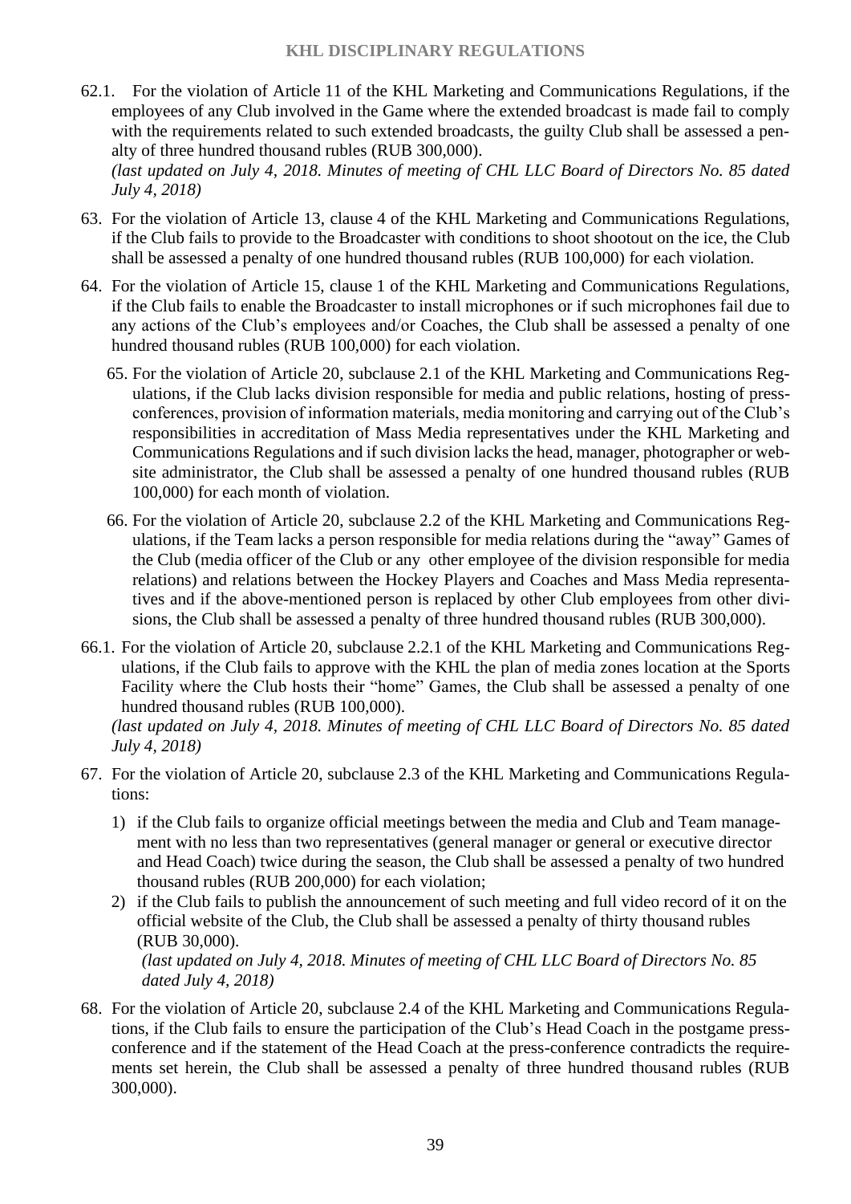62.1. For the violation of Article 11 of the KHL Marketing and Communications Regulations, if the employees of any Club involved in the Game where the extended broadcast is made fail to comply with the requirements related to such extended broadcasts, the guilty Club shall be assessed a penalty of three hundred thousand rubles (RUB 300,000).
*(last updated on July 4, 2018. Minutes of meeting of CHL LLC Board of Directors No. 85 dated July 4, 2018)*

63. For the violation of Article 13, clause 4 of the KHL Marketing and Communications Regulations, if the Club fails to provide to the Broadcaster with conditions to shoot shootout on the ice, the Club shall be assessed a penalty of one hundred thousand rubles (RUB 100,000) for each violation.

64. For the violation of Article 15, clause 1 of the KHL Marketing and Communications Regulations, if the Club fails to enable the Broadcaster to install microphones or if such microphones fail due to any actions of the Club's employees and/or Coaches, the Club shall be assessed a penalty of one hundred thousand rubles (RUB 100,000) for each violation.

65. For the violation of Article 20, subclause 2.1 of the KHL Marketing and Communications Regulations, if the Club lacks division responsible for media and public relations, hosting of press-conferences, provision of information materials, media monitoring and carrying out of the Club's responsibilities in accreditation of Mass Media representatives under the KHL Marketing and Communications Regulations and if such division lacks the head, manager, photographer or website administrator, the Club shall be assessed a penalty of one hundred thousand rubles (RUB 100,000) for each month of violation.

66. For the violation of Article 20, subclause 2.2 of the KHL Marketing and Communications Regulations, if the Team lacks a person responsible for media relations during the "away" Games of the Club (media officer of the Club or any other employee of the division responsible for media relations) and relations between the Hockey Players and Coaches and Mass Media representatives and if the above-mentioned person is replaced by other Club employees from other divisions, the Club shall be assessed a penalty of three hundred thousand rubles (RUB 300,000).

66.1. For the violation of Article 20, subclause 2.2.1 of the KHL Marketing and Communications Regulations, if the Club fails to approve with the KHL the plan of media zones location at the Sports Facility where the Club hosts their "home" Games, the Club shall be assessed a penalty of one hundred thousand rubles (RUB 100,000).
*(last updated on July 4, 2018. Minutes of meeting of CHL LLC Board of Directors No. 85 dated July 4, 2018)*

67. For the violation of Article 20, subclause 2.3 of the KHL Marketing and Communications Regulations:

   1) if the Club fails to organize official meetings between the media and Club and Team management with no less than two representatives (general manager or general or executive director and Head Coach) twice during the season, the Club shall be assessed a penalty of two hundred thousand rubles (RUB 200,000) for each violation;
   2) if the Club fails to publish the announcement of such meeting and full video record of it on the official website of the Club, the Club shall be assessed a penalty of thirty thousand rubles (RUB 30,000).
   *(last updated on July 4, 2018. Minutes of meeting of CHL LLC Board of Directors No. 85 dated July 4, 2018)*

68. For the violation of Article 20, subclause 2.4 of the KHL Marketing and Communications Regulations, if the Club fails to ensure the participation of the Club's Head Coach in the postgame press-conference and if the statement of the Head Coach at the press-conference contradicts the requirements set herein, the Club shall be assessed a penalty of three hundred thousand rubles (RUB 300,000).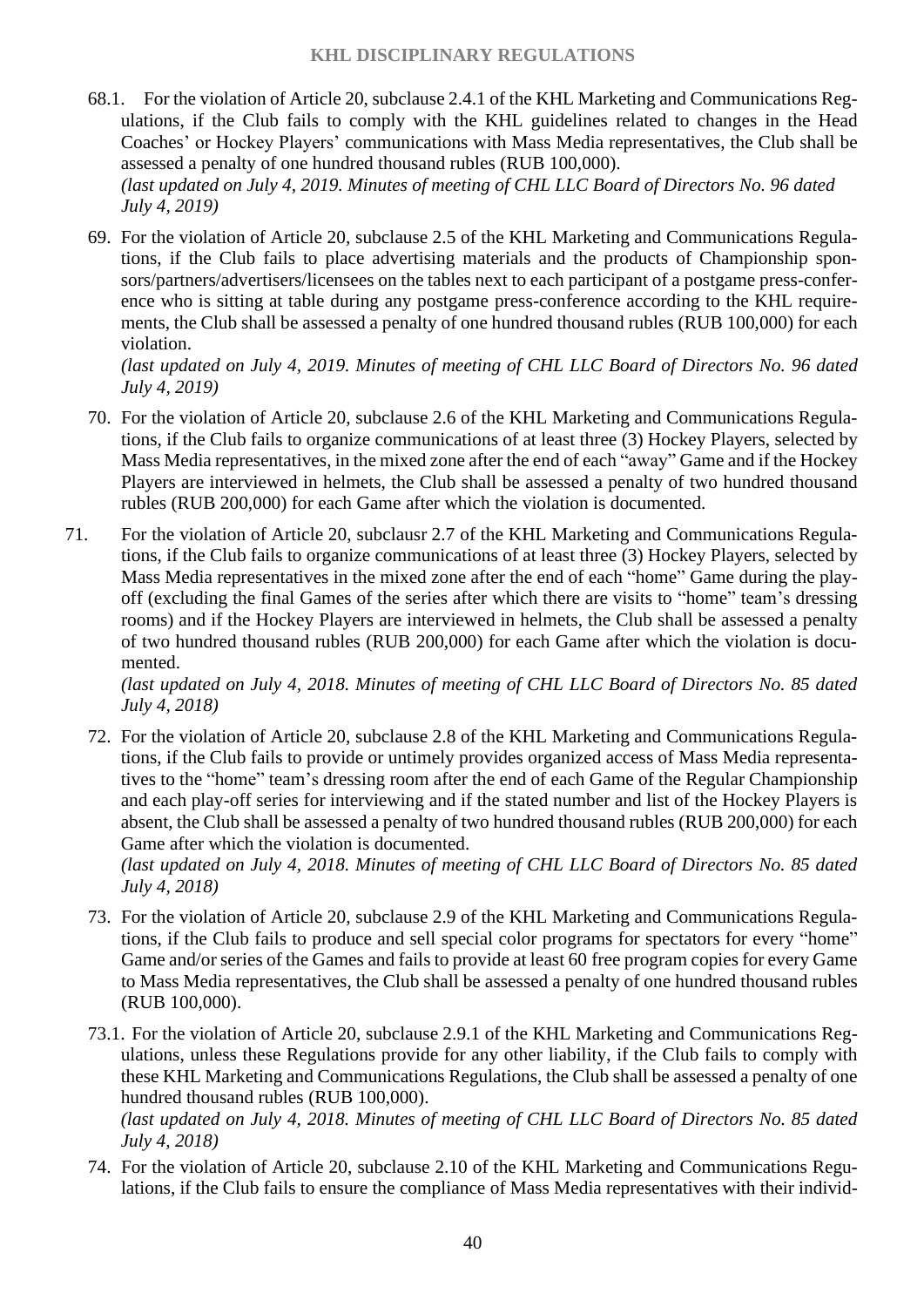68.1. For the violation of Article 20, subclause 2.4.1 of the KHL Marketing and Communications Regulations, if the Club fails to comply with the KHL guidelines related to changes in the Head Coaches' or Hockey Players' communications with Mass Media representatives, the Club shall be assessed a penalty of one hundred thousand rubles (RUB 100,000).
*(last updated on July 4, 2019. Minutes of meeting of CHL LLC Board of Directors No. 96 dated July 4, 2019)*

69. For the violation of Article 20, subclause 2.5 of the KHL Marketing and Communications Regulations, if the Club fails to place advertising materials and the products of Championship sponsors/partners/advertisers/licensees on the tables next to each participant of a postgame press-conference who is sitting at table during any postgame press-conference according to the KHL requirements, the Club shall be assessed a penalty of one hundred thousand rubles (RUB 100,000) for each violation.
*(last updated on July 4, 2019. Minutes of meeting of CHL LLC Board of Directors No. 96 dated July 4, 2019)*

70. For the violation of Article 20, subclause 2.6 of the KHL Marketing and Communications Regulations, if the Club fails to organize communications of at least three (3) Hockey Players, selected by Mass Media representatives, in the mixed zone after the end of each "away" Game and if the Hockey Players are interviewed in helmets, the Club shall be assessed a penalty of two hundred thousand rubles (RUB 200,000) for each Game after which the violation is documented.

71. For the violation of Article 20, subclausr 2.7 of the KHL Marketing and Communications Regulations, if the Club fails to organize communications of at least three (3) Hockey Players, selected by Mass Media representatives in the mixed zone after the end of each "home" Game during the play-off (excluding the final Games of the series after which there are visits to "home" team's dressing rooms) and if the Hockey Players are interviewed in helmets, the Club shall be assessed a penalty of two hundred thousand rubles (RUB 200,000) for each Game after which the violation is documented.
*(last updated on July 4, 2018. Minutes of meeting of CHL LLC Board of Directors No. 85 dated July 4, 2018)*

72. For the violation of Article 20, subclause 2.8 of the KHL Marketing and Communications Regulations, if the Club fails to provide or untimely provides organized access of Mass Media representatives to the "home" team's dressing room after the end of each Game of the Regular Championship and each play-off series for interviewing and if the stated number and list of the Hockey Players is absent, the Club shall be assessed a penalty of two hundred thousand rubles (RUB 200,000) for each Game after which the violation is documented.
*(last updated on July 4, 2018. Minutes of meeting of CHL LLC Board of Directors No. 85 dated July 4, 2018)*

73. For the violation of Article 20, subclause 2.9 of the KHL Marketing and Communications Regulations, if the Club fails to produce and sell special color programs for spectators for every "home" Game and/or series of the Games and fails to provide at least 60 free program copies for every Game to Mass Media representatives, the Club shall be assessed a penalty of one hundred thousand rubles (RUB 100,000).

73.1. For the violation of Article 20, subclause 2.9.1 of the KHL Marketing and Communications Regulations, unless these Regulations provide for any other liability, if the Club fails to comply with these KHL Marketing and Communications Regulations, the Club shall be assessed a penalty of one hundred thousand rubles (RUB 100,000).
*(last updated on July 4, 2018. Minutes of meeting of CHL LLC Board of Directors No. 85 dated July 4, 2018)*

74. For the violation of Article 20, subclause 2.10 of the KHL Marketing and Communications Regulations, if the Club fails to ensure the compliance of Mass Media representatives with their individ-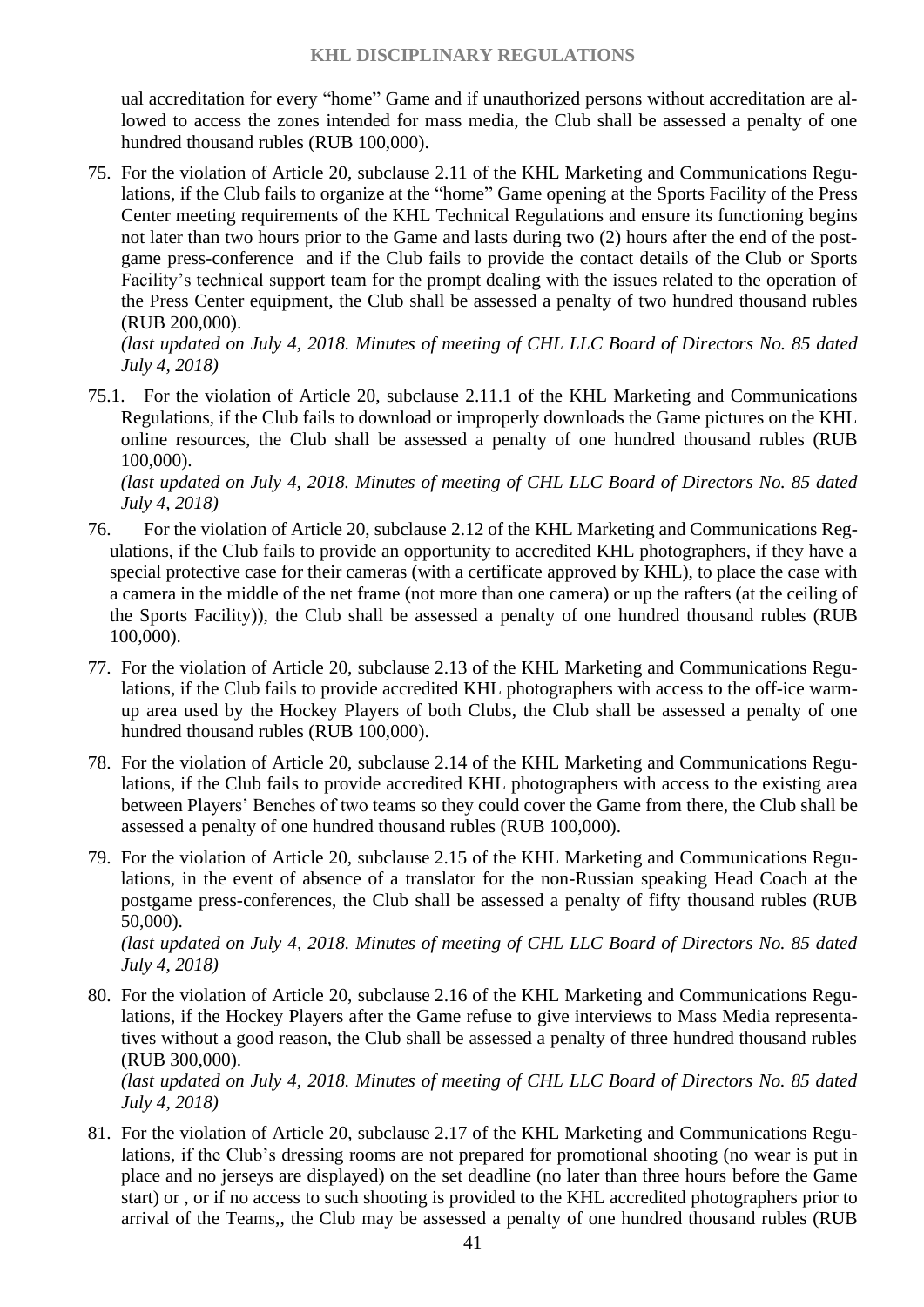ual accreditation for every "home" Game and if unauthorized persons without accreditation are allowed to access the zones intended for mass media, the Club shall be assessed a penalty of one hundred thousand rubles (RUB 100,000).

75. For the violation of Article 20, subclause 2.11 of the KHL Marketing and Communications Regulations, if the Club fails to organize at the "home" Game opening at the Sports Facility of the Press Center meeting requirements of the KHL Technical Regulations and ensure its functioning begins not later than two hours prior to the Game and lasts during two (2) hours after the end of the post-game press-conference and if the Club fails to provide the contact details of the Club or Sports Facility's technical support team for the prompt dealing with the issues related to the operation of the Press Center equipment, the Club shall be assessed a penalty of two hundred thousand rubles (RUB 200,000).
*(last updated on July 4, 2018. Minutes of meeting of CHL LLC Board of Directors No. 85 dated July 4, 2018)*

75.1. For the violation of Article 20, subclause 2.11.1 of the KHL Marketing and Communications Regulations, if the Club fails to download or improperly downloads the Game pictures on the KHL online resources, the Club shall be assessed a penalty of one hundred thousand rubles (RUB 100,000).
*(last updated on July 4, 2018. Minutes of meeting of CHL LLC Board of Directors No. 85 dated July 4, 2018)*

76. For the violation of Article 20, subclause 2.12 of the KHL Marketing and Communications Regulations, if the Club fails to provide an opportunity to accredited KHL photographers, if they have a special protective case for their cameras (with a certificate approved by KHL), to place the case with a camera in the middle of the net frame (not more than one camera) or up the rafters (at the ceiling of the Sports Facility)), the Club shall be assessed a penalty of one hundred thousand rubles (RUB 100,000).

77. For the violation of Article 20, subclause 2.13 of the KHL Marketing and Communications Regulations, if the Club fails to provide accredited KHL photographers with access to the off-ice warm-up area used by the Hockey Players of both Clubs, the Club shall be assessed a penalty of one hundred thousand rubles (RUB 100,000).

78. For the violation of Article 20, subclause 2.14 of the KHL Marketing and Communications Regulations, if the Club fails to provide accredited KHL photographers with access to the existing area between Players' Benches of two teams so they could cover the Game from there, the Club shall be assessed a penalty of one hundred thousand rubles (RUB 100,000).

79. For the violation of Article 20, subclause 2.15 of the KHL Marketing and Communications Regulations, in the event of absence of a translator for the non-Russian speaking Head Coach at the postgame press-conferences, the Club shall be assessed a penalty of fifty thousand rubles (RUB 50,000).
*(last updated on July 4, 2018. Minutes of meeting of CHL LLC Board of Directors No. 85 dated July 4, 2018)*

80. For the violation of Article 20, subclause 2.16 of the KHL Marketing and Communications Regulations, if the Hockey Players after the Game refuse to give interviews to Mass Media representatives without a good reason, the Club shall be assessed a penalty of three hundred thousand rubles (RUB 300,000).
*(last updated on July 4, 2018. Minutes of meeting of CHL LLC Board of Directors No. 85 dated July 4, 2018)*

81. For the violation of Article 20, subclause 2.17 of the KHL Marketing and Communications Regulations, if the Club's dressing rooms are not prepared for promotional shooting (no wear is put in place and no jerseys are displayed) on the set deadline (no later than three hours before the Game start) or , or if no access to such shooting is provided to the KHL accredited photographers prior to arrival of the Teams,, the Club may be assessed a penalty of one hundred thousand rubles (RUB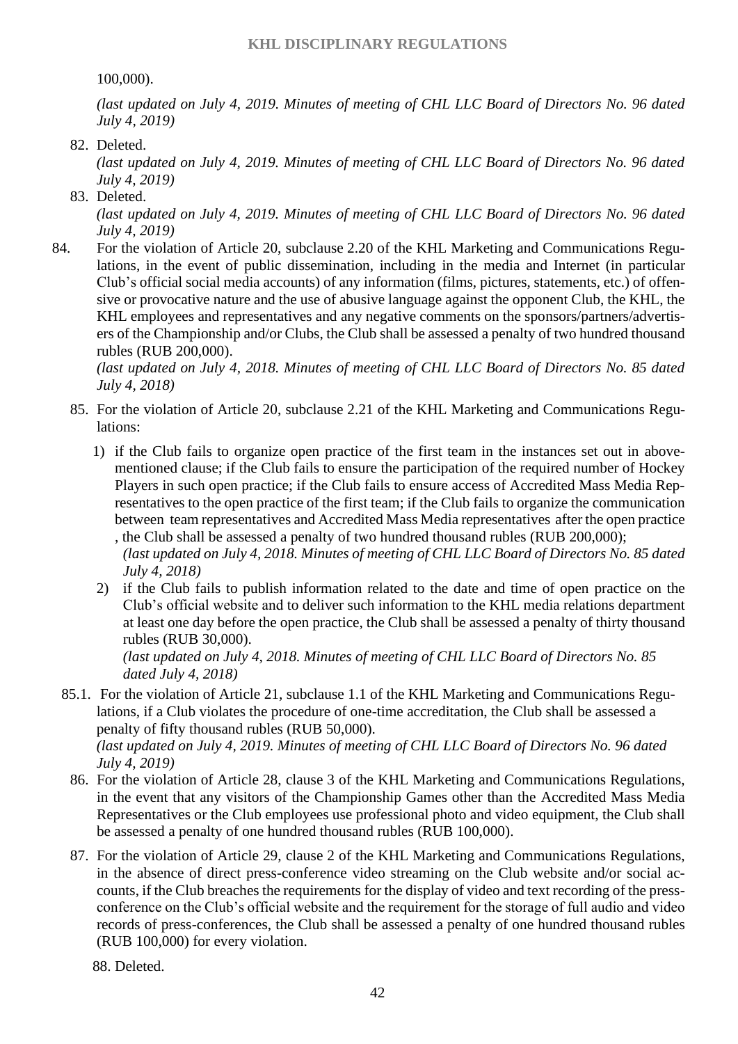100,000).

*(last updated on July 4, 2019. Minutes of meeting of CHL LLC Board of Directors No. 96 dated July 4, 2019)*

82. Deleted.
*(last updated on July 4, 2019. Minutes of meeting of CHL LLC Board of Directors No. 96 dated July 4, 2019)*

83. Deleted.
*(last updated on July 4, 2019. Minutes of meeting of CHL LLC Board of Directors No. 96 dated July 4, 2019)*

84. For the violation of Article 20, subclause 2.20 of the KHL Marketing and Communications Regulations, in the event of public dissemination, including in the media and Internet (in particular Club's official social media accounts) of any information (films, pictures, statements, etc.) of offensive or provocative nature and the use of abusive language against the opponent Club, the KHL, the KHL employees and representatives and any negative comments on the sponsors/partners/advertisers of the Championship and/or Clubs, the Club shall be assessed a penalty of two hundred thousand rubles (RUB 200,000).
*(last updated on July 4, 2018. Minutes of meeting of CHL LLC Board of Directors No. 85 dated July 4, 2018)*

85. For the violation of Article 20, subclause 2.21 of the KHL Marketing and Communications Regulations:

    1) if the Club fails to organize open practice of the first team in the instances set out in above-mentioned clause; if the Club fails to ensure the participation of the required number of Hockey Players in such open practice; if the Club fails to ensure access of Accredited Mass Media Representatives to the open practice of the first team; if the Club fails to organize the communication between team representatives and Accredited Mass Media representatives after the open practice , the Club shall be assessed a penalty of two hundred thousand rubles (RUB 200,000);
    *(last updated on July 4, 2018. Minutes of meeting of CHL LLC Board of Directors No. 85 dated July 4, 2018)*

    2) if the Club fails to publish information related to the date and time of open practice on the Club's official website and to deliver such information to the KHL media relations department at least one day before the open practice, the Club shall be assessed a penalty of thirty thousand rubles (RUB 30,000).
    *(last updated on July 4, 2018. Minutes of meeting of CHL LLC Board of Directors No. 85 dated July 4, 2018)*

85.1. For the violation of Article 21, subclause 1.1 of the KHL Marketing and Communications Regulations, if a Club violates the procedure of one-time accreditation, the Club shall be assessed a penalty of fifty thousand rubles (RUB 50,000).
*(last updated on July 4, 2019. Minutes of meeting of CHL LLC Board of Directors No. 96 dated July 4, 2019)*

86. For the violation of Article 28, clause 3 of the KHL Marketing and Communications Regulations, in the event that any visitors of the Championship Games other than the Accredited Mass Media Representatives or the Club employees use professional photo and video equipment, the Club shall be assessed a penalty of one hundred thousand rubles (RUB 100,000).

87. For the violation of Article 29, clause 2 of the KHL Marketing and Communications Regulations, in the absence of direct press-conference video streaming on the Club website and/or social accounts, if the Club breaches the requirements for the display of video and text recording of the press-conference on the Club's official website and the requirement for the storage of full audio and video records of press-conferences, the Club shall be assessed a penalty of one hundred thousand rubles (RUB 100,000) for every violation.

88. Deleted.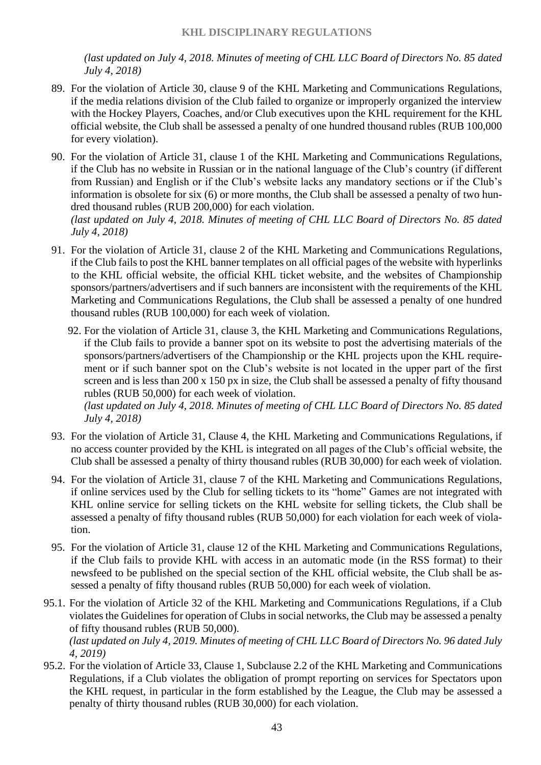*(last updated on July 4, 2018. Minutes of meeting of CHL LLC Board of Directors No. 85 dated July 4, 2018)*

89. For the violation of Article 30, clause 9 of the KHL Marketing and Communications Regulations, if the media relations division of the Club failed to organize or improperly organized the interview with the Hockey Players, Coaches, and/or Club executives upon the KHL requirement for the KHL official website, the Club shall be assessed a penalty of one hundred thousand rubles (RUB 100,000 for every violation).

90. For the violation of Article 31, clause 1 of the KHL Marketing and Communications Regulations, if the Club has no website in Russian or in the national language of the Club's country (if different from Russian) and English or if the Club's website lacks any mandatory sections or if the Club's information is obsolete for six (6) or more months, the Club shall be assessed a penalty of two hundred thousand rubles (RUB 200,000) for each violation.
*(last updated on July 4, 2018. Minutes of meeting of CHL LLC Board of Directors No. 85 dated July 4, 2018)*

91. For the violation of Article 31, clause 2 of the KHL Marketing and Communications Regulations, if the Club fails to post the KHL banner templates on all official pages of the website with hyperlinks to the KHL official website, the official KHL ticket website, and the websites of Championship sponsors/partners/advertisers and if such banners are inconsistent with the requirements of the KHL Marketing and Communications Regulations, the Club shall be assessed a penalty of one hundred thousand rubles (RUB 100,000) for each week of violation.

92. For the violation of Article 31, clause 3, the KHL Marketing and Communications Regulations, if the Club fails to provide a banner spot on its website to post the advertising materials of the sponsors/partners/advertisers of the Championship or the KHL projects upon the KHL requirement or if such banner spot on the Club's website is not located in the upper part of the first screen and is less than 200 x 150 px in size, the Club shall be assessed a penalty of fifty thousand rubles (RUB 50,000) for each week of violation.
*(last updated on July 4, 2018. Minutes of meeting of CHL LLC Board of Directors No. 85 dated July 4, 2018)*

93. For the violation of Article 31, Clause 4, the KHL Marketing and Communications Regulations, if no access counter provided by the KHL is integrated on all pages of the Club's official website, the Club shall be assessed a penalty of thirty thousand rubles (RUB 30,000) for each week of violation.

94. For the violation of Article 31, clause 7 of the KHL Marketing and Communications Regulations, if online services used by the Club for selling tickets to its "home" Games are not integrated with KHL online service for selling tickets on the KHL website for selling tickets, the Club shall be assessed a penalty of fifty thousand rubles (RUB 50,000) for each violation for each week of violation.

95. For the violation of Article 31, clause 12 of the KHL Marketing and Communications Regulations, if the Club fails to provide KHL with access in an automatic mode (in the RSS format) to their newsfeed to be published on the special section of the KHL official website, the Club shall be assessed a penalty of fifty thousand rubles (RUB 50,000) for each week of violation.

95.1. For the violation of Article 32 of the KHL Marketing and Communications Regulations, if a Club violates the Guidelines for operation of Clubs in social networks, the Club may be assessed a penalty of fifty thousand rubles (RUB 50,000).
*(last updated on July 4, 2019. Minutes of meeting of CHL LLC Board of Directors No. 96 dated July 4, 2019)*

95.2. For the violation of Article 33, Clause 1, Subclause 2.2 of the KHL Marketing and Communications Regulations, if a Club violates the obligation of prompt reporting on services for Spectators upon the KHL request, in particular in the form established by the League, the Club may be assessed a penalty of thirty thousand rubles (RUB 30,000) for each violation.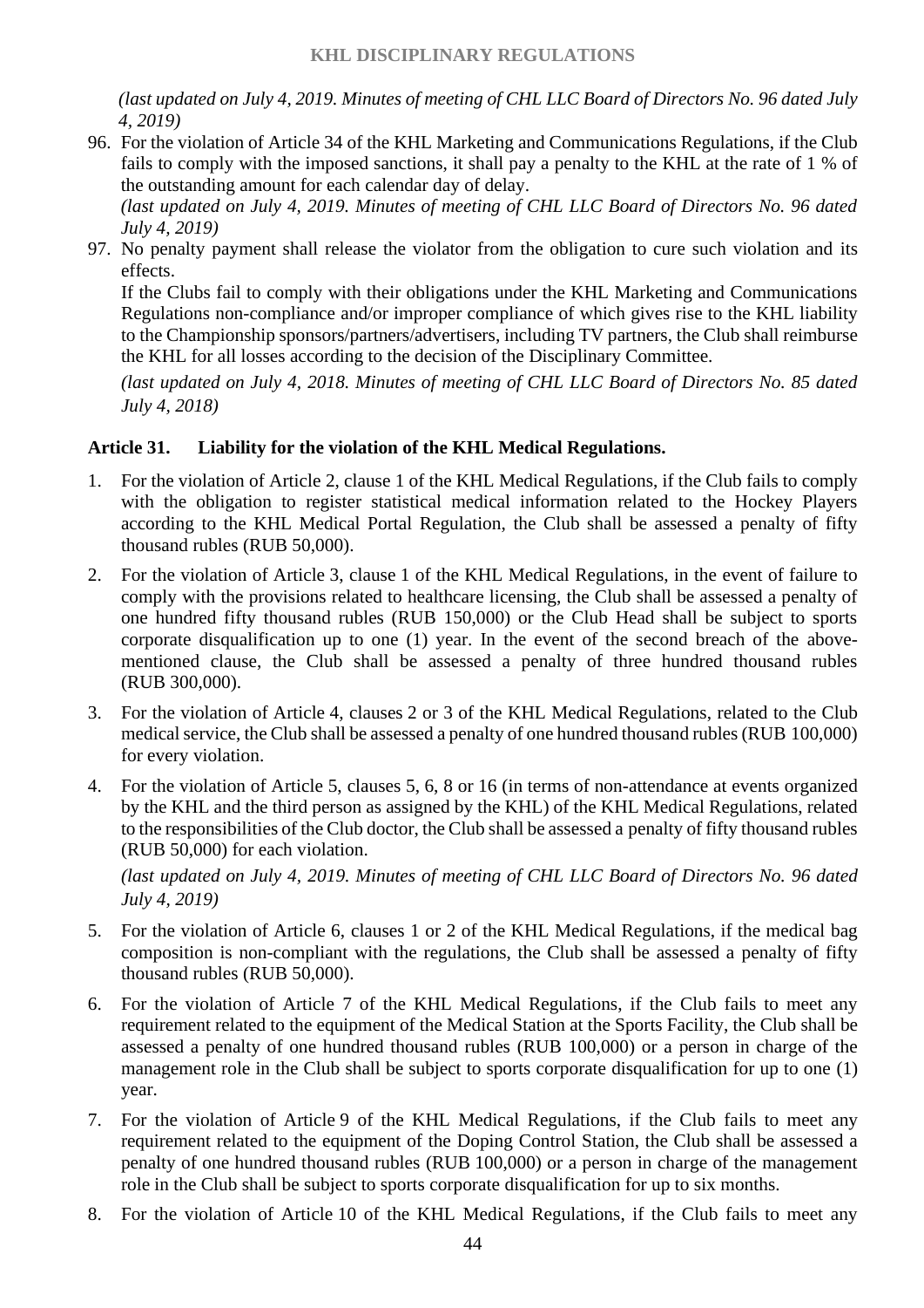*(last updated on July 4, 2019. Minutes of meeting of CHL LLC Board of Directors No. 96 dated July 4, 2019)*

96. For the violation of Article 34 of the KHL Marketing and Communications Regulations, if the Club fails to comply with the imposed sanctions, it shall pay a penalty to the KHL at the rate of 1 % of the outstanding amount for each calendar day of delay.
*(last updated on July 4, 2019. Minutes of meeting of CHL LLC Board of Directors No. 96 dated July 4, 2019)*

97. No penalty payment shall release the violator from the obligation to cure such violation and its effects.
If the Clubs fail to comply with their obligations under the KHL Marketing and Communications Regulations non-compliance and/or improper compliance of which gives rise to the KHL liability to the Championship sponsors/partners/advertisers, including TV partners, the Club shall reimburse the KHL for all losses according to the decision of the Disciplinary Committee.
*(last updated on July 4, 2018. Minutes of meeting of CHL LLC Board of Directors No. 85 dated July 4, 2018)*

**Article 31. Liability for the violation of the KHL Medical Regulations.**

1. For the violation of Article 2, clause 1 of the KHL Medical Regulations, if the Club fails to comply with the obligation to register statistical medical information related to the Hockey Players according to the KHL Medical Portal Regulation, the Club shall be assessed a penalty of fifty thousand rubles (RUB 50,000).
2. For the violation of Article 3, clause 1 of the KHL Medical Regulations, in the event of failure to comply with the provisions related to healthcare licensing, the Club shall be assessed a penalty of one hundred fifty thousand rubles (RUB 150,000) or the Club Head shall be subject to sports corporate disqualification up to one (1) year. In the event of the second breach of the above-mentioned clause, the Club shall be assessed a penalty of three hundred thousand rubles (RUB 300,000).
3. For the violation of Article 4, clauses 2 or 3 of the KHL Medical Regulations, related to the Club medical service, the Club shall be assessed a penalty of one hundred thousand rubles (RUB 100,000) for every violation.
4. For the violation of Article 5, clauses 5, 6, 8 or 16 (in terms of non-attendance at events organized by the KHL and the third person as assigned by the KHL) of the KHL Medical Regulations, related to the responsibilities of the Club doctor, the Club shall be assessed a penalty of fifty thousand rubles (RUB 50,000) for each violation.
*(last updated on July 4, 2019. Minutes of meeting of CHL LLC Board of Directors No. 96 dated July 4, 2019)*
5. For the violation of Article 6, clauses 1 or 2 of the KHL Medical Regulations, if the medical bag composition is non-compliant with the regulations, the Club shall be assessed a penalty of fifty thousand rubles (RUB 50,000).
6. For the violation of Article 7 of the KHL Medical Regulations, if the Club fails to meet any requirement related to the equipment of the Medical Station at the Sports Facility, the Club shall be assessed a penalty of one hundred thousand rubles (RUB 100,000) or a person in charge of the management role in the Club shall be subject to sports corporate disqualification for up to one (1) year.
7. For the violation of Article 9 of the KHL Medical Regulations, if the Club fails to meet any requirement related to the equipment of the Doping Control Station, the Club shall be assessed a penalty of one hundred thousand rubles (RUB 100,000) or a person in charge of the management role in the Club shall be subject to sports corporate disqualification for up to six months.
8. For the violation of Article 10 of the KHL Medical Regulations, if the Club fails to meet any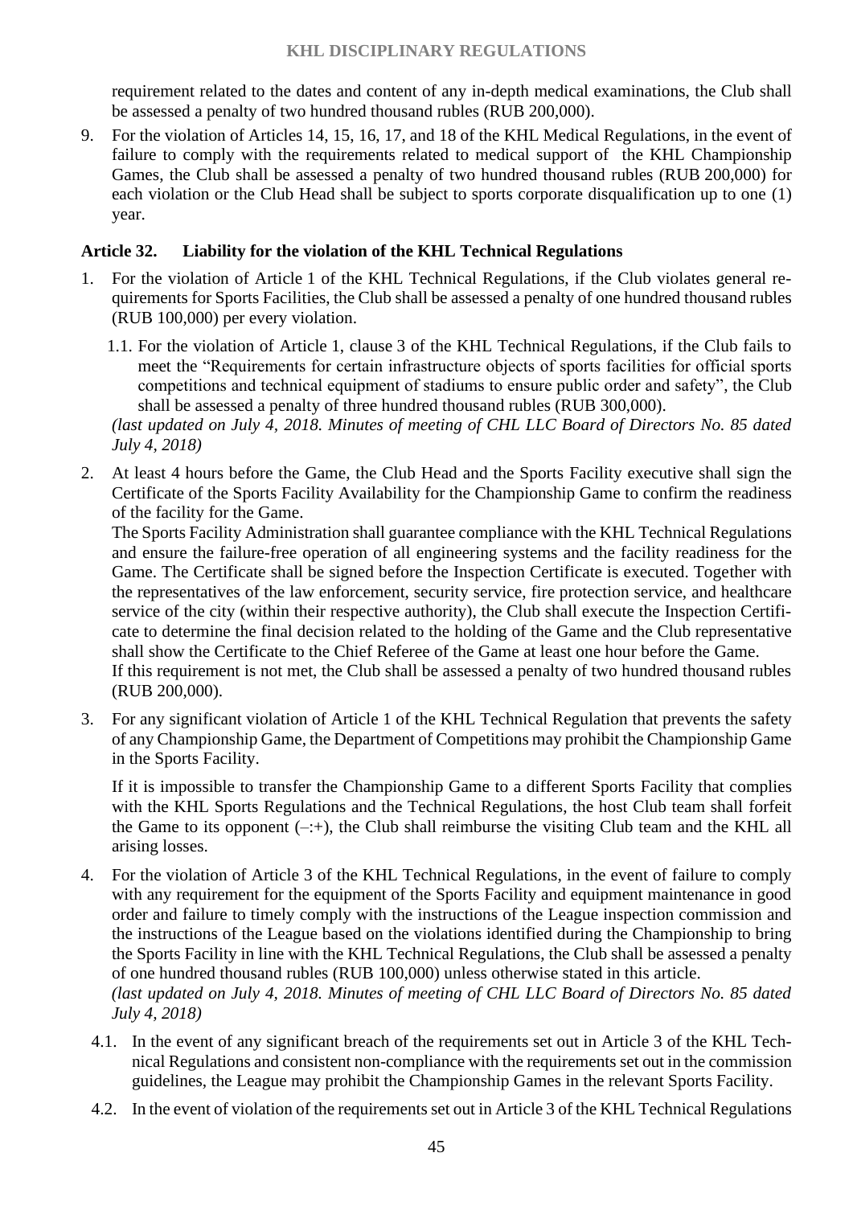requirement related to the dates and content of any in-depth medical examinations, the Club shall be assessed a penalty of two hundred thousand rubles (RUB 200,000).

9. For the violation of Articles 14, 15, 16, 17, and 18 of the KHL Medical Regulations, in the event of failure to comply with the requirements related to medical support of the KHL Championship Games, the Club shall be assessed a penalty of two hundred thousand rubles (RUB 200,000) for each violation or the Club Head shall be subject to sports corporate disqualification up to one (1) year.

### Article 32. Liability for the violation of the KHL Technical Regulations

1. For the violation of Article 1 of the KHL Technical Regulations, if the Club violates general requirements for Sports Facilities, the Club shall be assessed a penalty of one hundred thousand rubles (RUB 100,000) per every violation.

   1.1. For the violation of Article 1, clause 3 of the KHL Technical Regulations, if the Club fails to meet the "Requirements for certain infrastructure objects of sports facilities for official sports competitions and technical equipment of stadiums to ensure public order and safety", the Club shall be assessed a penalty of three hundred thousand rubles (RUB 300,000).

   *(last updated on July 4, 2018. Minutes of meeting of CHL LLC Board of Directors No. 85 dated July 4, 2018)*

2. At least 4 hours before the Game, the Club Head and the Sports Facility executive shall sign the Certificate of the Sports Facility Availability for the Championship Game to confirm the readiness of the facility for the Game.

   The Sports Facility Administration shall guarantee compliance with the KHL Technical Regulations and ensure the failure-free operation of all engineering systems and the facility readiness for the Game. The Certificate shall be signed before the Inspection Certificate is executed. Together with the representatives of the law enforcement, security service, fire protection service, and healthcare service of the city (within their respective authority), the Club shall execute the Inspection Certificate to determine the final decision related to the holding of the Game and the Club representative shall show the Certificate to the Chief Referee of the Game at least one hour before the Game.

   If this requirement is not met, the Club shall be assessed a penalty of two hundred thousand rubles (RUB 200,000).

3. For any significant violation of Article 1 of the KHL Technical Regulation that prevents the safety of any Championship Game, the Department of Competitions may prohibit the Championship Game in the Sports Facility.

   If it is impossible to transfer the Championship Game to a different Sports Facility that complies with the KHL Sports Regulations and the Technical Regulations, the host Club team shall forfeit the Game to its opponent (–:+), the Club shall reimburse the visiting Club team and the KHL all arising losses.

4. For the violation of Article 3 of the KHL Technical Regulations, in the event of failure to comply with any requirement for the equipment of the Sports Facility and equipment maintenance in good order and failure to timely comply with the instructions of the League inspection commission and the instructions of the League based on the violations identified during the Championship to bring the Sports Facility in line with the KHL Technical Regulations, the Club shall be assessed a penalty of one hundred thousand rubles (RUB 100,000) unless otherwise stated in this article.

   *(last updated on July 4, 2018. Minutes of meeting of CHL LLC Board of Directors No. 85 dated July 4, 2018)*

   4.1. In the event of any significant breach of the requirements set out in Article 3 of the KHL Technical Regulations and consistent non-compliance with the requirements set out in the commission guidelines, the League may prohibit the Championship Games in the relevant Sports Facility.

   4.2. In the event of violation of the requirements set out in Article 3 of the KHL Technical Regulations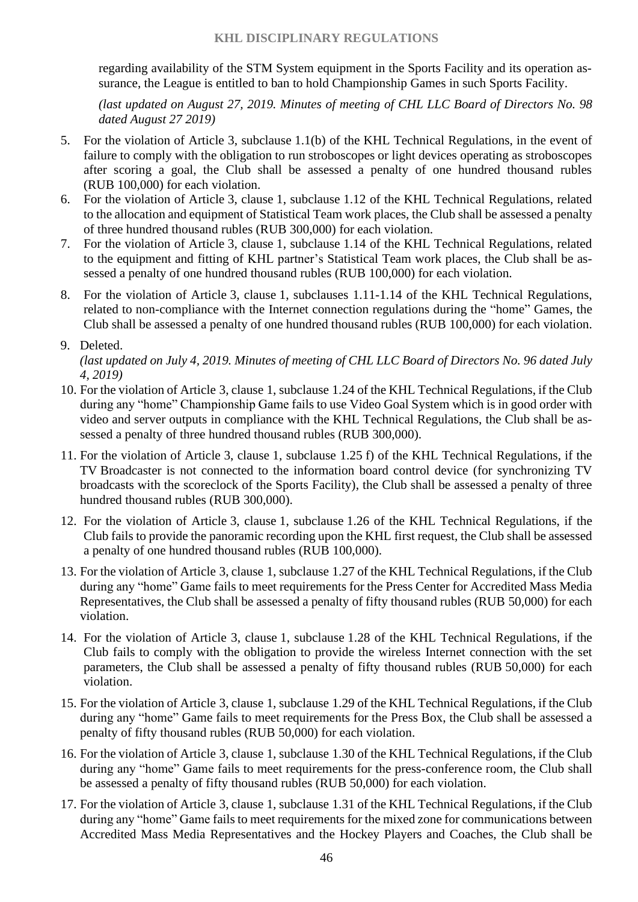regarding availability of the STM System equipment in the Sports Facility and its operation assurance, the League is entitled to ban to hold Championship Games in such Sports Facility.

*(last updated on August 27, 2019. Minutes of meeting of CHL LLC Board of Directors No. 98 dated August 27 2019)*

5. For the violation of Article 3, subclause 1.1(b) of the KHL Technical Regulations, in the event of failure to comply with the obligation to run stroboscopes or light devices operating as stroboscopes after scoring a goal, the Club shall be assessed a penalty of one hundred thousand rubles (RUB 100,000) for each violation.
6. For the violation of Article 3, clause 1, subclause 1.12 of the KHL Technical Regulations, related to the allocation and equipment of Statistical Team work places, the Club shall be assessed a penalty of three hundred thousand rubles (RUB 300,000) for each violation.
7. For the violation of Article 3, clause 1, subclause 1.14 of the KHL Technical Regulations, related to the equipment and fitting of KHL partner's Statistical Team work places, the Club shall be assessed a penalty of one hundred thousand rubles (RUB 100,000) for each violation.
8. For the violation of Article 3, clause 1, subclauses 1.11-1.14 of the KHL Technical Regulations, related to non-compliance with the Internet connection regulations during the "home" Games, the Club shall be assessed a penalty of one hundred thousand rubles (RUB 100,000) for each violation.
9. Deleted.
*(last updated on July 4, 2019. Minutes of meeting of CHL LLC Board of Directors No. 96 dated July 4, 2019)*
10. For the violation of Article 3, clause 1, subclause 1.24 of the KHL Technical Regulations, if the Club during any "home" Championship Game fails to use Video Goal System which is in good order with video and server outputs in compliance with the KHL Technical Regulations, the Club shall be assessed a penalty of three hundred thousand rubles (RUB 300,000).
11. For the violation of Article 3, clause 1, subclause 1.25 f) of the KHL Technical Regulations, if the TV Broadcaster is not connected to the information board control device (for synchronizing TV broadcasts with the scoreclock of the Sports Facility), the Club shall be assessed a penalty of three hundred thousand rubles (RUB 300,000).
12. For the violation of Article 3, clause 1, subclause 1.26 of the KHL Technical Regulations, if the Club fails to provide the panoramic recording upon the KHL first request, the Club shall be assessed a penalty of one hundred thousand rubles (RUB 100,000).
13. For the violation of Article 3, clause 1, subclause 1.27 of the KHL Technical Regulations, if the Club during any "home" Game fails to meet requirements for the Press Center for Accredited Mass Media Representatives, the Club shall be assessed a penalty of fifty thousand rubles (RUB 50,000) for each violation.
14. For the violation of Article 3, clause 1, subclause 1.28 of the KHL Technical Regulations, if the Club fails to comply with the obligation to provide the wireless Internet connection with the set parameters, the Club shall be assessed a penalty of fifty thousand rubles (RUB 50,000) for each violation.
15. For the violation of Article 3, clause 1, subclause 1.29 of the KHL Technical Regulations, if the Club during any "home" Game fails to meet requirements for the Press Box, the Club shall be assessed a penalty of fifty thousand rubles (RUB 50,000) for each violation.
16. For the violation of Article 3, clause 1, subclause 1.30 of the KHL Technical Regulations, if the Club during any "home" Game fails to meet requirements for the press-conference room, the Club shall be assessed a penalty of fifty thousand rubles (RUB 50,000) for each violation.
17. For the violation of Article 3, clause 1, subclause 1.31 of the KHL Technical Regulations, if the Club during any "home" Game fails to meet requirements for the mixed zone for communications between Accredited Mass Media Representatives and the Hockey Players and Coaches, the Club shall be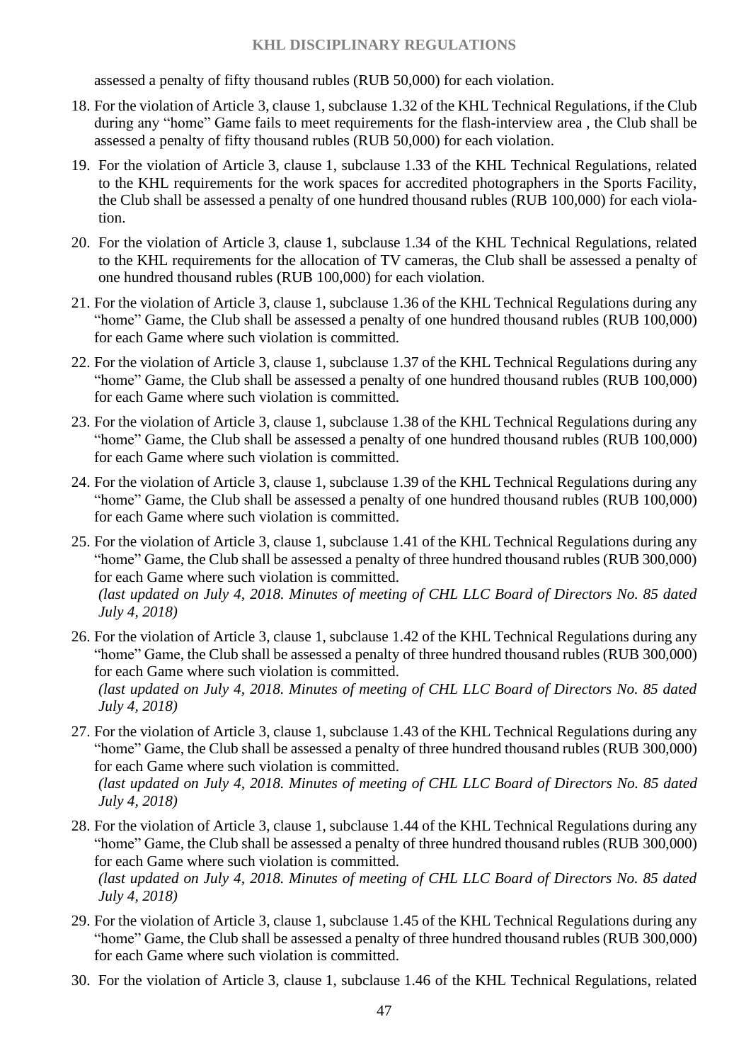assessed a penalty of fifty thousand rubles (RUB 50,000) for each violation.

18. For the violation of Article 3, clause 1, subclause 1.32 of the KHL Technical Regulations, if the Club during any "home" Game fails to meet requirements for the flash-interview area , the Club shall be assessed a penalty of fifty thousand rubles (RUB 50,000) for each violation.
19. For the violation of Article 3, clause 1, subclause 1.33 of the KHL Technical Regulations, related to the KHL requirements for the work spaces for accredited photographers in the Sports Facility, the Club shall be assessed a penalty of one hundred thousand rubles (RUB 100,000) for each violation.
20. For the violation of Article 3, clause 1, subclause 1.34 of the KHL Technical Regulations, related to the KHL requirements for the allocation of TV cameras, the Club shall be assessed a penalty of one hundred thousand rubles (RUB 100,000) for each violation.
21. For the violation of Article 3, clause 1, subclause 1.36 of the KHL Technical Regulations during any "home" Game, the Club shall be assessed a penalty of one hundred thousand rubles (RUB 100,000) for each Game where such violation is committed.
22. For the violation of Article 3, clause 1, subclause 1.37 of the KHL Technical Regulations during any "home" Game, the Club shall be assessed a penalty of one hundred thousand rubles (RUB 100,000) for each Game where such violation is committed.
23. For the violation of Article 3, clause 1, subclause 1.38 of the KHL Technical Regulations during any "home" Game, the Club shall be assessed a penalty of one hundred thousand rubles (RUB 100,000) for each Game where such violation is committed.
24. For the violation of Article 3, clause 1, subclause 1.39 of the KHL Technical Regulations during any "home" Game, the Club shall be assessed a penalty of one hundred thousand rubles (RUB 100,000) for each Game where such violation is committed.
25. For the violation of Article 3, clause 1, subclause 1.41 of the KHL Technical Regulations during any "home" Game, the Club shall be assessed a penalty of three hundred thousand rubles (RUB 300,000) for each Game where such violation is committed.
    *(last updated on July 4, 2018. Minutes of meeting of CHL LLC Board of Directors No. 85 dated July 4, 2018)*
26. For the violation of Article 3, clause 1, subclause 1.42 of the KHL Technical Regulations during any "home" Game, the Club shall be assessed a penalty of three hundred thousand rubles (RUB 300,000) for each Game where such violation is committed.
    *(last updated on July 4, 2018. Minutes of meeting of CHL LLC Board of Directors No. 85 dated July 4, 2018)*
27. For the violation of Article 3, clause 1, subclause 1.43 of the KHL Technical Regulations during any "home" Game, the Club shall be assessed a penalty of three hundred thousand rubles (RUB 300,000) for each Game where such violation is committed.
    *(last updated on July 4, 2018. Minutes of meeting of CHL LLC Board of Directors No. 85 dated July 4, 2018)*
28. For the violation of Article 3, clause 1, subclause 1.44 of the KHL Technical Regulations during any "home" Game, the Club shall be assessed a penalty of three hundred thousand rubles (RUB 300,000) for each Game where such violation is committed.
    *(last updated on July 4, 2018. Minutes of meeting of CHL LLC Board of Directors No. 85 dated July 4, 2018)*
29. For the violation of Article 3, clause 1, subclause 1.45 of the KHL Technical Regulations during any "home" Game, the Club shall be assessed a penalty of three hundred thousand rubles (RUB 300,000) for each Game where such violation is committed.
30. For the violation of Article 3, clause 1, subclause 1.46 of the KHL Technical Regulations, related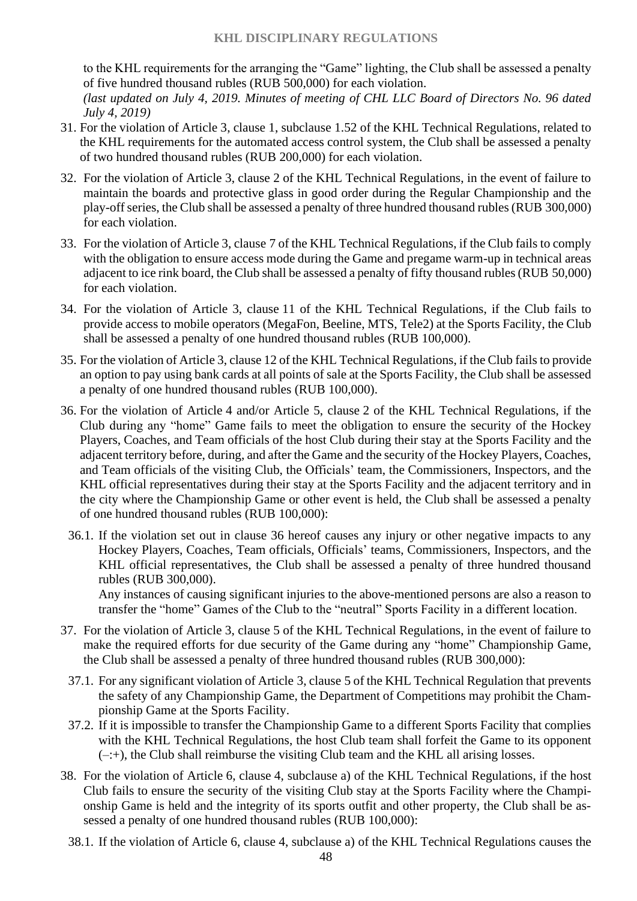to the KHL requirements for the arranging the "Game" lighting, the Club shall be assessed a penalty of five hundred thousand rubles (RUB 500,000) for each violation.
*(last updated on July 4, 2019. Minutes of meeting of CHL LLC Board of Directors No. 96 dated July 4, 2019)*

31. For the violation of Article 3, clause 1, subclause 1.52 of the KHL Technical Regulations, related to the KHL requirements for the automated access control system, the Club shall be assessed a penalty of two hundred thousand rubles (RUB 200,000) for each violation.

32. For the violation of Article 3, clause 2 of the KHL Technical Regulations, in the event of failure to maintain the boards and protective glass in good order during the Regular Championship and the play-off series, the Club shall be assessed a penalty of three hundred thousand rubles (RUB 300,000) for each violation.

33. For the violation of Article 3, clause 7 of the KHL Technical Regulations, if the Club fails to comply with the obligation to ensure access mode during the Game and pregame warm-up in technical areas adjacent to ice rink board, the Club shall be assessed a penalty of fifty thousand rubles (RUB 50,000) for each violation.

34. For the violation of Article 3, clause 11 of the KHL Technical Regulations, if the Club fails to provide access to mobile operators (MegaFon, Beeline, MTS, Tele2) at the Sports Facility, the Club shall be assessed a penalty of one hundred thousand rubles (RUB 100,000).

35. For the violation of Article 3, clause 12 of the KHL Technical Regulations, if the Club fails to provide an option to pay using bank cards at all points of sale at the Sports Facility, the Club shall be assessed a penalty of one hundred thousand rubles (RUB 100,000).

36. For the violation of Article 4 and/or Article 5, clause 2 of the KHL Technical Regulations, if the Club during any "home" Game fails to meet the obligation to ensure the security of the Hockey Players, Coaches, and Team officials of the host Club during their stay at the Sports Facility and the adjacent territory before, during, and after the Game and the security of the Hockey Players, Coaches, and Team officials of the visiting Club, the Officials' team, the Commissioners, Inspectors, and the KHL official representatives during their stay at the Sports Facility and the adjacent territory and in the city where the Championship Game or other event is held, the Club shall be assessed a penalty of one hundred thousand rubles (RUB 100,000):

    36.1. If the violation set out in clause 36 hereof causes any injury or other negative impacts to any Hockey Players, Coaches, Team officials, Officials' teams, Commissioners, Inspectors, and the KHL official representatives, the Club shall be assessed a penalty of three hundred thousand rubles (RUB 300,000).
    Any instances of causing significant injuries to the above-mentioned persons are also a reason to transfer the "home" Games of the Club to the "neutral" Sports Facility in a different location.

37. For the violation of Article 3, clause 5 of the KHL Technical Regulations, in the event of failure to make the required efforts for due security of the Game during any "home" Championship Game, the Club shall be assessed a penalty of three hundred thousand rubles (RUB 300,000):

    37.1. For any significant violation of Article 3, clause 5 of the KHL Technical Regulation that prevents the safety of any Championship Game, the Department of Competitions may prohibit the Championship Game at the Sports Facility.

    37.2. If it is impossible to transfer the Championship Game to a different Sports Facility that complies with the KHL Technical Regulations, the host Club team shall forfeit the Game to its opponent (–:+), the Club shall reimburse the visiting Club team and the KHL all arising losses.

38. For the violation of Article 6, clause 4, subclause a) of the KHL Technical Regulations, if the host Club fails to ensure the security of the visiting Club stay at the Sports Facility where the Championship Game is held and the integrity of its sports outfit and other property, the Club shall be assessed a penalty of one hundred thousand rubles (RUB 100,000):

    38.1. If the violation of Article 6, clause 4, subclause a) of the KHL Technical Regulations causes the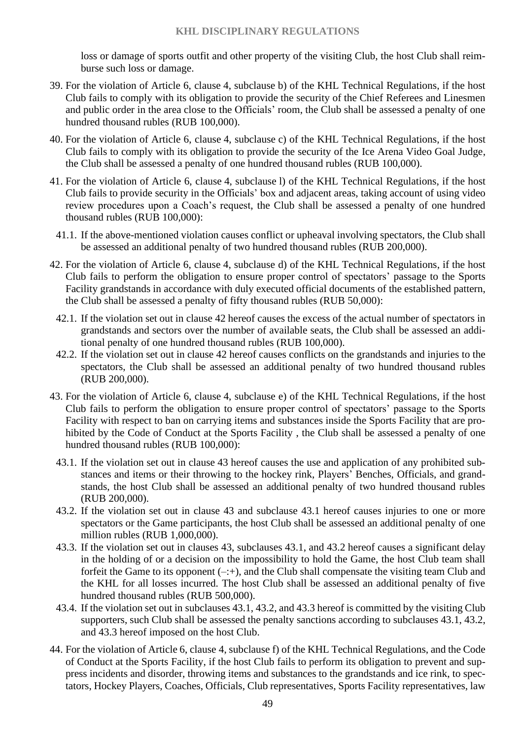loss or damage of sports outfit and other property of the visiting Club, the host Club shall reimburse such loss or damage.

39. For the violation of Article 6, clause 4, subclause b) of the KHL Technical Regulations, if the host Club fails to comply with its obligation to provide the security of the Chief Referees and Linesmen and public order in the area close to the Officials' room, the Club shall be assessed a penalty of one hundred thousand rubles (RUB 100,000).

40. For the violation of Article 6, clause 4, subclause c) of the KHL Technical Regulations, if the host Club fails to comply with its obligation to provide the security of the Ice Arena Video Goal Judge, the Club shall be assessed a penalty of one hundred thousand rubles (RUB 100,000).

41. For the violation of Article 6, clause 4, subclause l) of the KHL Technical Regulations, if the host Club fails to provide security in the Officials' box and adjacent areas, taking account of using video review procedures upon a Coach's request, the Club shall be assessed a penalty of one hundred thousand rubles (RUB 100,000):

    41.1. If the above-mentioned violation causes conflict or upheaval involving spectators, the Club shall be assessed an additional penalty of two hundred thousand rubles (RUB 200,000).

42. For the violation of Article 6, clause 4, subclause d) of the KHL Technical Regulations, if the host Club fails to perform the obligation to ensure proper control of spectators' passage to the Sports Facility grandstands in accordance with duly executed official documents of the established pattern, the Club shall be assessed a penalty of fifty thousand rubles (RUB 50,000):

    42.1. If the violation set out in clause 42 hereof causes the excess of the actual number of spectators in grandstands and sectors over the number of available seats, the Club shall be assessed an additional penalty of one hundred thousand rubles (RUB 100,000).

    42.2. If the violation set out in clause 42 hereof causes conflicts on the grandstands and injuries to the spectators, the Club shall be assessed an additional penalty of two hundred thousand rubles (RUB 200,000).

43. For the violation of Article 6, clause 4, subclause e) of the KHL Technical Regulations, if the host Club fails to perform the obligation to ensure proper control of spectators' passage to the Sports Facility with respect to ban on carrying items and substances inside the Sports Facility that are prohibited by the Code of Conduct at the Sports Facility , the Club shall be assessed a penalty of one hundred thousand rubles (RUB 100,000):

    43.1. If the violation set out in clause 43 hereof causes the use and application of any prohibited substances and items or their throwing to the hockey rink, Players' Benches, Officials, and grandstands, the host Club shall be assessed an additional penalty of two hundred thousand rubles (RUB 200,000).

    43.2. If the violation set out in clause 43 and subclause 43.1 hereof causes injuries to one or more spectators or the Game participants, the host Club shall be assessed an additional penalty of one million rubles (RUB 1,000,000).

    43.3. If the violation set out in clauses 43, subclauses 43.1, and 43.2 hereof causes a significant delay in the holding of or a decision on the impossibility to hold the Game, the host Club team shall forfeit the Game to its opponent (–:+), and the Club shall compensate the visiting team Club and the KHL for all losses incurred. The host Club shall be assessed an additional penalty of five hundred thousand rubles (RUB 500,000).

    43.4. If the violation set out in subclauses 43.1, 43.2, and 43.3 hereof is committed by the visiting Club supporters, such Club shall be assessed the penalty sanctions according to subclauses 43.1, 43.2, and 43.3 hereof imposed on the host Club.

44. For the violation of Article 6, clause 4, subclause f) of the KHL Technical Regulations, and the Code of Conduct at the Sports Facility, if the host Club fails to perform its obligation to prevent and suppress incidents and disorder, throwing items and substances to the grandstands and ice rink, to spectators, Hockey Players, Coaches, Officials, Club representatives, Sports Facility representatives, law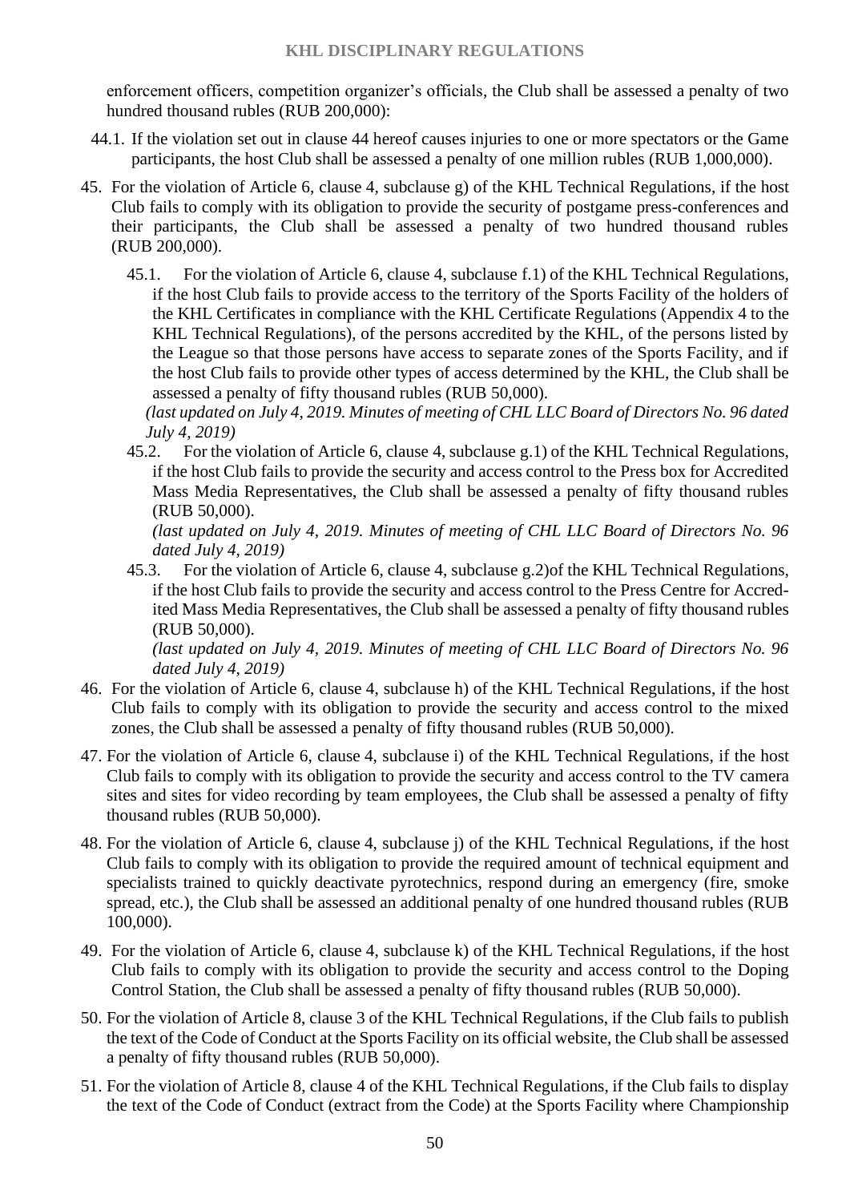enforcement officers, competition organizer's officials, the Club shall be assessed a penalty of two hundred thousand rubles (RUB 200,000):

44.1. If the violation set out in clause 44 hereof causes injuries to one or more spectators or the Game participants, the host Club shall be assessed a penalty of one million rubles (RUB 1,000,000).

45. For the violation of Article 6, clause 4, subclause g) of the KHL Technical Regulations, if the host Club fails to comply with its obligation to provide the security of postgame press-conferences and their participants, the Club shall be assessed a penalty of two hundred thousand rubles (RUB 200,000).

   45.1. For the violation of Article 6, clause 4, subclause f.1) of the KHL Technical Regulations, if the host Club fails to provide access to the territory of the Sports Facility of the holders of the KHL Certificates in compliance with the KHL Certificate Regulations (Appendix 4 to the KHL Technical Regulations), of the persons accredited by the KHL, of the persons listed by the League so that those persons have access to separate zones of the Sports Facility, and if the host Club fails to provide other types of access determined by the KHL, the Club shall be assessed a penalty of fifty thousand rubles (RUB 50,000).
   *(last updated on July 4, 2019. Minutes of meeting of CHL LLC Board of Directors No. 96 dated July 4, 2019)*

   45.2. For the violation of Article 6, clause 4, subclause g.1) of the KHL Technical Regulations, if the host Club fails to provide the security and access control to the Press box for Accredited Mass Media Representatives, the Club shall be assessed a penalty of fifty thousand rubles (RUB 50,000).
   *(last updated on July 4, 2019. Minutes of meeting of CHL LLC Board of Directors No. 96 dated July 4, 2019)*

   45.3. For the violation of Article 6, clause 4, subclause g.2)of the KHL Technical Regulations, if the host Club fails to provide the security and access control to the Press Centre for Accredited Mass Media Representatives, the Club shall be assessed a penalty of fifty thousand rubles (RUB 50,000).
   *(last updated on July 4, 2019. Minutes of meeting of CHL LLC Board of Directors No. 96 dated July 4, 2019)*

46. For the violation of Article 6, clause 4, subclause h) of the KHL Technical Regulations, if the host Club fails to comply with its obligation to provide the security and access control to the mixed zones, the Club shall be assessed a penalty of fifty thousand rubles (RUB 50,000).

47. For the violation of Article 6, clause 4, subclause i) of the KHL Technical Regulations, if the host Club fails to comply with its obligation to provide the security and access control to the TV camera sites and sites for video recording by team employees, the Club shall be assessed a penalty of fifty thousand rubles (RUB 50,000).

48. For the violation of Article 6, clause 4, subclause j) of the KHL Technical Regulations, if the host Club fails to comply with its obligation to provide the required amount of technical equipment and specialists trained to quickly deactivate pyrotechnics, respond during an emergency (fire, smoke spread, etc.), the Club shall be assessed an additional penalty of one hundred thousand rubles (RUB 100,000).

49. For the violation of Article 6, clause 4, subclause k) of the KHL Technical Regulations, if the host Club fails to comply with its obligation to provide the security and access control to the Doping Control Station, the Club shall be assessed a penalty of fifty thousand rubles (RUB 50,000).

50. For the violation of Article 8, clause 3 of the KHL Technical Regulations, if the Club fails to publish the text of the Code of Conduct at the Sports Facility on its official website, the Club shall be assessed a penalty of fifty thousand rubles (RUB 50,000).

51. For the violation of Article 8, clause 4 of the KHL Technical Regulations, if the Club fails to display the text of the Code of Conduct (extract from the Code) at the Sports Facility where Championship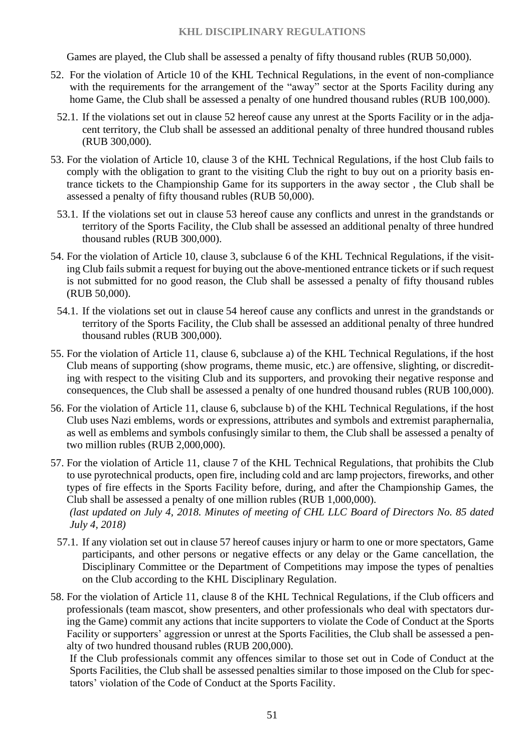Games are played, the Club shall be assessed a penalty of fifty thousand rubles (RUB 50,000).

52. For the violation of Article 10 of the KHL Technical Regulations, in the event of non-compliance with the requirements for the arrangement of the "away" sector at the Sports Facility during any home Game, the Club shall be assessed a penalty of one hundred thousand rubles (RUB 100,000).

   52.1. If the violations set out in clause 52 hereof cause any unrest at the Sports Facility or in the adjacent territory, the Club shall be assessed an additional penalty of three hundred thousand rubles (RUB 300,000).

53. For the violation of Article 10, clause 3 of the KHL Technical Regulations, if the host Club fails to comply with the obligation to grant to the visiting Club the right to buy out on a priority basis entrance tickets to the Championship Game for its supporters in the away sector , the Club shall be assessed a penalty of fifty thousand rubles (RUB 50,000).

   53.1. If the violations set out in clause 53 hereof cause any conflicts and unrest in the grandstands or territory of the Sports Facility, the Club shall be assessed an additional penalty of three hundred thousand rubles (RUB 300,000).

54. For the violation of Article 10, clause 3, subclause 6 of the KHL Technical Regulations, if the visiting Club fails submit a request for buying out the above-mentioned entrance tickets or if such request is not submitted for no good reason, the Club shall be assessed a penalty of fifty thousand rubles (RUB 50,000).

   54.1. If the violations set out in clause 54 hereof cause any conflicts and unrest in the grandstands or territory of the Sports Facility, the Club shall be assessed an additional penalty of three hundred thousand rubles (RUB 300,000).

55. For the violation of Article 11, clause 6, subclause a) of the KHL Technical Regulations, if the host Club means of supporting (show programs, theme music, etc.) are offensive, slighting, or discrediting with respect to the visiting Club and its supporters, and provoking their negative response and consequences, the Club shall be assessed a penalty of one hundred thousand rubles (RUB 100,000).

56. For the violation of Article 11, clause 6, subclause b) of the KHL Technical Regulations, if the host Club uses Nazi emblems, words or expressions, attributes and symbols and extremist paraphernalia, as well as emblems and symbols confusingly similar to them, the Club shall be assessed a penalty of two million rubles (RUB 2,000,000).

57. For the violation of Article 11, clause 7 of the KHL Technical Regulations, that prohibits the Club to use pyrotechnical products, open fire, including cold and arc lamp projectors, fireworks, and other types of fire effects in the Sports Facility before, during, and after the Championship Games, the Club shall be assessed a penalty of one million rubles (RUB 1,000,000).
   *(last updated on July 4, 2018. Minutes of meeting of CHL LLC Board of Directors No. 85 dated July 4, 2018)*

   57.1. If any violation set out in clause 57 hereof causes injury or harm to one or more spectators, Game participants, and other persons or negative effects or any delay or the Game cancellation, the Disciplinary Committee or the Department of Competitions may impose the types of penalties on the Club according to the KHL Disciplinary Regulation.

58. For the violation of Article 11, clause 8 of the KHL Technical Regulations, if the Club officers and professionals (team mascot, show presenters, and other professionals who deal with spectators during the Game) commit any actions that incite supporters to violate the Code of Conduct at the Sports Facility or supporters' aggression or unrest at the Sports Facilities, the Club shall be assessed a penalty of two hundred thousand rubles (RUB 200,000).
   If the Club professionals commit any offences similar to those set out in Code of Conduct at the Sports Facilities, the Club shall be assessed penalties similar to those imposed on the Club for spectators' violation of the Code of Conduct at the Sports Facility.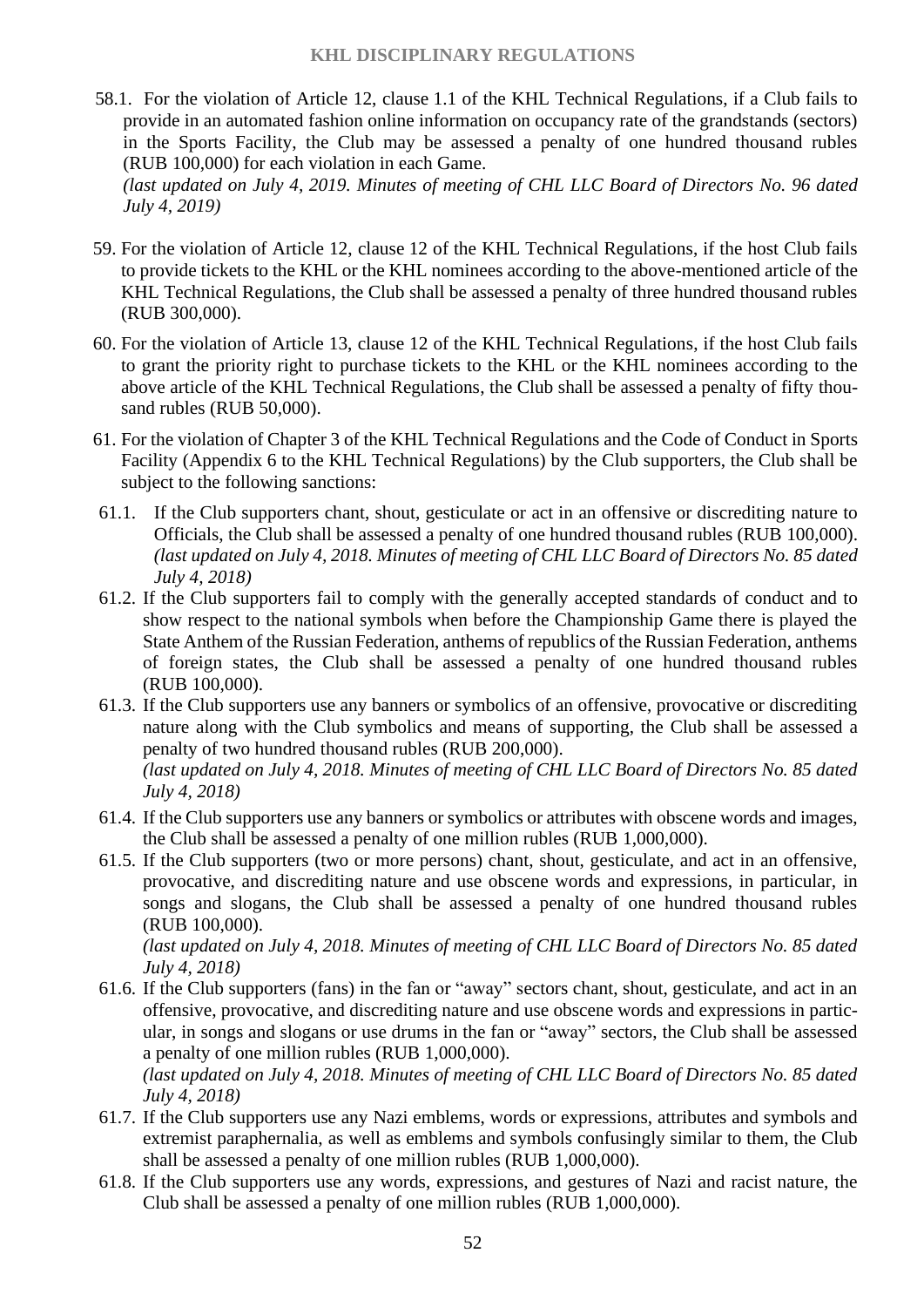58.1. For the violation of Article 12, clause 1.1 of the KHL Technical Regulations, if a Club fails to provide in an automated fashion online information on occupancy rate of the grandstands (sectors) in the Sports Facility, the Club may be assessed a penalty of one hundred thousand rubles (RUB 100,000) for each violation in each Game.
*(last updated on July 4, 2019. Minutes of meeting of CHL LLC Board of Directors No. 96 dated July 4, 2019)*

59. For the violation of Article 12, clause 12 of the KHL Technical Regulations, if the host Club fails to provide tickets to the KHL or the KHL nominees according to the above-mentioned article of the KHL Technical Regulations, the Club shall be assessed a penalty of three hundred thousand rubles (RUB 300,000).

60. For the violation of Article 13, clause 12 of the KHL Technical Regulations, if the host Club fails to grant the priority right to purchase tickets to the KHL or the KHL nominees according to the above article of the KHL Technical Regulations, the Club shall be assessed a penalty of fifty thousand rubles (RUB 50,000).

61. For the violation of Chapter 3 of the KHL Technical Regulations and the Code of Conduct in Sports Facility (Appendix 6 to the KHL Technical Regulations) by the Club supporters, the Club shall be subject to the following sanctions:

61.1. If the Club supporters chant, shout, gesticulate or act in an offensive or discrediting nature to Officials, the Club shall be assessed a penalty of one hundred thousand rubles (RUB 100,000).
*(last updated on July 4, 2018. Minutes of meeting of CHL LLC Board of Directors No. 85 dated July 4, 2018)*

61.2. If the Club supporters fail to comply with the generally accepted standards of conduct and to show respect to the national symbols when before the Championship Game there is played the State Anthem of the Russian Federation, anthems of republics of the Russian Federation, anthems of foreign states, the Club shall be assessed a penalty of one hundred thousand rubles (RUB 100,000).

61.3. If the Club supporters use any banners or symbolics of an offensive, provocative or discrediting nature along with the Club symbolics and means of supporting, the Club shall be assessed a penalty of two hundred thousand rubles (RUB 200,000).
*(last updated on July 4, 2018. Minutes of meeting of CHL LLC Board of Directors No. 85 dated July 4, 2018)*

61.4. If the Club supporters use any banners or symbolics or attributes with obscene words and images, the Club shall be assessed a penalty of one million rubles (RUB 1,000,000).

61.5. If the Club supporters (two or more persons) chant, shout, gesticulate, and act in an offensive, provocative, and discrediting nature and use obscene words and expressions, in particular, in songs and slogans, the Club shall be assessed a penalty of one hundred thousand rubles (RUB 100,000).
*(last updated on July 4, 2018. Minutes of meeting of CHL LLC Board of Directors No. 85 dated July 4, 2018)*

61.6. If the Club supporters (fans) in the fan or "away" sectors chant, shout, gesticulate, and act in an offensive, provocative, and discrediting nature and use obscene words and expressions in particular, in songs and slogans or use drums in the fan or "away" sectors, the Club shall be assessed a penalty of one million rubles (RUB 1,000,000).
*(last updated on July 4, 2018. Minutes of meeting of CHL LLC Board of Directors No. 85 dated July 4, 2018)*

61.7. If the Club supporters use any Nazi emblems, words or expressions, attributes and symbols and extremist paraphernalia, as well as emblems and symbols confusingly similar to them, the Club shall be assessed a penalty of one million rubles (RUB 1,000,000).

61.8. If the Club supporters use any words, expressions, and gestures of Nazi and racist nature, the Club shall be assessed a penalty of one million rubles (RUB 1,000,000).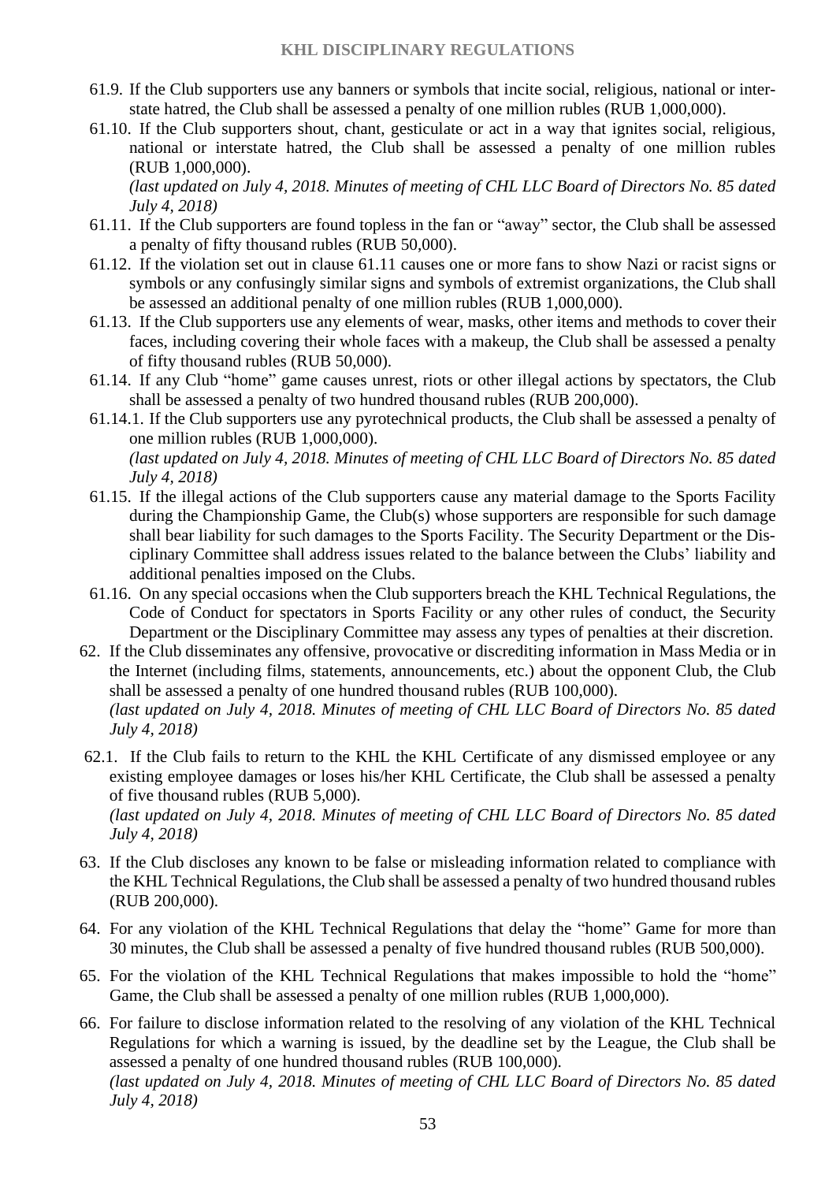61.9. If the Club supporters use any banners or symbols that incite social, religious, national or interstate hatred, the Club shall be assessed a penalty of one million rubles (RUB 1,000,000).

61.10. If the Club supporters shout, chant, gesticulate or act in a way that ignites social, religious, national or interstate hatred, the Club shall be assessed a penalty of one million rubles (RUB 1,000,000).
*(last updated on July 4, 2018. Minutes of meeting of CHL LLC Board of Directors No. 85 dated July 4, 2018)*

61.11. If the Club supporters are found topless in the fan or "away" sector, the Club shall be assessed a penalty of fifty thousand rubles (RUB 50,000).

61.12. If the violation set out in clause 61.11 causes one or more fans to show Nazi or racist signs or symbols or any confusingly similar signs and symbols of extremist organizations, the Club shall be assessed an additional penalty of one million rubles (RUB 1,000,000).

61.13. If the Club supporters use any elements of wear, masks, other items and methods to cover their faces, including covering their whole faces with a makeup, the Club shall be assessed a penalty of fifty thousand rubles (RUB 50,000).

61.14. If any Club "home" game causes unrest, riots or other illegal actions by spectators, the Club shall be assessed a penalty of two hundred thousand rubles (RUB 200,000).

61.14.1. If the Club supporters use any pyrotechnical products, the Club shall be assessed a penalty of one million rubles (RUB 1,000,000).
*(last updated on July 4, 2018. Minutes of meeting of CHL LLC Board of Directors No. 85 dated July 4, 2018)*

61.15. If the illegal actions of the Club supporters cause any material damage to the Sports Facility during the Championship Game, the Club(s) whose supporters are responsible for such damage shall bear liability for such damages to the Sports Facility. The Security Department or the Disciplinary Committee shall address issues related to the balance between the Clubs' liability and additional penalties imposed on the Clubs.

61.16. On any special occasions when the Club supporters breach the KHL Technical Regulations, the Code of Conduct for spectators in Sports Facility or any other rules of conduct, the Security Department or the Disciplinary Committee may assess any types of penalties at their discretion.

62. If the Club disseminates any offensive, provocative or discrediting information in Mass Media or in the Internet (including films, statements, announcements, etc.) about the opponent Club, the Club shall be assessed a penalty of one hundred thousand rubles (RUB 100,000).
*(last updated on July 4, 2018. Minutes of meeting of CHL LLC Board of Directors No. 85 dated July 4, 2018)*

62.1. If the Club fails to return to the KHL the KHL Certificate of any dismissed employee or any existing employee damages or loses his/her KHL Certificate, the Club shall be assessed a penalty of five thousand rubles (RUB 5,000).
*(last updated on July 4, 2018. Minutes of meeting of CHL LLC Board of Directors No. 85 dated July 4, 2018)*

63. If the Club discloses any known to be false or misleading information related to compliance with the KHL Technical Regulations, the Club shall be assessed a penalty of two hundred thousand rubles (RUB 200,000).

64. For any violation of the KHL Technical Regulations that delay the "home" Game for more than 30 minutes, the Club shall be assessed a penalty of five hundred thousand rubles (RUB 500,000).

65. For the violation of the KHL Technical Regulations that makes impossible to hold the "home" Game, the Club shall be assessed a penalty of one million rubles (RUB 1,000,000).

66. For failure to disclose information related to the resolving of any violation of the KHL Technical Regulations for which a warning is issued, by the deadline set by the League, the Club shall be assessed a penalty of one hundred thousand rubles (RUB 100,000).
*(last updated on July 4, 2018. Minutes of meeting of CHL LLC Board of Directors No. 85 dated July 4, 2018)*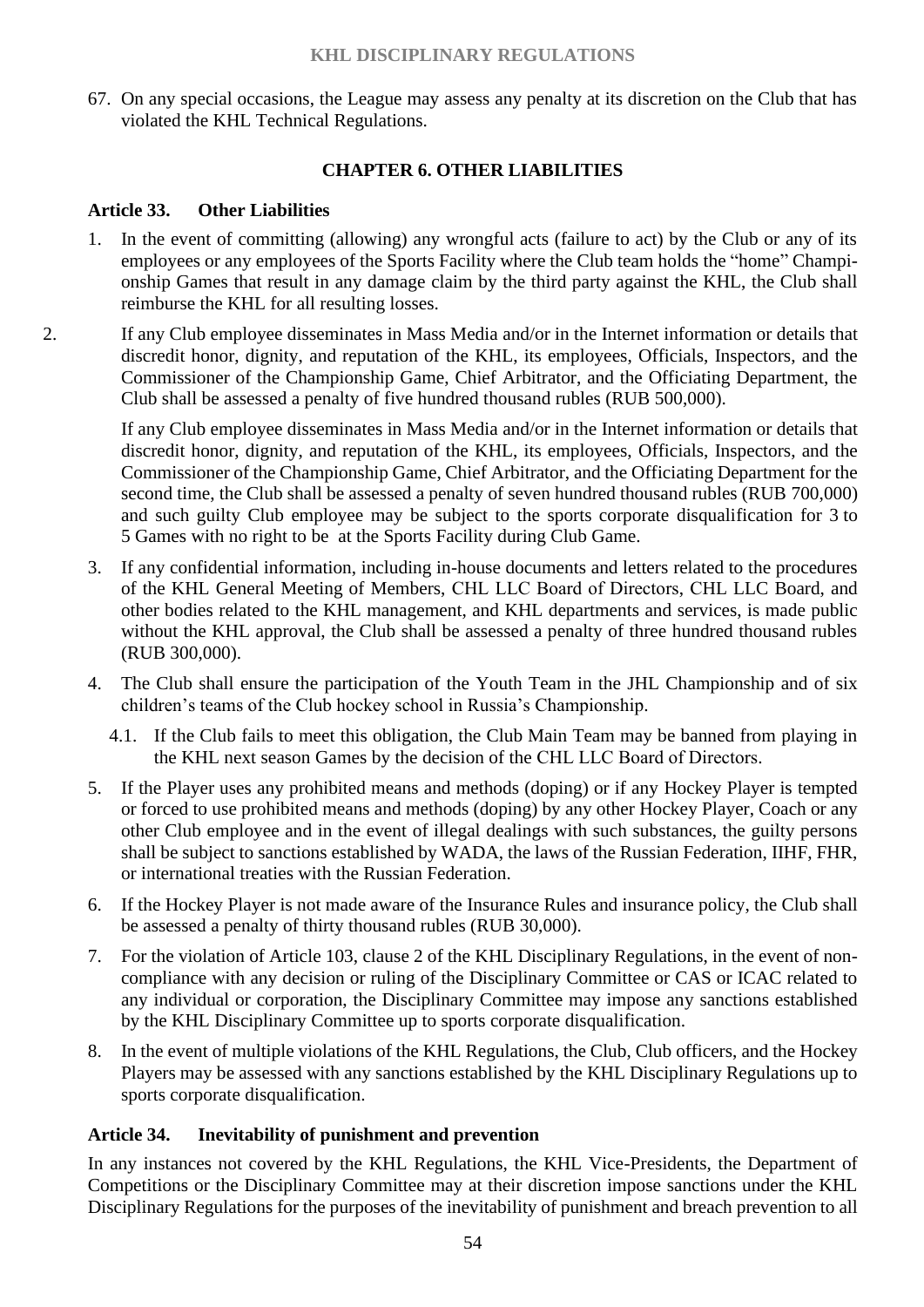67. On any special occasions, the League may assess any penalty at its discretion on the Club that has violated the KHL Technical Regulations.

## CHAPTER 6. OTHER LIABILITIES

### Article 33. Other Liabilities

1. In the event of committing (allowing) any wrongful acts (failure to act) by the Club or any of its employees or any employees of the Sports Facility where the Club team holds the "home" Championship Games that result in any damage claim by the third party against the KHL, the Club shall reimburse the KHL for all resulting losses.

2. If any Club employee disseminates in Mass Media and/or in the Internet information or details that discredit honor, dignity, and reputation of the KHL, its employees, Officials, Inspectors, and the Commissioner of the Championship Game, Chief Arbitrator, and the Officiating Department, the Club shall be assessed a penalty of five hundred thousand rubles (RUB 500,000).

   If any Club employee disseminates in Mass Media and/or in the Internet information or details that discredit honor, dignity, and reputation of the KHL, its employees, Officials, Inspectors, and the Commissioner of the Championship Game, Chief Arbitrator, and the Officiating Department for the second time, the Club shall be assessed a penalty of seven hundred thousand rubles (RUB 700,000) and such guilty Club employee may be subject to the sports corporate disqualification for 3 to 5 Games with no right to be at the Sports Facility during Club Game.

3. If any confidential information, including in-house documents and letters related to the procedures of the KHL General Meeting of Members, CHL LLC Board of Directors, CHL LLC Board, and other bodies related to the KHL management, and KHL departments and services, is made public without the KHL approval, the Club shall be assessed a penalty of three hundred thousand rubles (RUB 300,000).

4. The Club shall ensure the participation of the Youth Team in the JHL Championship and of six children's teams of the Club hockey school in Russia's Championship.

   4.1. If the Club fails to meet this obligation, the Club Main Team may be banned from playing in the KHL next season Games by the decision of the CHL LLC Board of Directors.

5. If the Player uses any prohibited means and methods (doping) or if any Hockey Player is tempted or forced to use prohibited means and methods (doping) by any other Hockey Player, Coach or any other Club employee and in the event of illegal dealings with such substances, the guilty persons shall be subject to sanctions established by WADA, the laws of the Russian Federation, IIHF, FHR, or international treaties with the Russian Federation.

6. If the Hockey Player is not made aware of the Insurance Rules and insurance policy, the Club shall be assessed a penalty of thirty thousand rubles (RUB 30,000).

7. For the violation of Article 103, clause 2 of the KHL Disciplinary Regulations, in the event of non-compliance with any decision or ruling of the Disciplinary Committee or CAS or ICAC related to any individual or corporation, the Disciplinary Committee may impose any sanctions established by the KHL Disciplinary Committee up to sports corporate disqualification.

8. In the event of multiple violations of the KHL Regulations, the Club, Club officers, and the Hockey Players may be assessed with any sanctions established by the KHL Disciplinary Regulations up to sports corporate disqualification.

### Article 34. Inevitability of punishment and prevention

In any instances not covered by the KHL Regulations, the KHL Vice-Presidents, the Department of Competitions or the Disciplinary Committee may at their discretion impose sanctions under the KHL Disciplinary Regulations for the purposes of the inevitability of punishment and breach prevention to all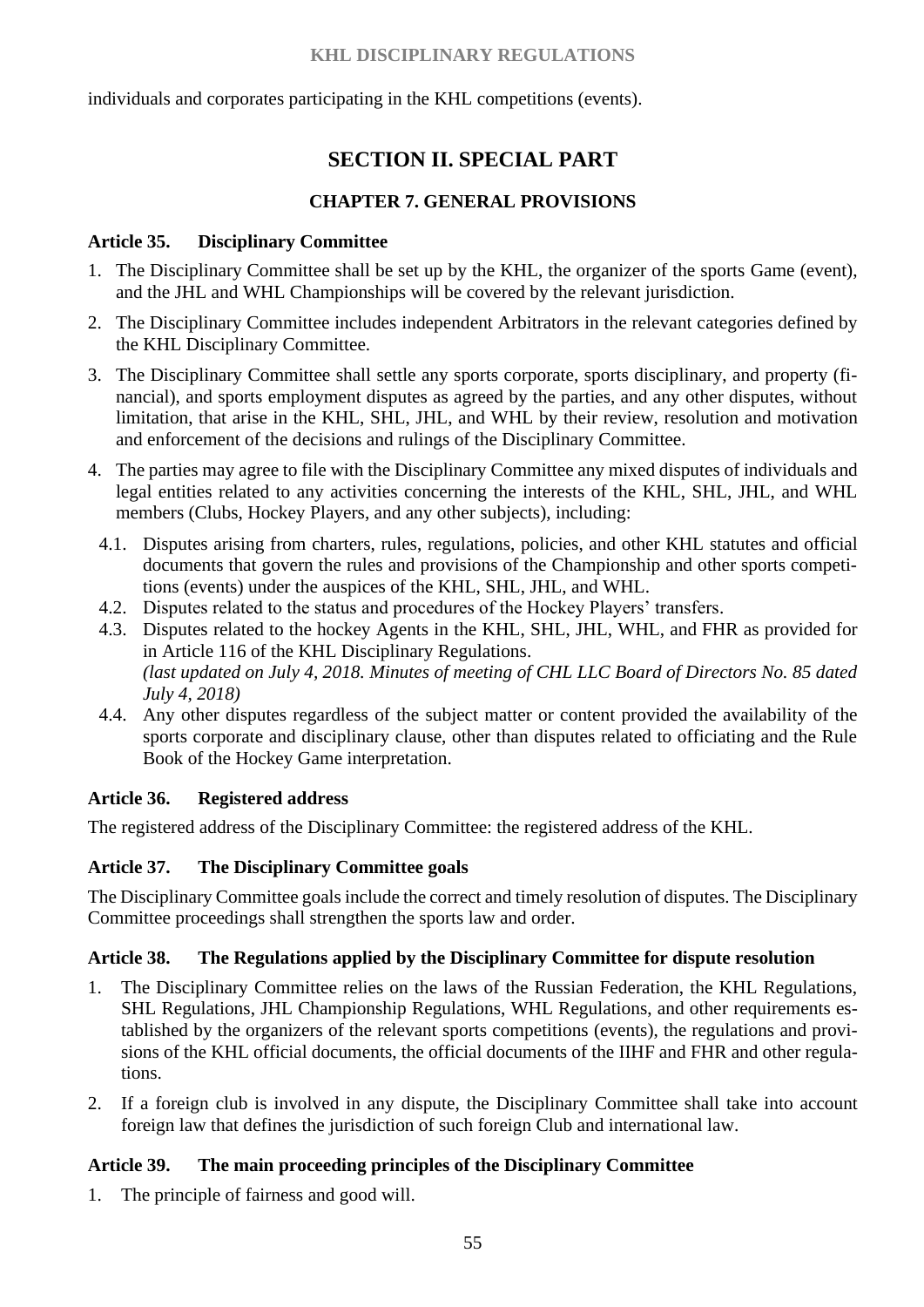individuals and corporates participating in the KHL competitions (events).

## SECTION II. SPECIAL PART

### CHAPTER 7. GENERAL PROVISIONS

#### Article 35. Disciplinary Committee

1. The Disciplinary Committee shall be set up by the KHL, the organizer of the sports Game (event), and the JHL and WHL Championships will be covered by the relevant jurisdiction.
2. The Disciplinary Committee includes independent Arbitrators in the relevant categories defined by the KHL Disciplinary Committee.
3. The Disciplinary Committee shall settle any sports corporate, sports disciplinary, and property (financial), and sports employment disputes as agreed by the parties, and any other disputes, without limitation, that arise in the KHL, SHL, JHL, and WHL by their review, resolution and motivation and enforcement of the decisions and rulings of the Disciplinary Committee.
4. The parties may agree to file with the Disciplinary Committee any mixed disputes of individuals and legal entities related to any activities concerning the interests of the KHL, SHL, JHL, and WHL members (Clubs, Hockey Players, and any other subjects), including:
   - 4.1. Disputes arising from charters, rules, regulations, policies, and other KHL statutes and official documents that govern the rules and provisions of the Championship and other sports competitions (events) under the auspices of the KHL, SHL, JHL, and WHL.
   - 4.2. Disputes related to the status and procedures of the Hockey Players' transfers.
   - 4.3. Disputes related to the hockey Agents in the KHL, SHL, JHL, WHL, and FHR as provided for in Article 116 of the KHL Disciplinary Regulations.
     *(last updated on July 4, 2018. Minutes of meeting of CHL LLC Board of Directors No. 85 dated July 4, 2018)*
   - 4.4. Any other disputes regardless of the subject matter or content provided the availability of the sports corporate and disciplinary clause, other than disputes related to officiating and the Rule Book of the Hockey Game interpretation.

#### Article 36. Registered address

The registered address of the Disciplinary Committee: the registered address of the KHL.

#### Article 37. The Disciplinary Committee goals

The Disciplinary Committee goals include the correct and timely resolution of disputes. The Disciplinary Committee proceedings shall strengthen the sports law and order.

#### Article 38. The Regulations applied by the Disciplinary Committee for dispute resolution

1. The Disciplinary Committee relies on the laws of the Russian Federation, the KHL Regulations, SHL Regulations, JHL Championship Regulations, WHL Regulations, and other requirements established by the organizers of the relevant sports competitions (events), the regulations and provisions of the KHL official documents, the official documents of the IIHF and FHR and other regulations.
2. If a foreign club is involved in any dispute, the Disciplinary Committee shall take into account foreign law that defines the jurisdiction of such foreign Club and international law.

#### Article 39. The main proceeding principles of the Disciplinary Committee

1. The principle of fairness and good will.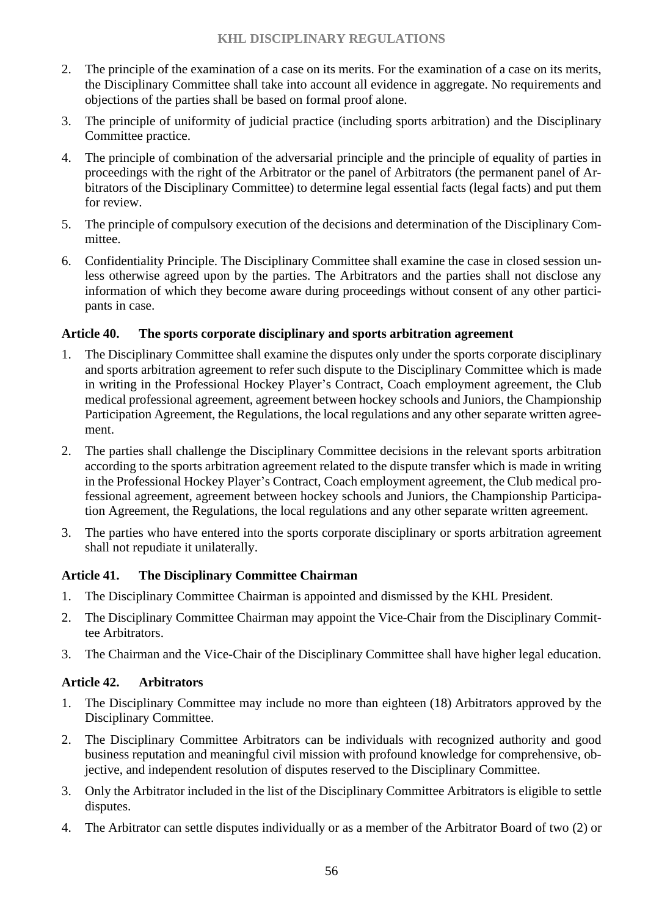2. The principle of the examination of a case on its merits. For the examination of a case on its merits, the Disciplinary Committee shall take into account all evidence in aggregate. No requirements and objections of the parties shall be based on formal proof alone.
3. The principle of uniformity of judicial practice (including sports arbitration) and the Disciplinary Committee practice.
4. The principle of combination of the adversarial principle and the principle of equality of parties in proceedings with the right of the Arbitrator or the panel of Arbitrators (the permanent panel of Arbitrators of the Disciplinary Committee) to determine legal essential facts (legal facts) and put them for review.
5. The principle of compulsory execution of the decisions and determination of the Disciplinary Committee.
6. Confidentiality Principle. The Disciplinary Committee shall examine the case in closed session unless otherwise agreed upon by the parties. The Arbitrators and the parties shall not disclose any information of which they become aware during proceedings without consent of any other participants in case.

### Article 40. The sports corporate disciplinary and sports arbitration agreement

1. The Disciplinary Committee shall examine the disputes only under the sports corporate disciplinary and sports arbitration agreement to refer such dispute to the Disciplinary Committee which is made in writing in the Professional Hockey Player's Contract, Coach employment agreement, the Club medical professional agreement, agreement between hockey schools and Juniors, the Championship Participation Agreement, the Regulations, the local regulations and any other separate written agreement.
2. The parties shall challenge the Disciplinary Committee decisions in the relevant sports arbitration according to the sports arbitration agreement related to the dispute transfer which is made in writing in the Professional Hockey Player's Contract, Coach employment agreement, the Club medical professional agreement, agreement between hockey schools and Juniors, the Championship Participation Agreement, the Regulations, the local regulations and any other separate written agreement.
3. The parties who have entered into the sports corporate disciplinary or sports arbitration agreement shall not repudiate it unilaterally.

### Article 41. The Disciplinary Committee Chairman

1. The Disciplinary Committee Chairman is appointed and dismissed by the KHL President.
2. The Disciplinary Committee Chairman may appoint the Vice-Chair from the Disciplinary Committee Arbitrators.
3. The Chairman and the Vice-Chair of the Disciplinary Committee shall have higher legal education.

### Article 42. Arbitrators

1. The Disciplinary Committee may include no more than eighteen (18) Arbitrators approved by the Disciplinary Committee.
2. The Disciplinary Committee Arbitrators can be individuals with recognized authority and good business reputation and meaningful civil mission with profound knowledge for comprehensive, objective, and independent resolution of disputes reserved to the Disciplinary Committee.
3. Only the Arbitrator included in the list of the Disciplinary Committee Arbitrators is eligible to settle disputes.
4. The Arbitrator can settle disputes individually or as a member of the Arbitrator Board of two (2) or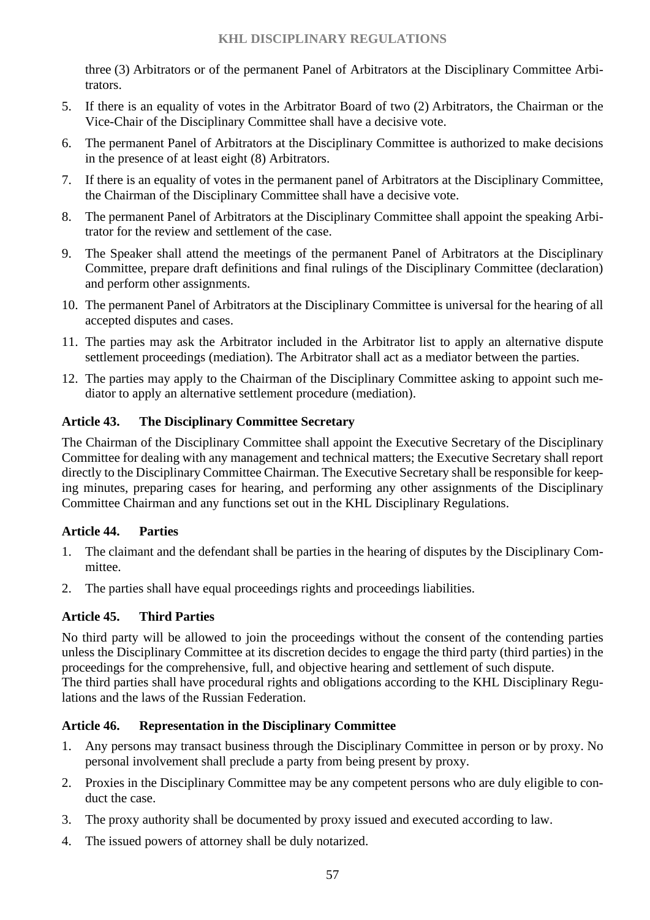three (3) Arbitrators or of the permanent Panel of Arbitrators at the Disciplinary Committee Arbitrators.

5. If there is an equality of votes in the Arbitrator Board of two (2) Arbitrators, the Chairman or the Vice-Chair of the Disciplinary Committee shall have a decisive vote.
6. The permanent Panel of Arbitrators at the Disciplinary Committee is authorized to make decisions in the presence of at least eight (8) Arbitrators.
7. If there is an equality of votes in the permanent panel of Arbitrators at the Disciplinary Committee, the Chairman of the Disciplinary Committee shall have a decisive vote.
8. The permanent Panel of Arbitrators at the Disciplinary Committee shall appoint the speaking Arbitrator for the review and settlement of the case.
9. The Speaker shall attend the meetings of the permanent Panel of Arbitrators at the Disciplinary Committee, prepare draft definitions and final rulings of the Disciplinary Committee (declaration) and perform other assignments.
10. The permanent Panel of Arbitrators at the Disciplinary Committee is universal for the hearing of all accepted disputes and cases.
11. The parties may ask the Arbitrator included in the Arbitrator list to apply an alternative dispute settlement proceedings (mediation). The Arbitrator shall act as a mediator between the parties.
12. The parties may apply to the Chairman of the Disciplinary Committee asking to appoint such mediator to apply an alternative settlement procedure (mediation).

### Article 43. The Disciplinary Committee Secretary

The Chairman of the Disciplinary Committee shall appoint the Executive Secretary of the Disciplinary Committee for dealing with any management and technical matters; the Executive Secretary shall report directly to the Disciplinary Committee Chairman. The Executive Secretary shall be responsible for keeping minutes, preparing cases for hearing, and performing any other assignments of the Disciplinary Committee Chairman and any functions set out in the KHL Disciplinary Regulations.

### Article 44. Parties

1. The claimant and the defendant shall be parties in the hearing of disputes by the Disciplinary Committee.
2. The parties shall have equal proceedings rights and proceedings liabilities.

### Article 45. Third Parties

No third party will be allowed to join the proceedings without the consent of the contending parties unless the Disciplinary Committee at its discretion decides to engage the third party (third parties) in the proceedings for the comprehensive, full, and objective hearing and settlement of such dispute.
The third parties shall have procedural rights and obligations according to the KHL Disciplinary Regulations and the laws of the Russian Federation.

### Article 46. Representation in the Disciplinary Committee

1. Any persons may transact business through the Disciplinary Committee in person or by proxy. No personal involvement shall preclude a party from being present by proxy.
2. Proxies in the Disciplinary Committee may be any competent persons who are duly eligible to conduct the case.
3. The proxy authority shall be documented by proxy issued and executed according to law.
4. The issued powers of attorney shall be duly notarized.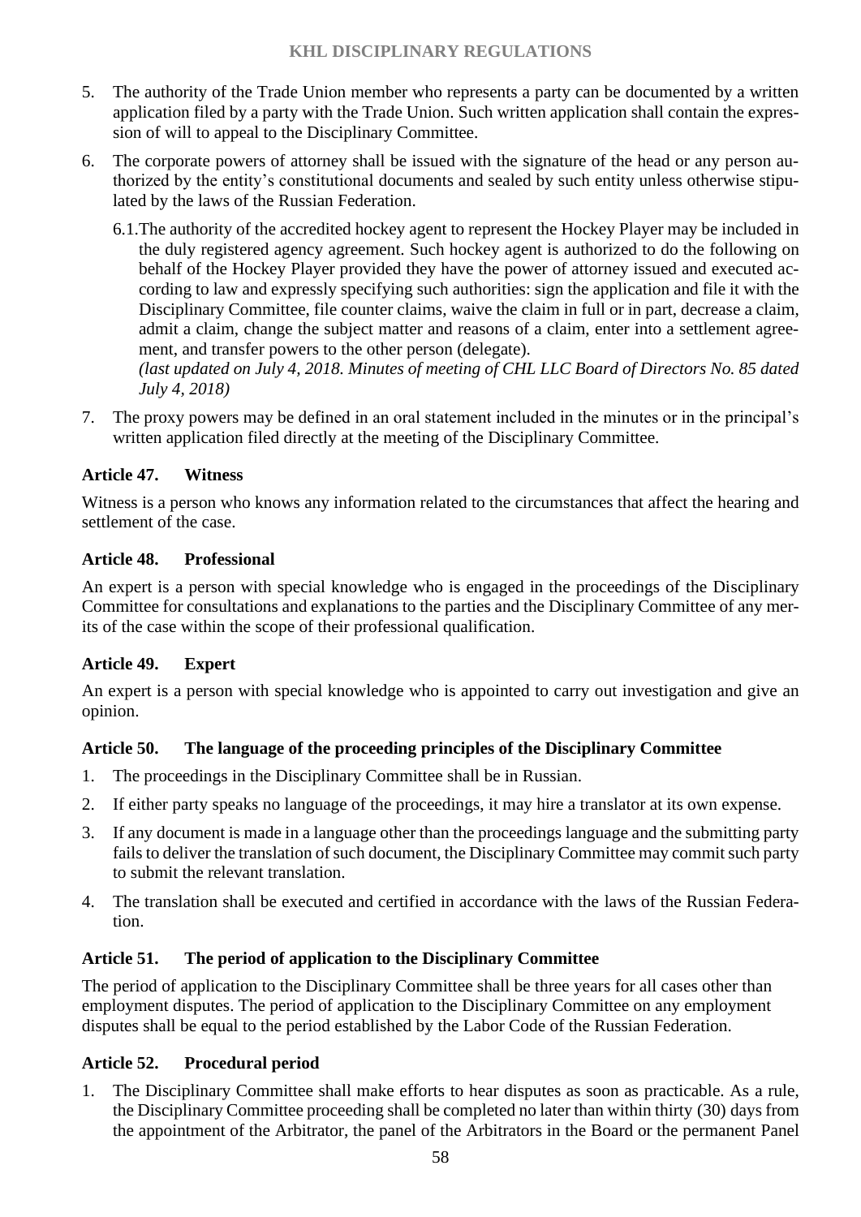5. The authority of the Trade Union member who represents a party can be documented by a written application filed by a party with the Trade Union. Such written application shall contain the expression of will to appeal to the Disciplinary Committee.

6. The corporate powers of attorney shall be issued with the signature of the head or any person authorized by the entity's constitutional documents and sealed by such entity unless otherwise stipulated by the laws of the Russian Federation.

   6.1. The authority of the accredited hockey agent to represent the Hockey Player may be included in the duly registered agency agreement. Such hockey agent is authorized to do the following on behalf of the Hockey Player provided they have the power of attorney issued and executed according to law and expressly specifying such authorities: sign the application and file it with the Disciplinary Committee, file counter claims, waive the claim in full or in part, decrease a claim, admit a claim, change the subject matter and reasons of a claim, enter into a settlement agreement, and transfer powers to the other person (delegate).
   *(last updated on July 4, 2018. Minutes of meeting of CHL LLC Board of Directors No. 85 dated July 4, 2018)*

7. The proxy powers may be defined in an oral statement included in the minutes or in the principal's written application filed directly at the meeting of the Disciplinary Committee.

### Article 47. Witness

Witness is a person who knows any information related to the circumstances that affect the hearing and settlement of the case.

### Article 48. Professional

An expert is a person with special knowledge who is engaged in the proceedings of the Disciplinary Committee for consultations and explanations to the parties and the Disciplinary Committee of any merits of the case within the scope of their professional qualification.

### Article 49. Expert

An expert is a person with special knowledge who is appointed to carry out investigation and give an opinion.

### Article 50. The language of the proceeding principles of the Disciplinary Committee

1. The proceedings in the Disciplinary Committee shall be in Russian.
2. If either party speaks no language of the proceedings, it may hire a translator at its own expense.
3. If any document is made in a language other than the proceedings language and the submitting party fails to deliver the translation of such document, the Disciplinary Committee may commit such party to submit the relevant translation.
4. The translation shall be executed and certified in accordance with the laws of the Russian Federation.

### Article 51. The period of application to the Disciplinary Committee

The period of application to the Disciplinary Committee shall be three years for all cases other than employment disputes. The period of application to the Disciplinary Committee on any employment disputes shall be equal to the period established by the Labor Code of the Russian Federation.

### Article 52. Procedural period

1. The Disciplinary Committee shall make efforts to hear disputes as soon as practicable. As a rule, the Disciplinary Committee proceeding shall be completed no later than within thirty (30) days from the appointment of the Arbitrator, the panel of the Arbitrators in the Board or the permanent Panel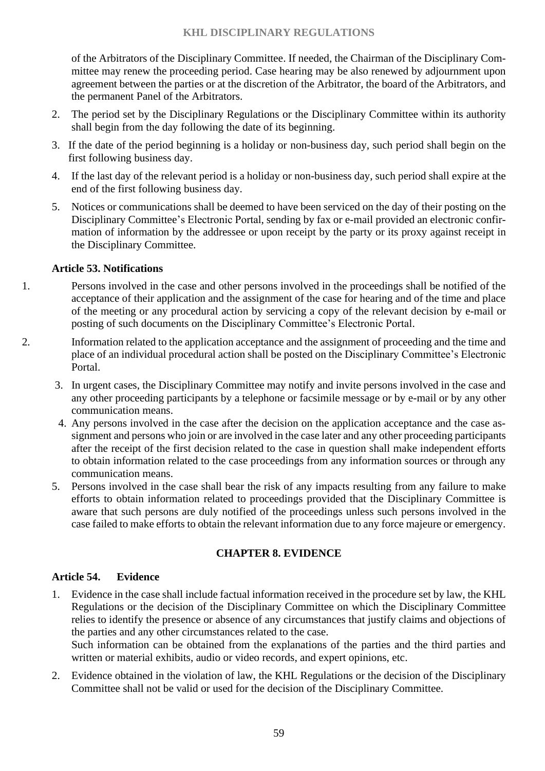of the Arbitrators of the Disciplinary Committee. If needed, the Chairman of the Disciplinary Committee may renew the proceeding period. Case hearing may be also renewed by adjournment upon agreement between the parties or at the discretion of the Arbitrator, the board of the Arbitrators, and the permanent Panel of the Arbitrators.

2. The period set by the Disciplinary Regulations or the Disciplinary Committee within its authority shall begin from the day following the date of its beginning.
3. If the date of the period beginning is a holiday or non-business day, such period shall begin on the first following business day.
4. If the last day of the relevant period is a holiday or non-business day, such period shall expire at the end of the first following business day.
5. Notices or communications shall be deemed to have been serviced on the day of their posting on the Disciplinary Committee's Electronic Portal, sending by fax or e-mail provided an electronic confirmation of information by the addressee or upon receipt by the party or its proxy against receipt in the Disciplinary Committee.

### Article 53. Notifications

1. Persons involved in the case and other persons involved in the proceedings shall be notified of the acceptance of their application and the assignment of the case for hearing and of the time and place of the meeting or any procedural action by servicing a copy of the relevant decision by e-mail or posting of such documents on the Disciplinary Committee's Electronic Portal.
2. Information related to the application acceptance and the assignment of proceeding and the time and place of an individual procedural action shall be posted on the Disciplinary Committee's Electronic Portal.
3. In urgent cases, the Disciplinary Committee may notify and invite persons involved in the case and any other proceeding participants by a telephone or facsimile message or by e-mail or by any other communication means.
4. Any persons involved in the case after the decision on the application acceptance and the case assignment and persons who join or are involved in the case later and any other proceeding participants after the receipt of the first decision related to the case in question shall make independent efforts to obtain information related to the case proceedings from any information sources or through any communication means.
5. Persons involved in the case shall bear the risk of any impacts resulting from any failure to make efforts to obtain information related to proceedings provided that the Disciplinary Committee is aware that such persons are duly notified of the proceedings unless such persons involved in the case failed to make efforts to obtain the relevant information due to any force majeure or emergency.

## CHAPTER 8. EVIDENCE

### Article 54. Evidence

1. Evidence in the case shall include factual information received in the procedure set by law, the KHL Regulations or the decision of the Disciplinary Committee on which the Disciplinary Committee relies to identify the presence or absence of any circumstances that justify claims and objections of the parties and any other circumstances related to the case.

   Such information can be obtained from the explanations of the parties and the third parties and written or material exhibits, audio or video records, and expert opinions, etc.
2. Evidence obtained in the violation of law, the KHL Regulations or the decision of the Disciplinary Committee shall not be valid or used for the decision of the Disciplinary Committee.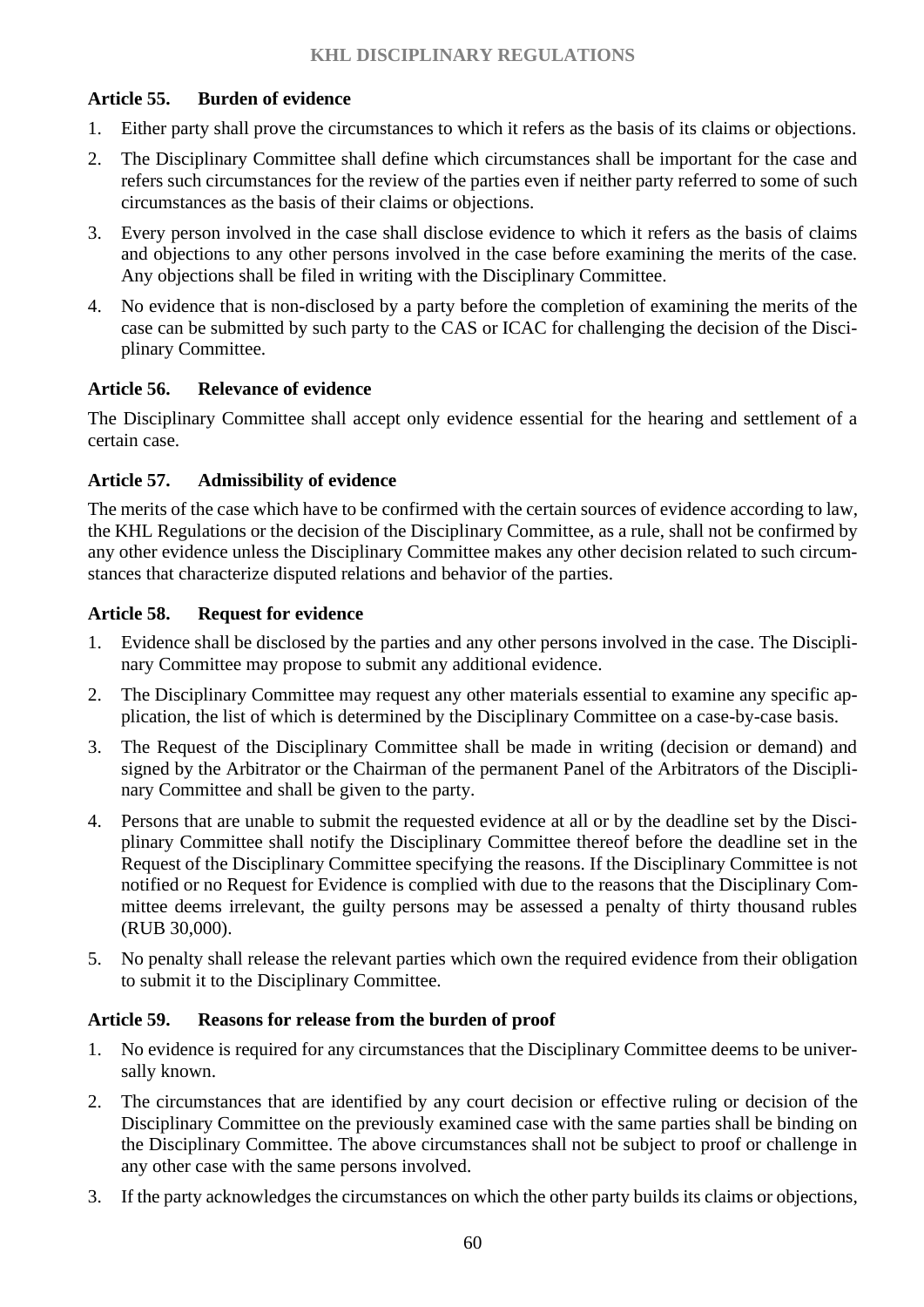#### Article 55. Burden of evidence

1. Either party shall prove the circumstances to which it refers as the basis of its claims or objections.
2. The Disciplinary Committee shall define which circumstances shall be important for the case and refers such circumstances for the review of the parties even if neither party referred to some of such circumstances as the basis of their claims or objections.
3. Every person involved in the case shall disclose evidence to which it refers as the basis of claims and objections to any other persons involved in the case before examining the merits of the case. Any objections shall be filed in writing with the Disciplinary Committee.
4. No evidence that is non-disclosed by a party before the completion of examining the merits of the case can be submitted by such party to the CAS or ICAC for challenging the decision of the Disciplinary Committee.

#### Article 56. Relevance of evidence

The Disciplinary Committee shall accept only evidence essential for the hearing and settlement of a certain case.

#### Article 57. Admissibility of evidence

The merits of the case which have to be confirmed with the certain sources of evidence according to law, the KHL Regulations or the decision of the Disciplinary Committee, as a rule, shall not be confirmed by any other evidence unless the Disciplinary Committee makes any other decision related to such circumstances that characterize disputed relations and behavior of the parties.

#### Article 58. Request for evidence

1. Evidence shall be disclosed by the parties and any other persons involved in the case. The Disciplinary Committee may propose to submit any additional evidence.
2. The Disciplinary Committee may request any other materials essential to examine any specific application, the list of which is determined by the Disciplinary Committee on a case-by-case basis.
3. The Request of the Disciplinary Committee shall be made in writing (decision or demand) and signed by the Arbitrator or the Chairman of the permanent Panel of the Arbitrators of the Disciplinary Committee and shall be given to the party.
4. Persons that are unable to submit the requested evidence at all or by the deadline set by the Disciplinary Committee shall notify the Disciplinary Committee thereof before the deadline set in the Request of the Disciplinary Committee specifying the reasons. If the Disciplinary Committee is not notified or no Request for Evidence is complied with due to the reasons that the Disciplinary Committee deems irrelevant, the guilty persons may be assessed a penalty of thirty thousand rubles (RUB 30,000).
5. No penalty shall release the relevant parties which own the required evidence from their obligation to submit it to the Disciplinary Committee.

#### Article 59. Reasons for release from the burden of proof

1. No evidence is required for any circumstances that the Disciplinary Committee deems to be universally known.
2. The circumstances that are identified by any court decision or effective ruling or decision of the Disciplinary Committee on the previously examined case with the same parties shall be binding on the Disciplinary Committee. The above circumstances shall not be subject to proof or challenge in any other case with the same persons involved.
3. If the party acknowledges the circumstances on which the other party builds its claims or objections,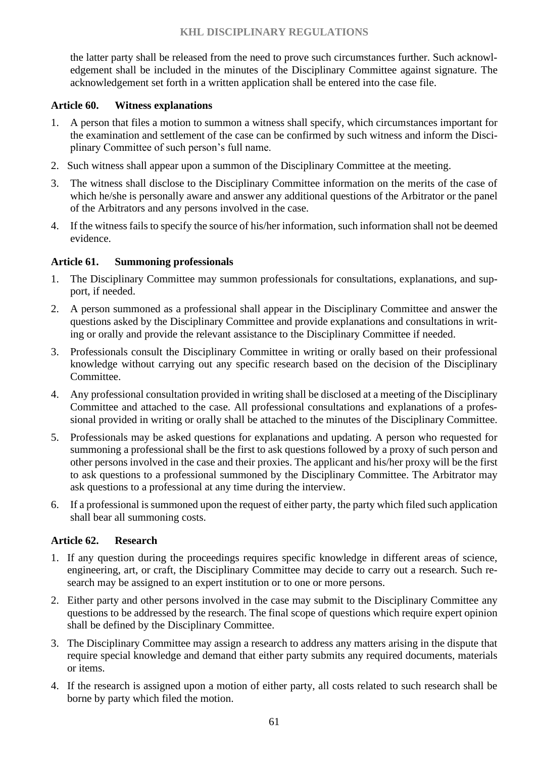the latter party shall be released from the need to prove such circumstances further. Such acknowledgement shall be included in the minutes of the Disciplinary Committee against signature. The acknowledgement set forth in a written application shall be entered into the case file.

### Article 60. Witness explanations

1. A person that files a motion to summon a witness shall specify, which circumstances important for the examination and settlement of the case can be confirmed by such witness and inform the Disciplinary Committee of such person's full name.
2. Such witness shall appear upon a summon of the Disciplinary Committee at the meeting.
3. The witness shall disclose to the Disciplinary Committee information on the merits of the case of which he/she is personally aware and answer any additional questions of the Arbitrator or the panel of the Arbitrators and any persons involved in the case.
4. If the witness fails to specify the source of his/her information, such information shall not be deemed evidence.

### Article 61. Summoning professionals

1. The Disciplinary Committee may summon professionals for consultations, explanations, and support, if needed.
2. A person summoned as a professional shall appear in the Disciplinary Committee and answer the questions asked by the Disciplinary Committee and provide explanations and consultations in writing or orally and provide the relevant assistance to the Disciplinary Committee if needed.
3. Professionals consult the Disciplinary Committee in writing or orally based on their professional knowledge without carrying out any specific research based on the decision of the Disciplinary Committee.
4. Any professional consultation provided in writing shall be disclosed at a meeting of the Disciplinary Committee and attached to the case. All professional consultations and explanations of a professional provided in writing or orally shall be attached to the minutes of the Disciplinary Committee.
5. Professionals may be asked questions for explanations and updating. A person who requested for summoning a professional shall be the first to ask questions followed by a proxy of such person and other persons involved in the case and their proxies. The applicant and his/her proxy will be the first to ask questions to a professional summoned by the Disciplinary Committee. The Arbitrator may ask questions to a professional at any time during the interview.
6. If a professional is summoned upon the request of either party, the party which filed such application shall bear all summoning costs.

### Article 62. Research

1. If any question during the proceedings requires specific knowledge in different areas of science, engineering, art, or craft, the Disciplinary Committee may decide to carry out a research. Such research may be assigned to an expert institution or to one or more persons.
2. Either party and other persons involved in the case may submit to the Disciplinary Committee any questions to be addressed by the research. The final scope of questions which require expert opinion shall be defined by the Disciplinary Committee.
3. The Disciplinary Committee may assign a research to address any matters arising in the dispute that require special knowledge and demand that either party submits any required documents, materials or items.
4. If the research is assigned upon a motion of either party, all costs related to such research shall be borne by party which filed the motion.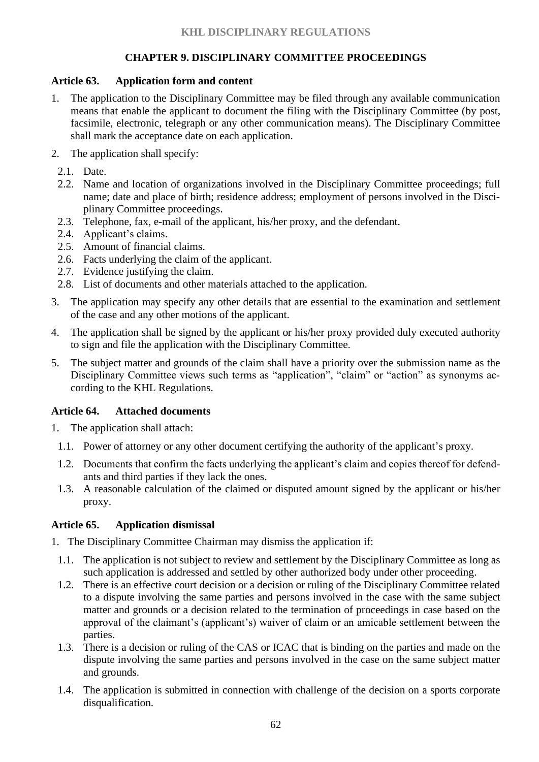## CHAPTER 9. DISCIPLINARY COMMITTEE PROCEEDINGS

### Article 63. Application form and content

1. The application to the Disciplinary Committee may be filed through any available communication means that enable the applicant to document the filing with the Disciplinary Committee (by post, facsimile, electronic, telegraph or any other communication means). The Disciplinary Committee shall mark the acceptance date on each application.
2. The application shall specify:
   - 2.1. Date.
   - 2.2. Name and location of organizations involved in the Disciplinary Committee proceedings; full name; date and place of birth; residence address; employment of persons involved in the Disciplinary Committee proceedings.
   - 2.3. Telephone, fax, e-mail of the applicant, his/her proxy, and the defendant.
   - 2.4. Applicant's claims.
   - 2.5. Amount of financial claims.
   - 2.6. Facts underlying the claim of the applicant.
   - 2.7. Evidence justifying the claim.
   - 2.8. List of documents and other materials attached to the application.
3. The application may specify any other details that are essential to the examination and settlement of the case and any other motions of the applicant.
4. The application shall be signed by the applicant or his/her proxy provided duly executed authority to sign and file the application with the Disciplinary Committee.
5. The subject matter and grounds of the claim shall have a priority over the submission name as the Disciplinary Committee views such terms as "application", "claim" or "action" as synonyms according to the KHL Regulations.

### Article 64. Attached documents

1. The application shall attach:
   - 1.1. Power of attorney or any other document certifying the authority of the applicant's proxy.
   - 1.2. Documents that confirm the facts underlying the applicant's claim and copies thereof for defendants and third parties if they lack the ones.
   - 1.3. A reasonable calculation of the claimed or disputed amount signed by the applicant or his/her proxy.

### Article 65. Application dismissal

1. The Disciplinary Committee Chairman may dismiss the application if:
   - 1.1. The application is not subject to review and settlement by the Disciplinary Committee as long as such application is addressed and settled by other authorized body under other proceeding.
   - 1.2. There is an effective court decision or a decision or ruling of the Disciplinary Committee related to a dispute involving the same parties and persons involved in the case with the same subject matter and grounds or a decision related to the termination of proceedings in case based on the approval of the claimant's (applicant's) waiver of claim or an amicable settlement between the parties.
   - 1.3. There is a decision or ruling of the CAS or ICAC that is binding on the parties and made on the dispute involving the same parties and persons involved in the case on the same subject matter and grounds.
   - 1.4. The application is submitted in connection with challenge of the decision on a sports corporate disqualification.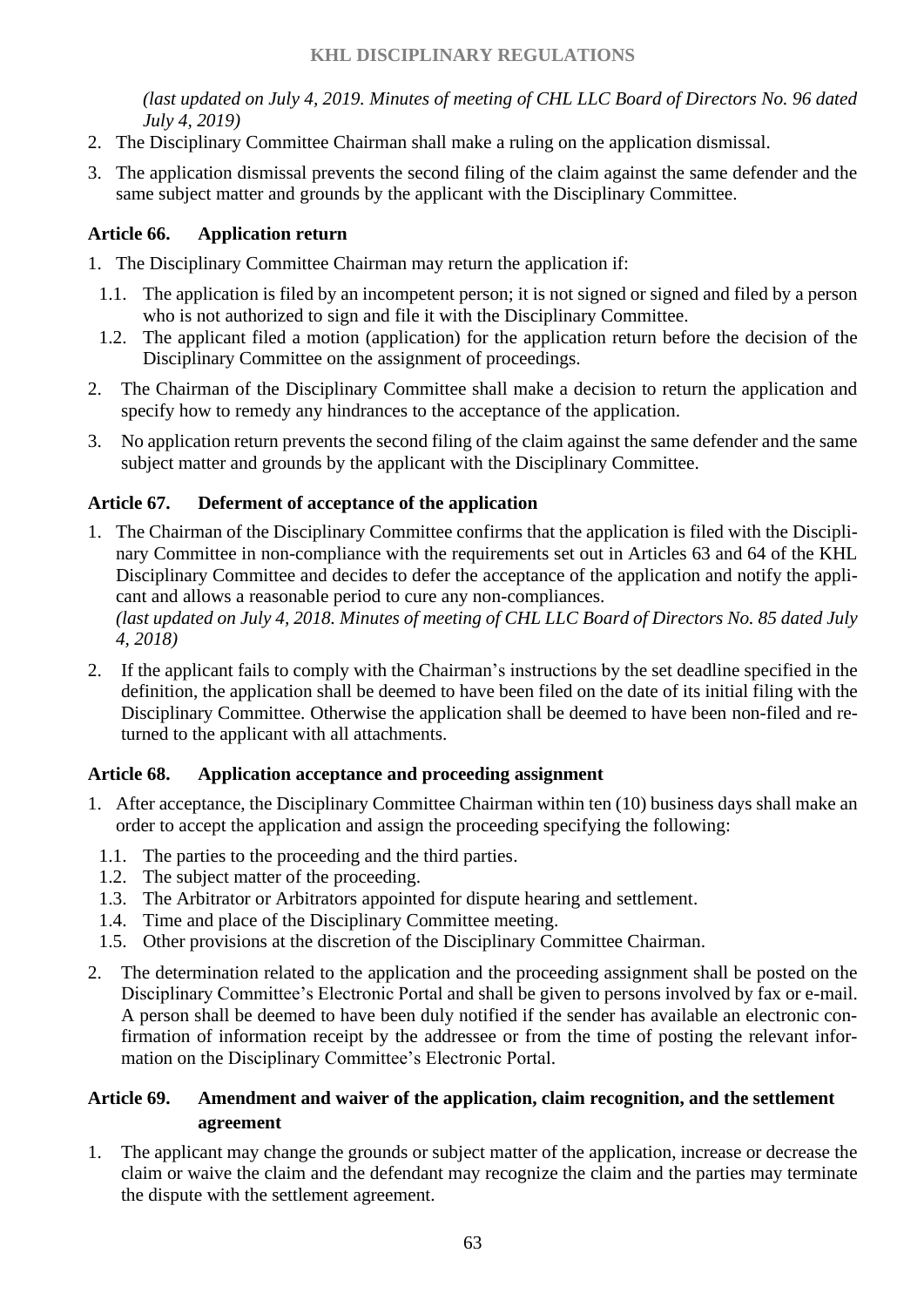*(last updated on July 4, 2019. Minutes of meeting of CHL LLC Board of Directors No. 96 dated July 4, 2019)*

2. The Disciplinary Committee Chairman shall make a ruling on the application dismissal.
3. The application dismissal prevents the second filing of the claim against the same defender and the same subject matter and grounds by the applicant with the Disciplinary Committee.

### Article 66. Application return

1. The Disciplinary Committee Chairman may return the application if:
   1.1. The application is filed by an incompetent person; it is not signed or signed and filed by a person who is not authorized to sign and file it with the Disciplinary Committee.
   1.2. The applicant filed a motion (application) for the application return before the decision of the Disciplinary Committee on the assignment of proceedings.
2. The Chairman of the Disciplinary Committee shall make a decision to return the application and specify how to remedy any hindrances to the acceptance of the application.
3. No application return prevents the second filing of the claim against the same defender and the same subject matter and grounds by the applicant with the Disciplinary Committee.

### Article 67. Deferment of acceptance of the application

1. The Chairman of the Disciplinary Committee confirms that the application is filed with the Disciplinary Committee in non-compliance with the requirements set out in Articles 63 and 64 of the KHL Disciplinary Committee and decides to defer the acceptance of the application and notify the applicant and allows a reasonable period to cure any non-compliances.
   *(last updated on July 4, 2018. Minutes of meeting of CHL LLC Board of Directors No. 85 dated July 4, 2018)*
2. If the applicant fails to comply with the Chairman's instructions by the set deadline specified in the definition, the application shall be deemed to have been filed on the date of its initial filing with the Disciplinary Committee. Otherwise the application shall be deemed to have been non-filed and returned to the applicant with all attachments.

### Article 68. Application acceptance and proceeding assignment

1. After acceptance, the Disciplinary Committee Chairman within ten (10) business days shall make an order to accept the application and assign the proceeding specifying the following:
   1.1. The parties to the proceeding and the third parties.
   1.2. The subject matter of the proceeding.
   1.3. The Arbitrator or Arbitrators appointed for dispute hearing and settlement.
   1.4. Time and place of the Disciplinary Committee meeting.
   1.5. Other provisions at the discretion of the Disciplinary Committee Chairman.
2. The determination related to the application and the proceeding assignment shall be posted on the Disciplinary Committee's Electronic Portal and shall be given to persons involved by fax or e-mail. A person shall be deemed to have been duly notified if the sender has available an electronic confirmation of information receipt by the addressee or from the time of posting the relevant information on the Disciplinary Committee's Electronic Portal.

### Article 69. Amendment and waiver of the application, claim recognition, and the settlement agreement

1. The applicant may change the grounds or subject matter of the application, increase or decrease the claim or waive the claim and the defendant may recognize the claim and the parties may terminate the dispute with the settlement agreement.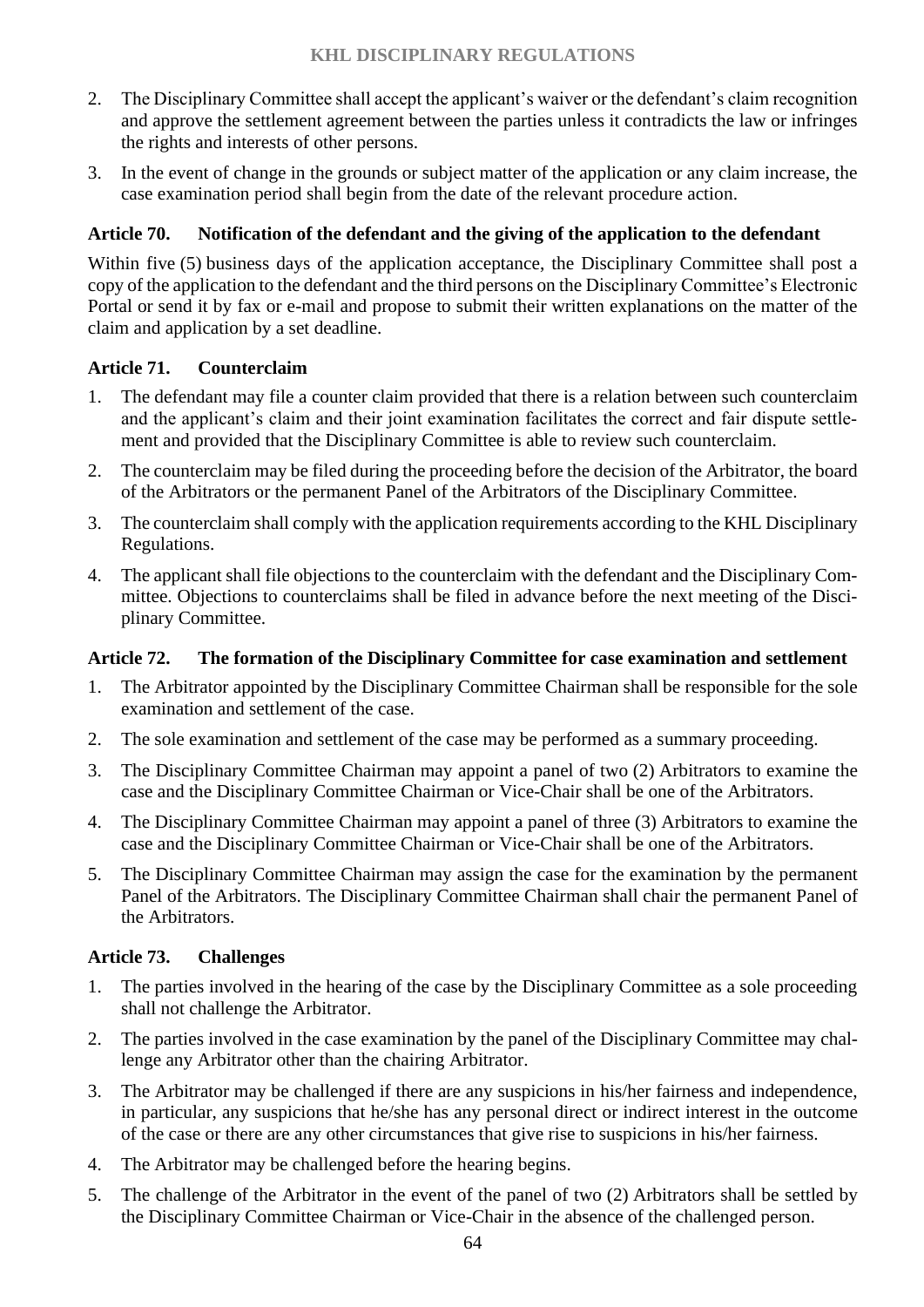2. The Disciplinary Committee shall accept the applicant's waiver or the defendant's claim recognition and approve the settlement agreement between the parties unless it contradicts the law or infringes the rights and interests of other persons.
3. In the event of change in the grounds or subject matter of the application or any claim increase, the case examination period shall begin from the date of the relevant procedure action.

### Article 70. Notification of the defendant and the giving of the application to the defendant

Within five (5) business days of the application acceptance, the Disciplinary Committee shall post a copy of the application to the defendant and the third persons on the Disciplinary Committee's Electronic Portal or send it by fax or e-mail and propose to submit their written explanations on the matter of the claim and application by a set deadline.

### Article 71. Counterclaim

1. The defendant may file a counter claim provided that there is a relation between such counterclaim and the applicant's claim and their joint examination facilitates the correct and fair dispute settlement and provided that the Disciplinary Committee is able to review such counterclaim.
2. The counterclaim may be filed during the proceeding before the decision of the Arbitrator, the board of the Arbitrators or the permanent Panel of the Arbitrators of the Disciplinary Committee.
3. The counterclaim shall comply with the application requirements according to the KHL Disciplinary Regulations.
4. The applicant shall file objections to the counterclaim with the defendant and the Disciplinary Committee. Objections to counterclaims shall be filed in advance before the next meeting of the Disciplinary Committee.

### Article 72. The formation of the Disciplinary Committee for case examination and settlement

1. The Arbitrator appointed by the Disciplinary Committee Chairman shall be responsible for the sole examination and settlement of the case.
2. The sole examination and settlement of the case may be performed as a summary proceeding.
3. The Disciplinary Committee Chairman may appoint a panel of two (2) Arbitrators to examine the case and the Disciplinary Committee Chairman or Vice-Chair shall be one of the Arbitrators.
4. The Disciplinary Committee Chairman may appoint a panel of three (3) Arbitrators to examine the case and the Disciplinary Committee Chairman or Vice-Chair shall be one of the Arbitrators.
5. The Disciplinary Committee Chairman may assign the case for the examination by the permanent Panel of the Arbitrators. The Disciplinary Committee Chairman shall chair the permanent Panel of the Arbitrators.

### Article 73. Challenges

1. The parties involved in the hearing of the case by the Disciplinary Committee as a sole proceeding shall not challenge the Arbitrator.
2. The parties involved in the case examination by the panel of the Disciplinary Committee may challenge any Arbitrator other than the chairing Arbitrator.
3. The Arbitrator may be challenged if there are any suspicions in his/her fairness and independence, in particular, any suspicions that he/she has any personal direct or indirect interest in the outcome of the case or there are any other circumstances that give rise to suspicions in his/her fairness.
4. The Arbitrator may be challenged before the hearing begins.
5. The challenge of the Arbitrator in the event of the panel of two (2) Arbitrators shall be settled by the Disciplinary Committee Chairman or Vice-Chair in the absence of the challenged person.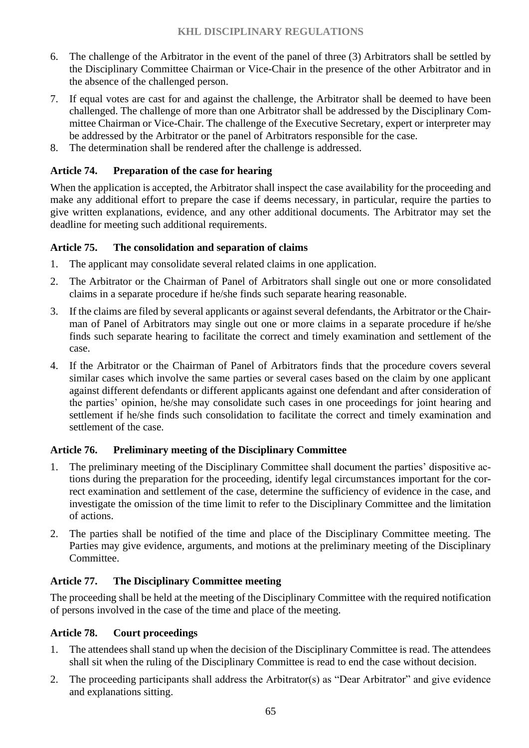6. The challenge of the Arbitrator in the event of the panel of three (3) Arbitrators shall be settled by the Disciplinary Committee Chairman or Vice-Chair in the presence of the other Arbitrator and in the absence of the challenged person.
7. If equal votes are cast for and against the challenge, the Arbitrator shall be deemed to have been challenged. The challenge of more than one Arbitrator shall be addressed by the Disciplinary Committee Chairman or Vice-Chair. The challenge of the Executive Secretary, expert or interpreter may be addressed by the Arbitrator or the panel of Arbitrators responsible for the case.
8. The determination shall be rendered after the challenge is addressed.

### Article 74. Preparation of the case for hearing

When the application is accepted, the Arbitrator shall inspect the case availability for the proceeding and make any additional effort to prepare the case if deems necessary, in particular, require the parties to give written explanations, evidence, and any other additional documents. The Arbitrator may set the deadline for meeting such additional requirements.

### Article 75. The consolidation and separation of claims

1. The applicant may consolidate several related claims in one application.
2. The Arbitrator or the Chairman of Panel of Arbitrators shall single out one or more consolidated claims in a separate procedure if he/she finds such separate hearing reasonable.
3. If the claims are filed by several applicants or against several defendants, the Arbitrator or the Chairman of Panel of Arbitrators may single out one or more claims in a separate procedure if he/she finds such separate hearing to facilitate the correct and timely examination and settlement of the case.
4. If the Arbitrator or the Chairman of Panel of Arbitrators finds that the procedure covers several similar cases which involve the same parties or several cases based on the claim by one applicant against different defendants or different applicants against one defendant and after consideration of the parties' opinion, he/she may consolidate such cases in one proceedings for joint hearing and settlement if he/she finds such consolidation to facilitate the correct and timely examination and settlement of the case.

### Article 76. Preliminary meeting of the Disciplinary Committee

1. The preliminary meeting of the Disciplinary Committee shall document the parties' dispositive actions during the preparation for the proceeding, identify legal circumstances important for the correct examination and settlement of the case, determine the sufficiency of evidence in the case, and investigate the omission of the time limit to refer to the Disciplinary Committee and the limitation of actions.
2. The parties shall be notified of the time and place of the Disciplinary Committee meeting. The Parties may give evidence, arguments, and motions at the preliminary meeting of the Disciplinary Committee.

### Article 77. The Disciplinary Committee meeting

The proceeding shall be held at the meeting of the Disciplinary Committee with the required notification of persons involved in the case of the time and place of the meeting.

### Article 78. Court proceedings

1. The attendees shall stand up when the decision of the Disciplinary Committee is read. The attendees shall sit when the ruling of the Disciplinary Committee is read to end the case without decision.
2. The proceeding participants shall address the Arbitrator(s) as "Dear Arbitrator" and give evidence and explanations sitting.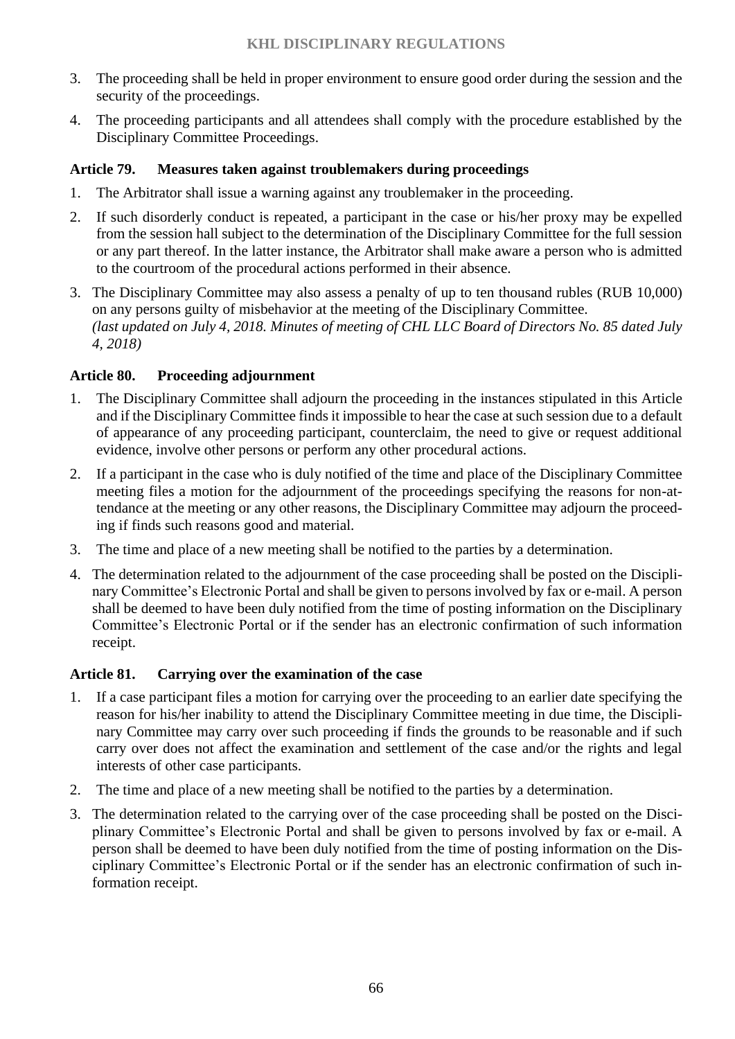3. The proceeding shall be held in proper environment to ensure good order during the session and the security of the proceedings.
4. The proceeding participants and all attendees shall comply with the procedure established by the Disciplinary Committee Proceedings.

### Article 79. Measures taken against troublemakers during proceedings

1. The Arbitrator shall issue a warning against any troublemaker in the proceeding.
2. If such disorderly conduct is repeated, a participant in the case or his/her proxy may be expelled from the session hall subject to the determination of the Disciplinary Committee for the full session or any part thereof. In the latter instance, the Arbitrator shall make aware a person who is admitted to the courtroom of the procedural actions performed in their absence.
3. The Disciplinary Committee may also assess a penalty of up to ten thousand rubles (RUB 10,000) on any persons guilty of misbehavior at the meeting of the Disciplinary Committee.
*(last updated on July 4, 2018. Minutes of meeting of CHL LLC Board of Directors No. 85 dated July 4, 2018)*

### Article 80. Proceeding adjournment

1. The Disciplinary Committee shall adjourn the proceeding in the instances stipulated in this Article and if the Disciplinary Committee finds it impossible to hear the case at such session due to a default of appearance of any proceeding participant, counterclaim, the need to give or request additional evidence, involve other persons or perform any other procedural actions.
2. If a participant in the case who is duly notified of the time and place of the Disciplinary Committee meeting files a motion for the adjournment of the proceedings specifying the reasons for non-attendance at the meeting or any other reasons, the Disciplinary Committee may adjourn the proceeding if finds such reasons good and material.
3. The time and place of a new meeting shall be notified to the parties by a determination.
4. The determination related to the adjournment of the case proceeding shall be posted on the Disciplinary Committee's Electronic Portal and shall be given to persons involved by fax or e-mail. A person shall be deemed to have been duly notified from the time of posting information on the Disciplinary Committee's Electronic Portal or if the sender has an electronic confirmation of such information receipt.

### Article 81. Carrying over the examination of the case

1. If a case participant files a motion for carrying over the proceeding to an earlier date specifying the reason for his/her inability to attend the Disciplinary Committee meeting in due time, the Disciplinary Committee may carry over such proceeding if finds the grounds to be reasonable and if such carry over does not affect the examination and settlement of the case and/or the rights and legal interests of other case participants.
2. The time and place of a new meeting shall be notified to the parties by a determination.
3. The determination related to the carrying over of the case proceeding shall be posted on the Disciplinary Committee's Electronic Portal and shall be given to persons involved by fax or e-mail. A person shall be deemed to have been duly notified from the time of posting information on the Disciplinary Committee's Electronic Portal or if the sender has an electronic confirmation of such information receipt.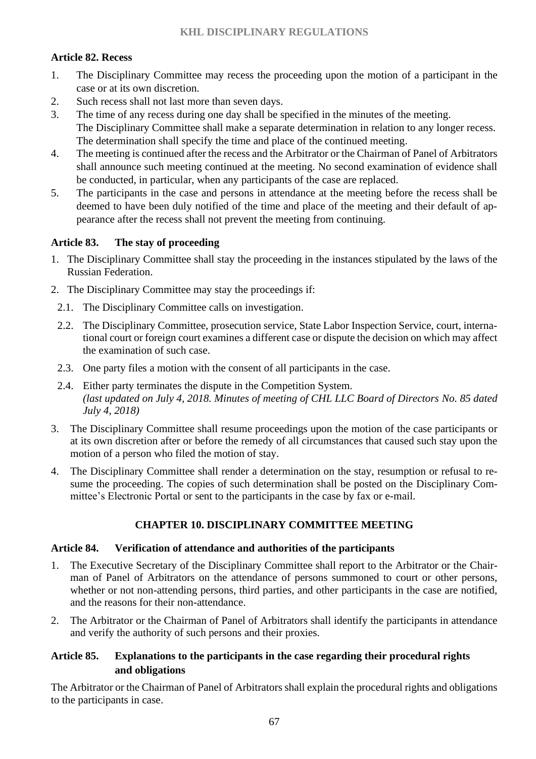### Article 82. Recess

1. The Disciplinary Committee may recess the proceeding upon the motion of a participant in the case or at its own discretion.
2. Such recess shall not last more than seven days.
3. The time of any recess during one day shall be specified in the minutes of the meeting. The Disciplinary Committee shall make a separate determination in relation to any longer recess. The determination shall specify the time and place of the continued meeting.
4. The meeting is continued after the recess and the Arbitrator or the Chairman of Panel of Arbitrators shall announce such meeting continued at the meeting. No second examination of evidence shall be conducted, in particular, when any participants of the case are replaced.
5. The participants in the case and persons in attendance at the meeting before the recess shall be deemed to have been duly notified of the time and place of the meeting and their default of appearance after the recess shall not prevent the meeting from continuing.

### Article 83. The stay of proceeding

1. The Disciplinary Committee shall stay the proceeding in the instances stipulated by the laws of the Russian Federation.
2. The Disciplinary Committee may stay the proceedings if:
   - 2.1. The Disciplinary Committee calls on investigation.
   - 2.2. The Disciplinary Committee, prosecution service, State Labor Inspection Service, court, international court or foreign court examines a different case or dispute the decision on which may affect the examination of such case.
   - 2.3. One party files a motion with the consent of all participants in the case.
   - 2.4. Either party terminates the dispute in the Competition System.
     *(last updated on July 4, 2018. Minutes of meeting of CHL LLC Board of Directors No. 85 dated July 4, 2018)*
3. The Disciplinary Committee shall resume proceedings upon the motion of the case participants or at its own discretion after or before the remedy of all circumstances that caused such stay upon the motion of a person who filed the motion of stay.
4. The Disciplinary Committee shall render a determination on the stay, resumption or refusal to resume the proceeding. The copies of such determination shall be posted on the Disciplinary Committee's Electronic Portal or sent to the participants in the case by fax or e-mail.

## CHAPTER 10. DISCIPLINARY COMMITTEE MEETING

### Article 84. Verification of attendance and authorities of the participants

1. The Executive Secretary of the Disciplinary Committee shall report to the Arbitrator or the Chairman of Panel of Arbitrators on the attendance of persons summoned to court or other persons, whether or not non-attending persons, third parties, and other participants in the case are notified, and the reasons for their non-attendance.
2. The Arbitrator or the Chairman of Panel of Arbitrators shall identify the participants in attendance and verify the authority of such persons and their proxies.

### Article 85. Explanations to the participants in the case regarding their procedural rights and obligations

The Arbitrator or the Chairman of Panel of Arbitrators shall explain the procedural rights and obligations to the participants in case.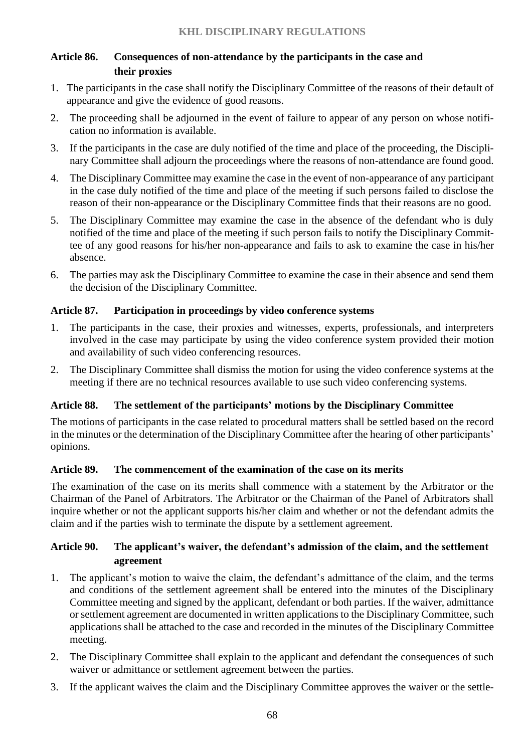### Article 86. Consequences of non-attendance by the participants in the case and their proxies

1. The participants in the case shall notify the Disciplinary Committee of the reasons of their default of appearance and give the evidence of good reasons.
2. The proceeding shall be adjourned in the event of failure to appear of any person on whose notification no information is available.
3. If the participants in the case are duly notified of the time and place of the proceeding, the Disciplinary Committee shall adjourn the proceedings where the reasons of non-attendance are found good.
4. The Disciplinary Committee may examine the case in the event of non-appearance of any participant in the case duly notified of the time and place of the meeting if such persons failed to disclose the reason of their non-appearance or the Disciplinary Committee finds that their reasons are no good.
5. The Disciplinary Committee may examine the case in the absence of the defendant who is duly notified of the time and place of the meeting if such person fails to notify the Disciplinary Committee of any good reasons for his/her non-appearance and fails to ask to examine the case in his/her absence.
6. The parties may ask the Disciplinary Committee to examine the case in their absence and send them the decision of the Disciplinary Committee.

### Article 87. Participation in proceedings by video conference systems

1. The participants in the case, their proxies and witnesses, experts, professionals, and interpreters involved in the case may participate by using the video conference system provided their motion and availability of such video conferencing resources.
2. The Disciplinary Committee shall dismiss the motion for using the video conference systems at the meeting if there are no technical resources available to use such video conferencing systems.

### Article 88. The settlement of the participants' motions by the Disciplinary Committee

The motions of participants in the case related to procedural matters shall be settled based on the record in the minutes or the determination of the Disciplinary Committee after the hearing of other participants' opinions.

### Article 89. The commencement of the examination of the case on its merits

The examination of the case on its merits shall commence with a statement by the Arbitrator or the Chairman of the Panel of Arbitrators. The Arbitrator or the Chairman of the Panel of Arbitrators shall inquire whether or not the applicant supports his/her claim and whether or not the defendant admits the claim and if the parties wish to terminate the dispute by a settlement agreement.

### Article 90. The applicant's waiver, the defendant's admission of the claim, and the settlement agreement

1. The applicant's motion to waive the claim, the defendant's admittance of the claim, and the terms and conditions of the settlement agreement shall be entered into the minutes of the Disciplinary Committee meeting and signed by the applicant, defendant or both parties. If the waiver, admittance or settlement agreement are documented in written applications to the Disciplinary Committee, such applications shall be attached to the case and recorded in the minutes of the Disciplinary Committee meeting.
2. The Disciplinary Committee shall explain to the applicant and defendant the consequences of such waiver or admittance or settlement agreement between the parties.
3. If the applicant waives the claim and the Disciplinary Committee approves the waiver or the settle-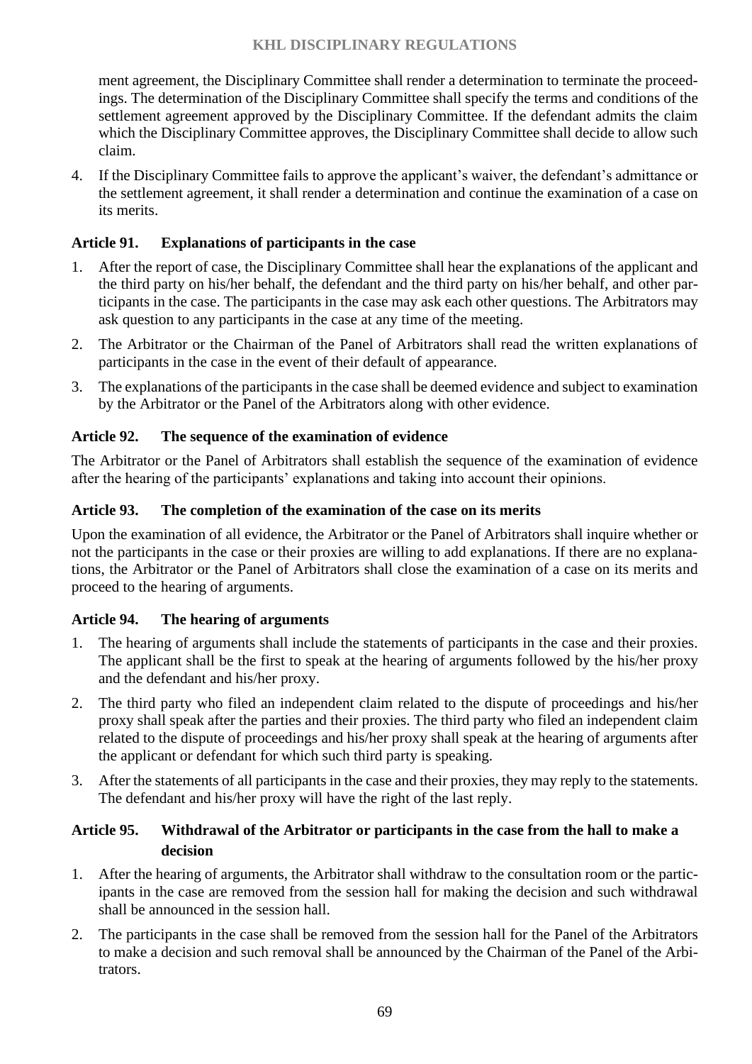ment agreement, the Disciplinary Committee shall render a determination to terminate the proceedings. The determination of the Disciplinary Committee shall specify the terms and conditions of the settlement agreement approved by the Disciplinary Committee. If the defendant admits the claim which the Disciplinary Committee approves, the Disciplinary Committee shall decide to allow such claim.

4. If the Disciplinary Committee fails to approve the applicant's waiver, the defendant's admittance or the settlement agreement, it shall render a determination and continue the examination of a case on its merits.

### Article 91. Explanations of participants in the case

1. After the report of case, the Disciplinary Committee shall hear the explanations of the applicant and the third party on his/her behalf, the defendant and the third party on his/her behalf, and other participants in the case. The participants in the case may ask each other questions. The Arbitrators may ask question to any participants in the case at any time of the meeting.
2. The Arbitrator or the Chairman of the Panel of Arbitrators shall read the written explanations of participants in the case in the event of their default of appearance.
3. The explanations of the participants in the case shall be deemed evidence and subject to examination by the Arbitrator or the Panel of the Arbitrators along with other evidence.

### Article 92. The sequence of the examination of evidence

The Arbitrator or the Panel of Arbitrators shall establish the sequence of the examination of evidence after the hearing of the participants' explanations and taking into account their opinions.

### Article 93. The completion of the examination of the case on its merits

Upon the examination of all evidence, the Arbitrator or the Panel of Arbitrators shall inquire whether or not the participants in the case or their proxies are willing to add explanations. If there are no explanations, the Arbitrator or the Panel of Arbitrators shall close the examination of a case on its merits and proceed to the hearing of arguments.

### Article 94. The hearing of arguments

1. The hearing of arguments shall include the statements of participants in the case and their proxies. The applicant shall be the first to speak at the hearing of arguments followed by the his/her proxy and the defendant and his/her proxy.
2. The third party who filed an independent claim related to the dispute of proceedings and his/her proxy shall speak after the parties and their proxies. The third party who filed an independent claim related to the dispute of proceedings and his/her proxy shall speak at the hearing of arguments after the applicant or defendant for which such third party is speaking.
3. After the statements of all participants in the case and their proxies, they may reply to the statements. The defendant and his/her proxy will have the right of the last reply.

### Article 95. Withdrawal of the Arbitrator or participants in the case from the hall to make a decision

1. After the hearing of arguments, the Arbitrator shall withdraw to the consultation room or the participants in the case are removed from the session hall for making the decision and such withdrawal shall be announced in the session hall.
2. The participants in the case shall be removed from the session hall for the Panel of the Arbitrators to make a decision and such removal shall be announced by the Chairman of the Panel of the Arbitrators.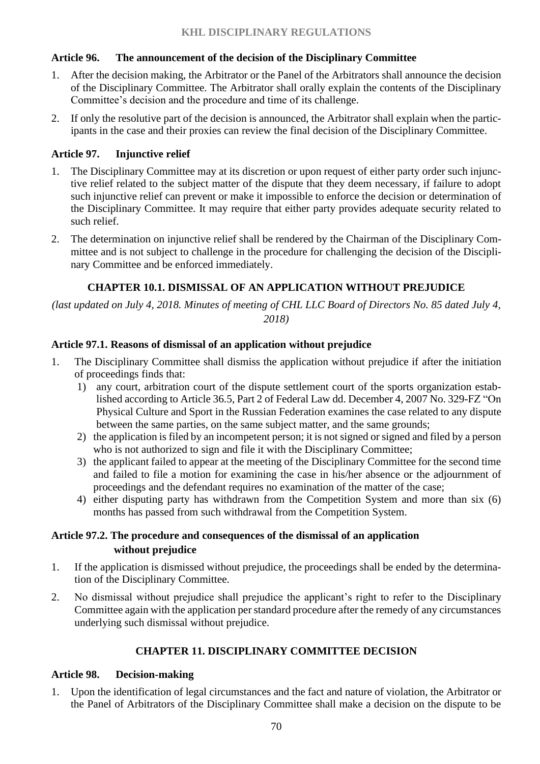### Article 96. The announcement of the decision of the Disciplinary Committee

1. After the decision making, the Arbitrator or the Panel of the Arbitrators shall announce the decision of the Disciplinary Committee. The Arbitrator shall orally explain the contents of the Disciplinary Committee's decision and the procedure and time of its challenge.
2. If only the resolutive part of the decision is announced, the Arbitrator shall explain when the participants in the case and their proxies can review the final decision of the Disciplinary Committee.

### Article 97. Injunctive relief

1. The Disciplinary Committee may at its discretion or upon request of either party order such injunctive relief related to the subject matter of the dispute that they deem necessary, if failure to adopt such injunctive relief can prevent or make it impossible to enforce the decision or determination of the Disciplinary Committee. It may require that either party provides adequate security related to such relief.
2. The determination on injunctive relief shall be rendered by the Chairman of the Disciplinary Committee and is not subject to challenge in the procedure for challenging the decision of the Disciplinary Committee and be enforced immediately.

## CHAPTER 10.1. DISMISSAL OF AN APPLICATION WITHOUT PREJUDICE

*(last updated on July 4, 2018. Minutes of meeting of CHL LLC Board of Directors No. 85 dated July 4, 2018)*

### Article 97.1. Reasons of dismissal of an application without prejudice

1. The Disciplinary Committee shall dismiss the application without prejudice if after the initiation of proceedings finds that:
   1) any court, arbitration court of the dispute settlement court of the sports organization established according to Article 36.5, Part 2 of Federal Law dd. December 4, 2007 No. 329-FZ "On Physical Culture and Sport in the Russian Federation examines the case related to any dispute between the same parties, on the same subject matter, and the same grounds;
   2) the application is filed by an incompetent person; it is not signed or signed and filed by a person who is not authorized to sign and file it with the Disciplinary Committee;
   3) the applicant failed to appear at the meeting of the Disciplinary Committee for the second time and failed to file a motion for examining the case in his/her absence or the adjournment of proceedings and the defendant requires no examination of the matter of the case;
   4) either disputing party has withdrawn from the Competition System and more than six (6) months has passed from such withdrawal from the Competition System.

### Article 97.2. The procedure and consequences of the dismissal of an application without prejudice

1. If the application is dismissed without prejudice, the proceedings shall be ended by the determination of the Disciplinary Committee.
2. No dismissal without prejudice shall prejudice the applicant's right to refer to the Disciplinary Committee again with the application per standard procedure after the remedy of any circumstances underlying such dismissal without prejudice.

## CHAPTER 11. DISCIPLINARY COMMITTEE DECISION

### Article 98. Decision-making

1. Upon the identification of legal circumstances and the fact and nature of violation, the Arbitrator or the Panel of Arbitrators of the Disciplinary Committee shall make a decision on the dispute to be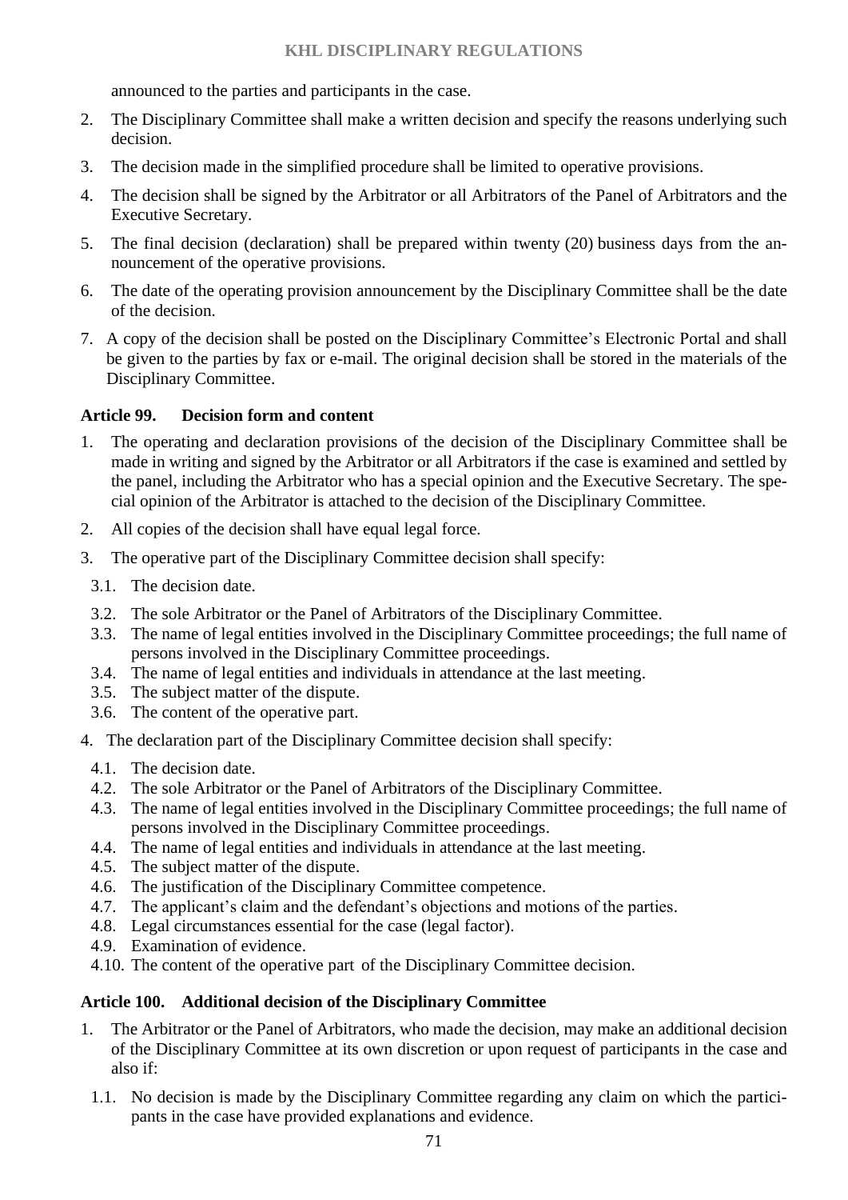announced to the parties and participants in the case.

2. The Disciplinary Committee shall make a written decision and specify the reasons underlying such decision.
3. The decision made in the simplified procedure shall be limited to operative provisions.
4. The decision shall be signed by the Arbitrator or all Arbitrators of the Panel of Arbitrators and the Executive Secretary.
5. The final decision (declaration) shall be prepared within twenty (20) business days from the announcement of the operative provisions.
6. The date of the operating provision announcement by the Disciplinary Committee shall be the date of the decision.
7. A copy of the decision shall be posted on the Disciplinary Committee's Electronic Portal and shall be given to the parties by fax or e-mail. The original decision shall be stored in the materials of the Disciplinary Committee.

### Article 99. Decision form and content

1. The operating and declaration provisions of the decision of the Disciplinary Committee shall be made in writing and signed by the Arbitrator or all Arbitrators if the case is examined and settled by the panel, including the Arbitrator who has a special opinion and the Executive Secretary. The special opinion of the Arbitrator is attached to the decision of the Disciplinary Committee.
2. All copies of the decision shall have equal legal force.
3. The operative part of the Disciplinary Committee decision shall specify:
   - 3.1. The decision date.
   - 3.2. The sole Arbitrator or the Panel of Arbitrators of the Disciplinary Committee.
   - 3.3. The name of legal entities involved in the Disciplinary Committee proceedings; the full name of persons involved in the Disciplinary Committee proceedings.
   - 3.4. The name of legal entities and individuals in attendance at the last meeting.
   - 3.5. The subject matter of the dispute.
   - 3.6. The content of the operative part.
4. The declaration part of the Disciplinary Committee decision shall specify:
   - 4.1. The decision date.
   - 4.2. The sole Arbitrator or the Panel of Arbitrators of the Disciplinary Committee.
   - 4.3. The name of legal entities involved in the Disciplinary Committee proceedings; the full name of persons involved in the Disciplinary Committee proceedings.
   - 4.4. The name of legal entities and individuals in attendance at the last meeting.
   - 4.5. The subject matter of the dispute.
   - 4.6. The justification of the Disciplinary Committee competence.
   - 4.7. The applicant's claim and the defendant's objections and motions of the parties.
   - 4.8. Legal circumstances essential for the case (legal factor).
   - 4.9. Examination of evidence.
   - 4.10. The content of the operative part of the Disciplinary Committee decision.

### Article 100. Additional decision of the Disciplinary Committee

1. The Arbitrator or the Panel of Arbitrators, who made the decision, may make an additional decision of the Disciplinary Committee at its own discretion or upon request of participants in the case and also if:
   - 1.1. No decision is made by the Disciplinary Committee regarding any claim on which the participants in the case have provided explanations and evidence.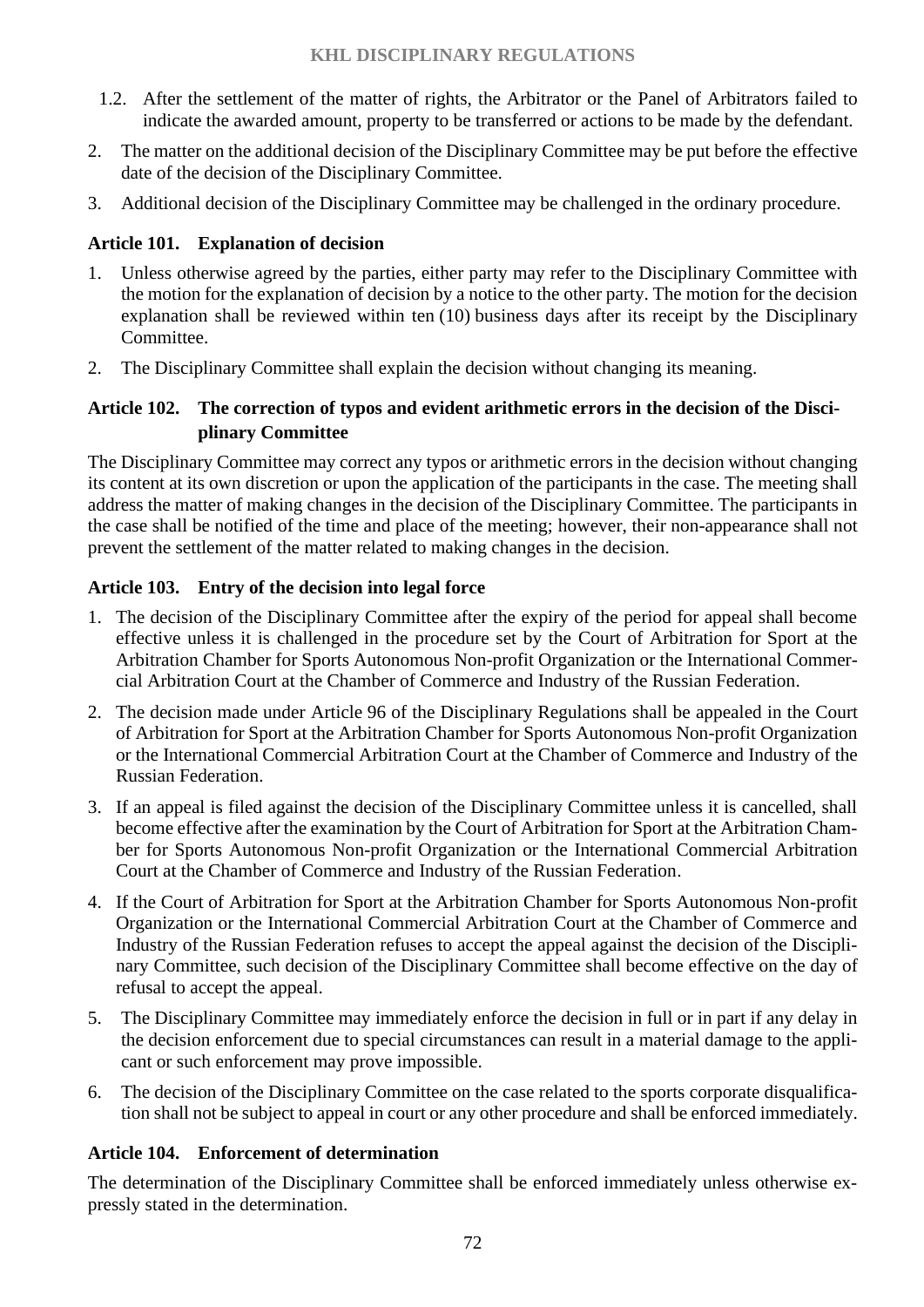1.2. After the settlement of the matter of rights, the Arbitrator or the Panel of Arbitrators failed to indicate the awarded amount, property to be transferred or actions to be made by the defendant.

2. The matter on the additional decision of the Disciplinary Committee may be put before the effective date of the decision of the Disciplinary Committee.
3. Additional decision of the Disciplinary Committee may be challenged in the ordinary procedure.

### Article 101. Explanation of decision

1. Unless otherwise agreed by the parties, either party may refer to the Disciplinary Committee with the motion for the explanation of decision by a notice to the other party. The motion for the decision explanation shall be reviewed within ten (10) business days after its receipt by the Disciplinary Committee.
2. The Disciplinary Committee shall explain the decision without changing its meaning.

### Article 102. The correction of typos and evident arithmetic errors in the decision of the Disciplinary Committee

The Disciplinary Committee may correct any typos or arithmetic errors in the decision without changing its content at its own discretion or upon the application of the participants in the case. The meeting shall address the matter of making changes in the decision of the Disciplinary Committee. The participants in the case shall be notified of the time and place of the meeting; however, their non-appearance shall not prevent the settlement of the matter related to making changes in the decision.

### Article 103. Entry of the decision into legal force

1. The decision of the Disciplinary Committee after the expiry of the period for appeal shall become effective unless it is challenged in the procedure set by the Court of Arbitration for Sport at the Arbitration Chamber for Sports Autonomous Non-profit Organization or the International Commercial Arbitration Court at the Chamber of Commerce and Industry of the Russian Federation.
2. The decision made under Article 96 of the Disciplinary Regulations shall be appealed in the Court of Arbitration for Sport at the Arbitration Chamber for Sports Autonomous Non-profit Organization or the International Commercial Arbitration Court at the Chamber of Commerce and Industry of the Russian Federation.
3. If an appeal is filed against the decision of the Disciplinary Committee unless it is cancelled, shall become effective after the examination by the Court of Arbitration for Sport at the Arbitration Chamber for Sports Autonomous Non-profit Organization or the International Commercial Arbitration Court at the Chamber of Commerce and Industry of the Russian Federation.
4. If the Court of Arbitration for Sport at the Arbitration Chamber for Sports Autonomous Non-profit Organization or the International Commercial Arbitration Court at the Chamber of Commerce and Industry of the Russian Federation refuses to accept the appeal against the decision of the Disciplinary Committee, such decision of the Disciplinary Committee shall become effective on the day of refusal to accept the appeal.
5. The Disciplinary Committee may immediately enforce the decision in full or in part if any delay in the decision enforcement due to special circumstances can result in a material damage to the applicant or such enforcement may prove impossible.
6. The decision of the Disciplinary Committee on the case related to the sports corporate disqualification shall not be subject to appeal in court or any other procedure and shall be enforced immediately.

### Article 104. Enforcement of determination

The determination of the Disciplinary Committee shall be enforced immediately unless otherwise expressly stated in the determination.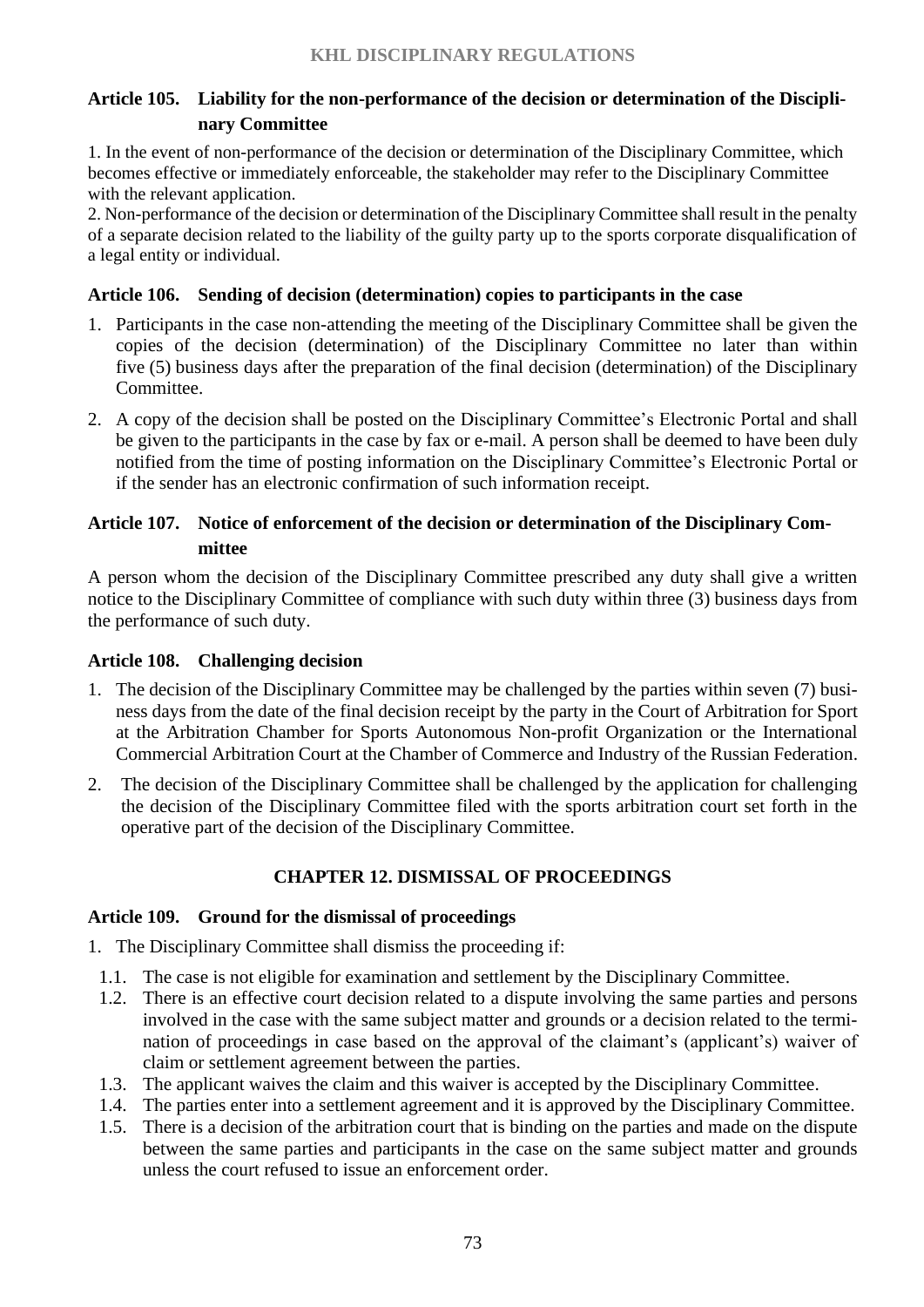### Article 105. Liability for the non-performance of the decision or determination of the Disciplinary Committee

1. In the event of non-performance of the decision or determination of the Disciplinary Committee, which becomes effective or immediately enforceable, the stakeholder may refer to the Disciplinary Committee with the relevant application.
2. Non-performance of the decision or determination of the Disciplinary Committee shall result in the penalty of a separate decision related to the liability of the guilty party up to the sports corporate disqualification of a legal entity or individual.

### Article 106. Sending of decision (determination) copies to participants in the case

1. Participants in the case non-attending the meeting of the Disciplinary Committee shall be given the copies of the decision (determination) of the Disciplinary Committee no later than within five (5) business days after the preparation of the final decision (determination) of the Disciplinary Committee.
2. A copy of the decision shall be posted on the Disciplinary Committee's Electronic Portal and shall be given to the participants in the case by fax or e-mail. A person shall be deemed to have been duly notified from the time of posting information on the Disciplinary Committee's Electronic Portal or if the sender has an electronic confirmation of such information receipt.

### Article 107. Notice of enforcement of the decision or determination of the Disciplinary Committee

A person whom the decision of the Disciplinary Committee prescribed any duty shall give a written notice to the Disciplinary Committee of compliance with such duty within three (3) business days from the performance of such duty.

### Article 108. Challenging decision

1. The decision of the Disciplinary Committee may be challenged by the parties within seven (7) business days from the date of the final decision receipt by the party in the Court of Arbitration for Sport at the Arbitration Chamber for Sports Autonomous Non-profit Organization or the International Commercial Arbitration Court at the Chamber of Commerce and Industry of the Russian Federation.
2. The decision of the Disciplinary Committee shall be challenged by the application for challenging the decision of the Disciplinary Committee filed with the sports arbitration court set forth in the operative part of the decision of the Disciplinary Committee.

## CHAPTER 12. DISMISSAL OF PROCEEDINGS

### Article 109. Ground for the dismissal of proceedings

1. The Disciplinary Committee shall dismiss the proceeding if:
   - 1.1. The case is not eligible for examination and settlement by the Disciplinary Committee.
   - 1.2. There is an effective court decision related to a dispute involving the same parties and persons involved in the case with the same subject matter and grounds or a decision related to the termination of proceedings in case based on the approval of the claimant's (applicant's) waiver of claim or settlement agreement between the parties.
   - 1.3. The applicant waives the claim and this waiver is accepted by the Disciplinary Committee.
   - 1.4. The parties enter into a settlement agreement and it is approved by the Disciplinary Committee.
   - 1.5. There is a decision of the arbitration court that is binding on the parties and made on the dispute between the same parties and participants in the case on the same subject matter and grounds unless the court refused to issue an enforcement order.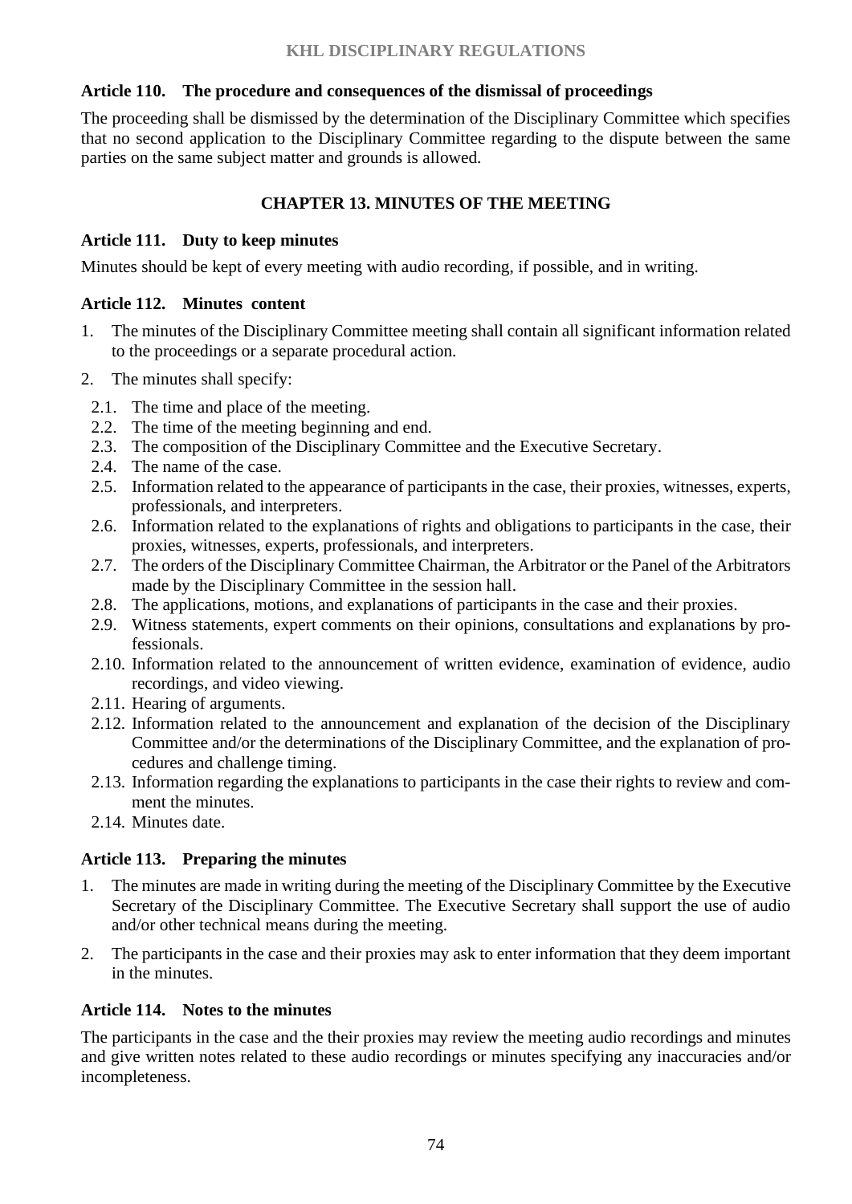### Article 110. The procedure and consequences of the dismissal of proceedings

The proceeding shall be dismissed by the determination of the Disciplinary Committee which specifies that no second application to the Disciplinary Committee regarding to the dispute between the same parties on the same subject matter and grounds is allowed.

## CHAPTER 13. MINUTES OF THE MEETING

### Article 111. Duty to keep minutes

Minutes should be kept of every meeting with audio recording, if possible, and in writing.

### Article 112. Minutes content

1. The minutes of the Disciplinary Committee meeting shall contain all significant information related to the proceedings or a separate procedural action.
2. The minutes shall specify:
   - 2.1. The time and place of the meeting.
   - 2.2. The time of the meeting beginning and end.
   - 2.3. The composition of the Disciplinary Committee and the Executive Secretary.
   - 2.4. The name of the case.
   - 2.5. Information related to the appearance of participants in the case, their proxies, witnesses, experts, professionals, and interpreters.
   - 2.6. Information related to the explanations of rights and obligations to participants in the case, their proxies, witnesses, experts, professionals, and interpreters.
   - 2.7. The orders of the Disciplinary Committee Chairman, the Arbitrator or the Panel of the Arbitrators made by the Disciplinary Committee in the session hall.
   - 2.8. The applications, motions, and explanations of participants in the case and their proxies.
   - 2.9. Witness statements, expert comments on their opinions, consultations and explanations by professionals.
   - 2.10. Information related to the announcement of written evidence, examination of evidence, audio recordings, and video viewing.
   - 2.11. Hearing of arguments.
   - 2.12. Information related to the announcement and explanation of the decision of the Disciplinary Committee and/or the determinations of the Disciplinary Committee, and the explanation of procedures and challenge timing.
   - 2.13. Information regarding the explanations to participants in the case their rights to review and comment the minutes.
   - 2.14. Minutes date.

### Article 113. Preparing the minutes

1. The minutes are made in writing during the meeting of the Disciplinary Committee by the Executive Secretary of the Disciplinary Committee. The Executive Secretary shall support the use of audio and/or other technical means during the meeting.
2. The participants in the case and their proxies may ask to enter information that they deem important in the minutes.

### Article 114. Notes to the minutes

The participants in the case and the their proxies may review the meeting audio recordings and minutes and give written notes related to these audio recordings or minutes specifying any inaccuracies and/or incompleteness.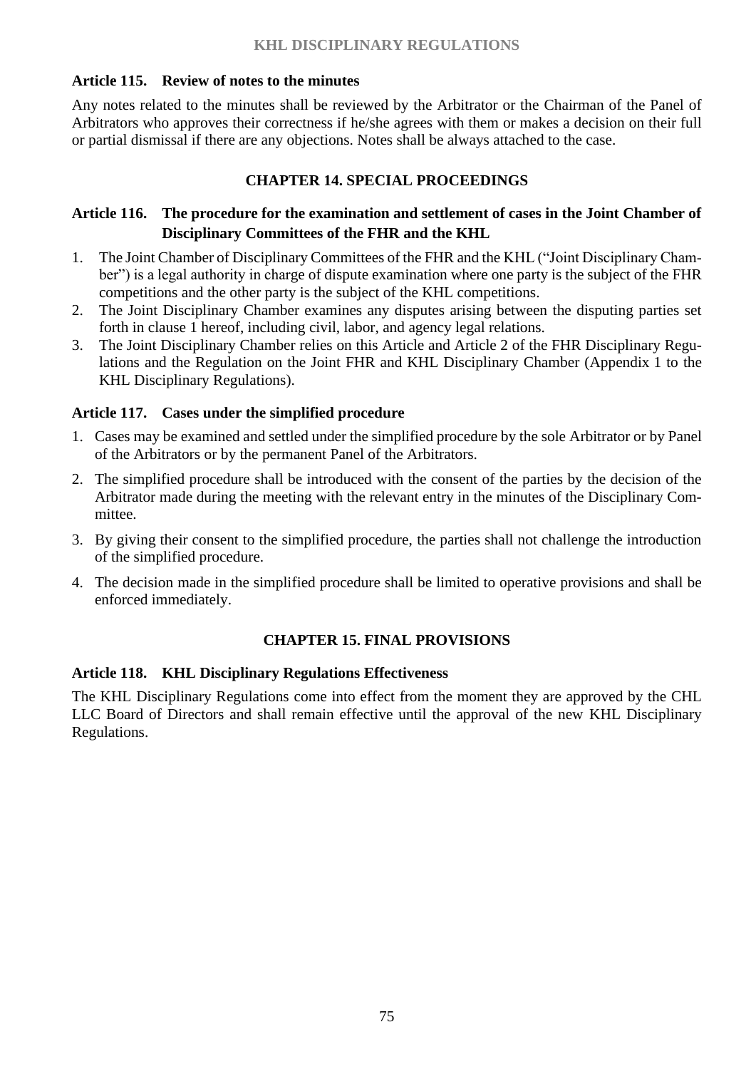### Article 115. Review of notes to the minutes

Any notes related to the minutes shall be reviewed by the Arbitrator or the Chairman of the Panel of Arbitrators who approves their correctness if he/she agrees with them or makes a decision on their full or partial dismissal if there are any objections. Notes shall be always attached to the case.

## CHAPTER 14. SPECIAL PROCEEDINGS

### Article 116. The procedure for the examination and settlement of cases in the Joint Chamber of Disciplinary Committees of the FHR and the KHL

1. The Joint Chamber of Disciplinary Committees of the FHR and the KHL ("Joint Disciplinary Chamber") is a legal authority in charge of dispute examination where one party is the subject of the FHR competitions and the other party is the subject of the KHL competitions.
2. The Joint Disciplinary Chamber examines any disputes arising between the disputing parties set forth in clause 1 hereof, including civil, labor, and agency legal relations.
3. The Joint Disciplinary Chamber relies on this Article and Article 2 of the FHR Disciplinary Regulations and the Regulation on the Joint FHR and KHL Disciplinary Chamber (Appendix 1 to the KHL Disciplinary Regulations).

### Article 117. Cases under the simplified procedure

1. Cases may be examined and settled under the simplified procedure by the sole Arbitrator or by Panel of the Arbitrators or by the permanent Panel of the Arbitrators.
2. The simplified procedure shall be introduced with the consent of the parties by the decision of the Arbitrator made during the meeting with the relevant entry in the minutes of the Disciplinary Committee.
3. By giving their consent to the simplified procedure, the parties shall not challenge the introduction of the simplified procedure.
4. The decision made in the simplified procedure shall be limited to operative provisions and shall be enforced immediately.

## CHAPTER 15. FINAL PROVISIONS

### Article 118. KHL Disciplinary Regulations Effectiveness

The KHL Disciplinary Regulations come into effect from the moment they are approved by the CHL LLC Board of Directors and shall remain effective until the approval of the new KHL Disciplinary Regulations.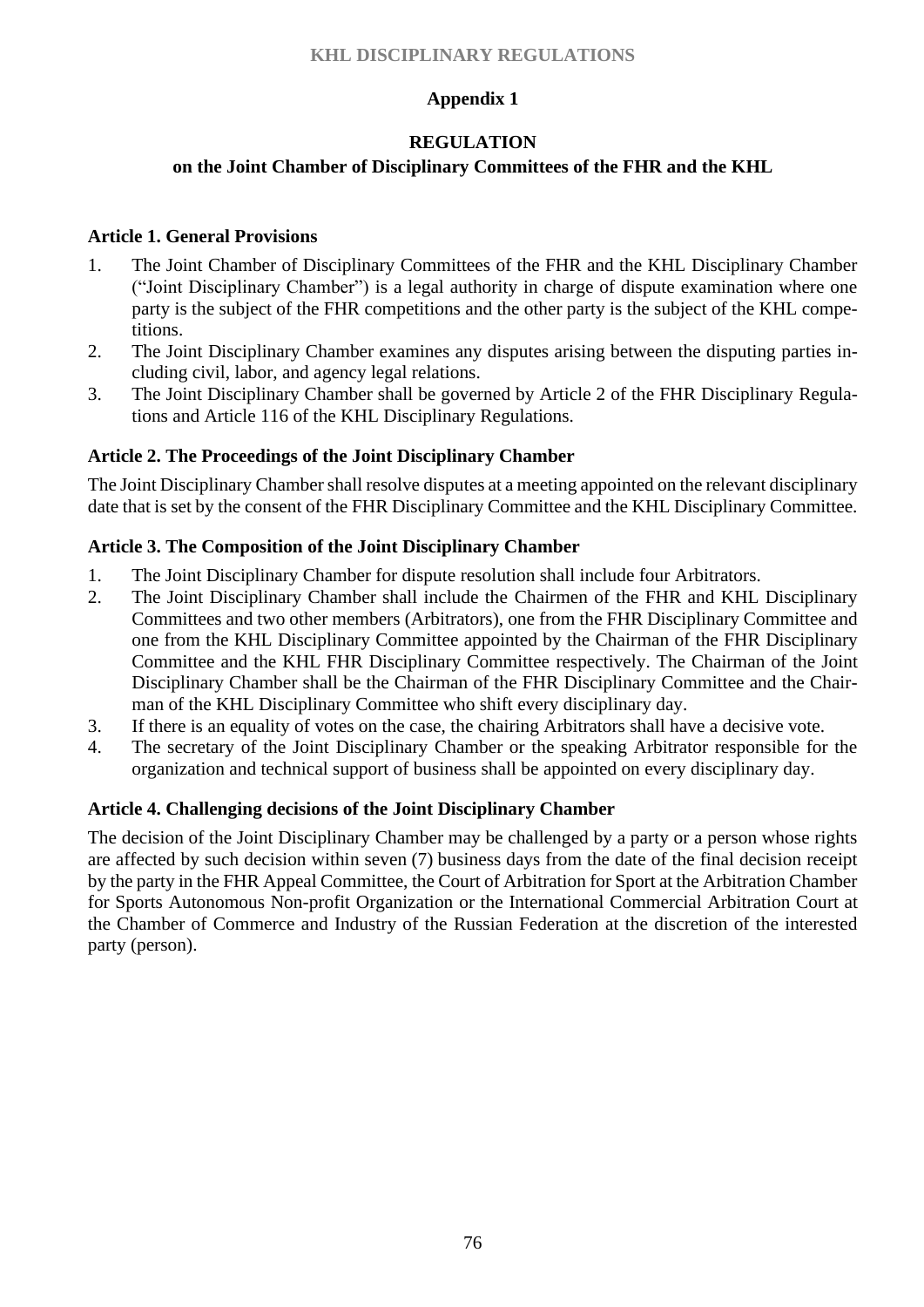**Appendix 1**

**REGULATION**

**on the Joint Chamber of Disciplinary Committees of the FHR and the KHL**

### Article 1. General Provisions

1. The Joint Chamber of Disciplinary Committees of the FHR and the KHL Disciplinary Chamber ("Joint Disciplinary Chamber") is a legal authority in charge of dispute examination where one party is the subject of the FHR competitions and the other party is the subject of the KHL competitions.
2. The Joint Disciplinary Chamber examines any disputes arising between the disputing parties including civil, labor, and agency legal relations.
3. The Joint Disciplinary Chamber shall be governed by Article 2 of the FHR Disciplinary Regulations and Article 116 of the KHL Disciplinary Regulations.

### Article 2. The Proceedings of the Joint Disciplinary Chamber

The Joint Disciplinary Chamber shall resolve disputes at a meeting appointed on the relevant disciplinary date that is set by the consent of the FHR Disciplinary Committee and the KHL Disciplinary Committee.

### Article 3. The Composition of the Joint Disciplinary Chamber

1. The Joint Disciplinary Chamber for dispute resolution shall include four Arbitrators.
2. The Joint Disciplinary Chamber shall include the Chairmen of the FHR and KHL Disciplinary Committees and two other members (Arbitrators), one from the FHR Disciplinary Committee and one from the KHL Disciplinary Committee appointed by the Chairman of the FHR Disciplinary Committee and the KHL FHR Disciplinary Committee respectively. The Chairman of the Joint Disciplinary Chamber shall be the Chairman of the FHR Disciplinary Committee and the Chairman of the KHL Disciplinary Committee who shift every disciplinary day.
3. If there is an equality of votes on the case, the chairing Arbitrators shall have a decisive vote.
4. The secretary of the Joint Disciplinary Chamber or the speaking Arbitrator responsible for the organization and technical support of business shall be appointed on every disciplinary day.

### Article 4. Challenging decisions of the Joint Disciplinary Chamber

The decision of the Joint Disciplinary Chamber may be challenged by a party or a person whose rights are affected by such decision within seven (7) business days from the date of the final decision receipt by the party in the FHR Appeal Committee, the Court of Arbitration for Sport at the Arbitration Chamber for Sports Autonomous Non-profit Organization or the International Commercial Arbitration Court at the Chamber of Commerce and Industry of the Russian Federation at the discretion of the interested party (person).